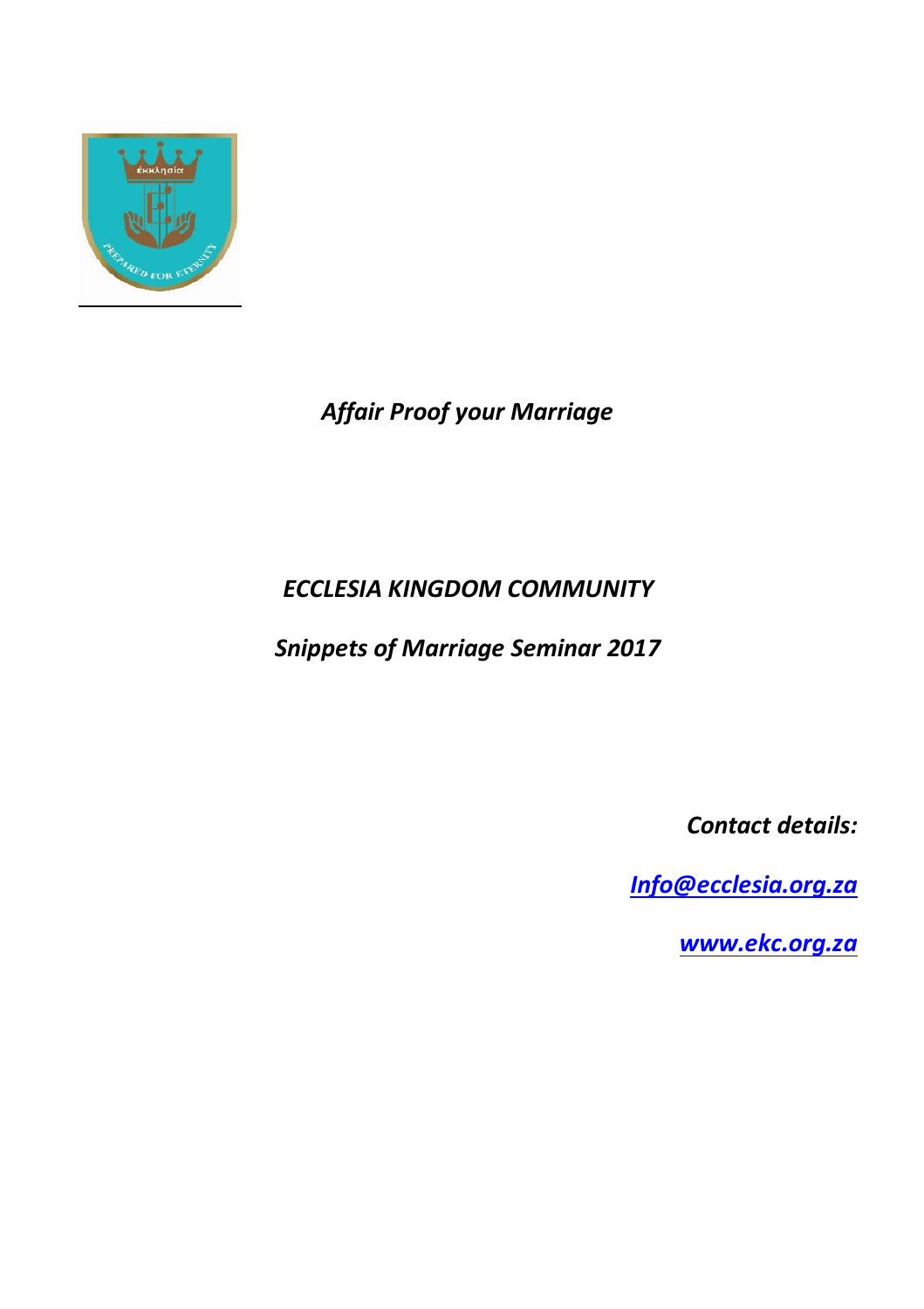*Affair Proof your Marriage*

*ECCLESIA KINGDOM COMMUNITY*

*Snippets of Marriage Seminar 2017*

***Contact details:***

***[Info@ecclesia.org.za](mailto:Info@ecclesia.org.za)***

***[www.ekc.org.za](http://www.ekc.org.za)***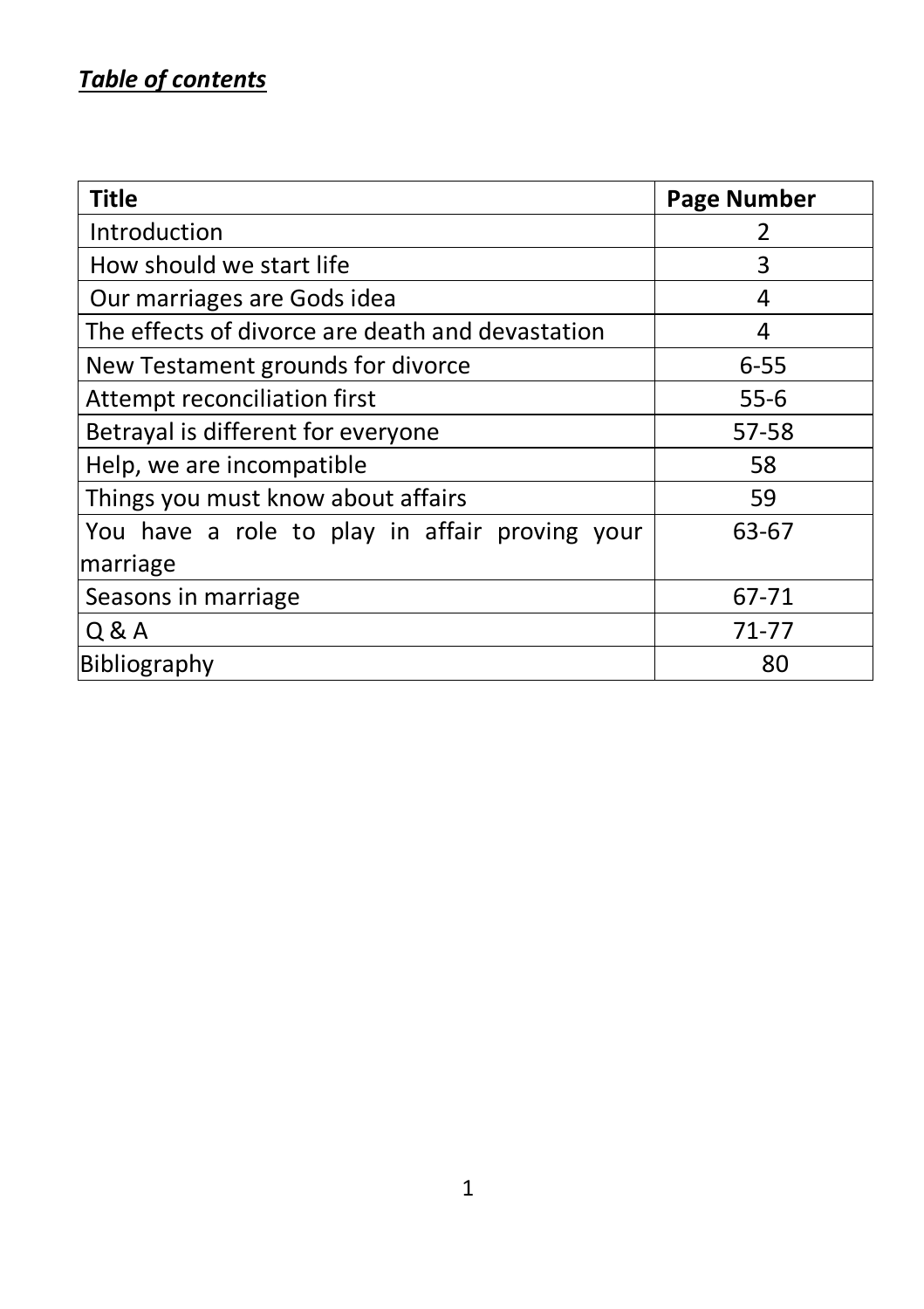***Table of contents***

| Title | Page Number |
| --- | --- |
| Introduction | 2 |
| How should we start life | 3 |
| Our marriages are Gods idea | 4 |
| The effects of divorce are death and devastation | 4 |
| New Testament grounds for divorce | 6-55 |
| Attempt reconciliation first | 55-6 |
| Betrayal is different for everyone | 57-58 |
| Help, we are incompatible | 58 |
| Things you must know about affairs | 59 |
| You have a role to play in affair proving your marriage | 63-67 |
| Seasons in marriage | 67-71 |
| Q & A | 71-77 |
| Bibliography | 80 |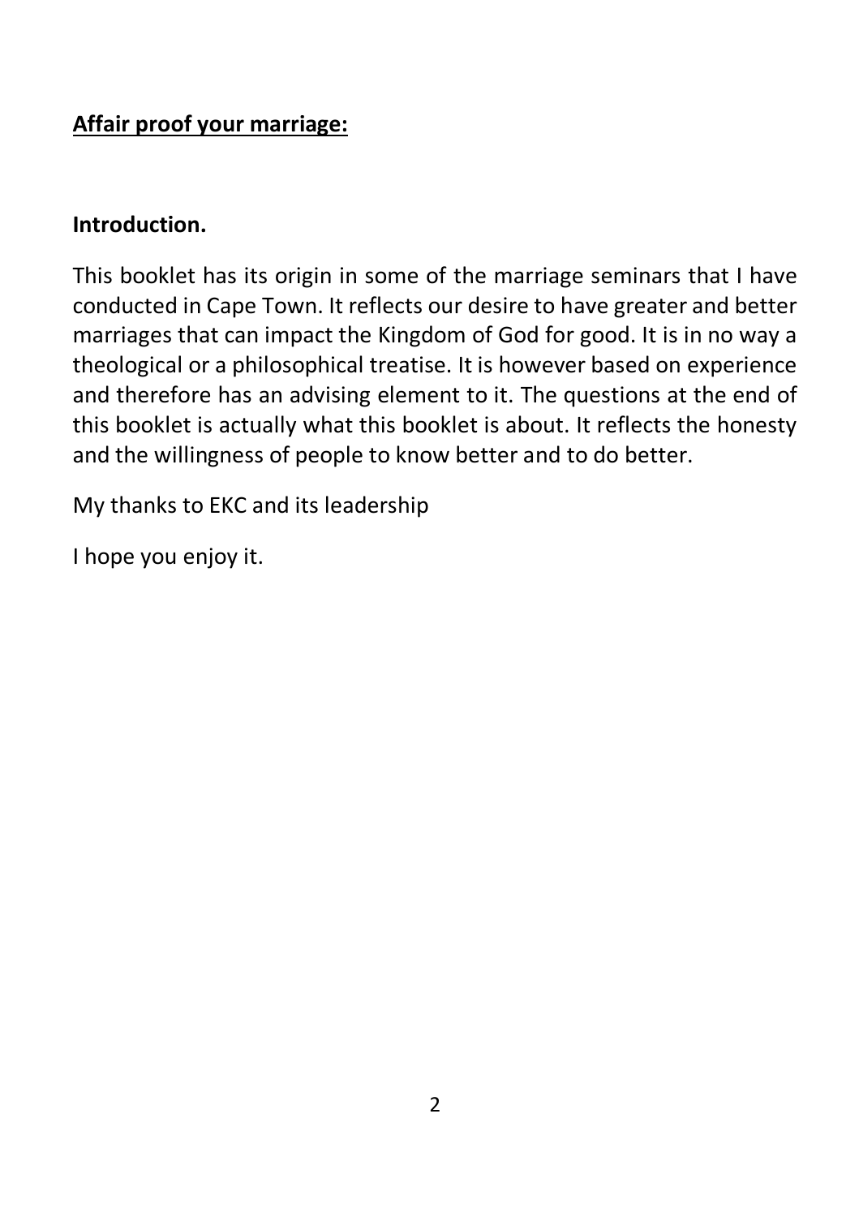**Affair proof your marriage:**

**Introduction.**

This booklet has its origin in some of the marriage seminars that I have conducted in Cape Town. It reflects our desire to have greater and better marriages that can impact the Kingdom of God for good. It is in no way a theological or a philosophical treatise. It is however based on experience and therefore has an advising element to it. The questions at the end of this booklet is actually what this booklet is about. It reflects the honesty and the willingness of people to know better and to do better.

My thanks to EKC and its leadership

I hope you enjoy it.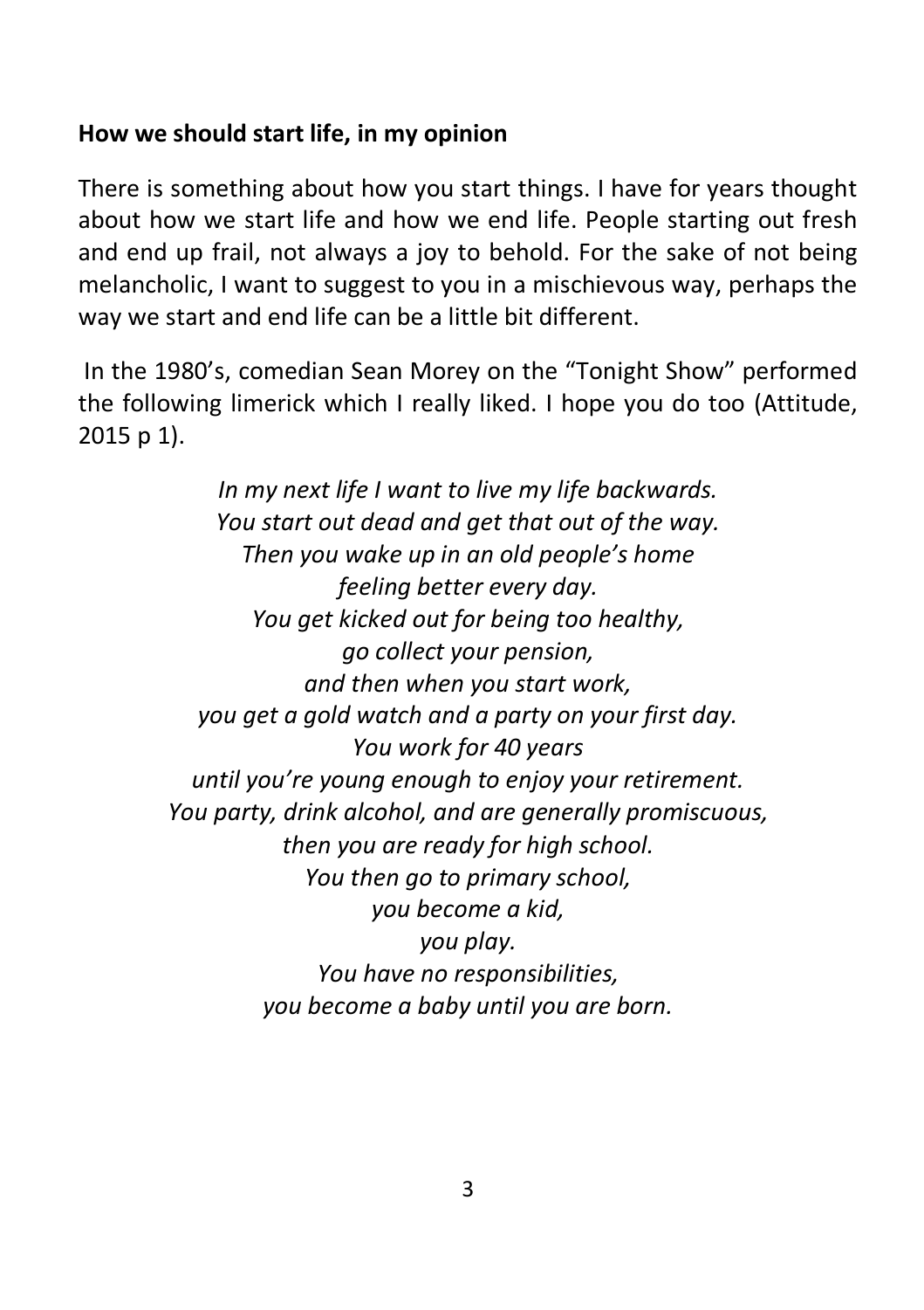**How we should start life, in my opinion**

There is something about how you start things. I have for years thought about how we start life and how we end life. People starting out fresh and end up frail, not always a joy to behold. For the sake of not being melancholic, I want to suggest to you in a mischievous way, perhaps the way we start and end life can be a little bit different.

In the 1980's, comedian Sean Morey on the "Tonight Show" performed the following limerick which I really liked. I hope you do too (Attitude, 2015 p 1).

*In my next life I want to live my life backwards.*
*You start out dead and get that out of the way.*
*Then you wake up in an old people's home*
*feeling better every day.*
*You get kicked out for being too healthy,*
*go collect your pension,*
*and then when you start work,*
*you get a gold watch and a party on your first day.*
*You work for 40 years*
*until you're young enough to enjoy your retirement.*
*You party, drink alcohol, and are generally promiscuous,*
*then you are ready for high school.*
*You then go to primary school,*
*you become a kid,*
*you play.*
*You have no responsibilities,*
*you become a baby until you are born.*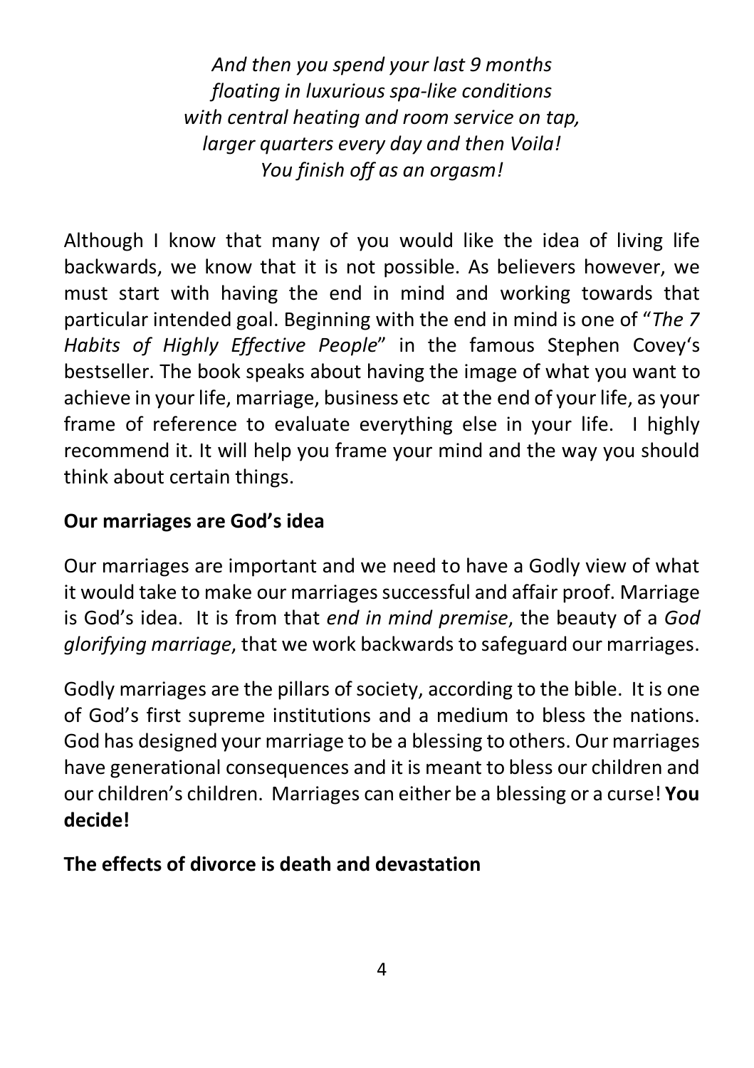*And then you spend your last 9 months*
*floating in luxurious spa-like conditions*
*with central heating and room service on tap,*
*larger quarters every day and then Voila!*
*You finish off as an orgasm!*

Although I know that many of you would like the idea of living life backwards, we know that it is not possible. As believers however, we must start with having the end in mind and working towards that particular intended goal. Beginning with the end in mind is one of "*The 7 Habits of Highly Effective People*" in the famous Stephen Covey's bestseller. The book speaks about having the image of what you want to achieve in your life, marriage, business etc at the end of your life, as your frame of reference to evaluate everything else in your life. I highly recommend it. It will help you frame your mind and the way you should think about certain things.

**Our marriages are God's idea**

Our marriages are important and we need to have a Godly view of what it would take to make our marriages successful and affair proof. Marriage is God's idea. It is from that *end in mind premise*, the beauty of a *God glorifying marriage*, that we work backwards to safeguard our marriages.

Godly marriages are the pillars of society, according to the bible. It is one of God's first supreme institutions and a medium to bless the nations. God has designed your marriage to be a blessing to others. Our marriages have generational consequences and it is meant to bless our children and our children's children. Marriages can either be a blessing or a curse! **You decide!**

**The effects of divorce is death and devastation**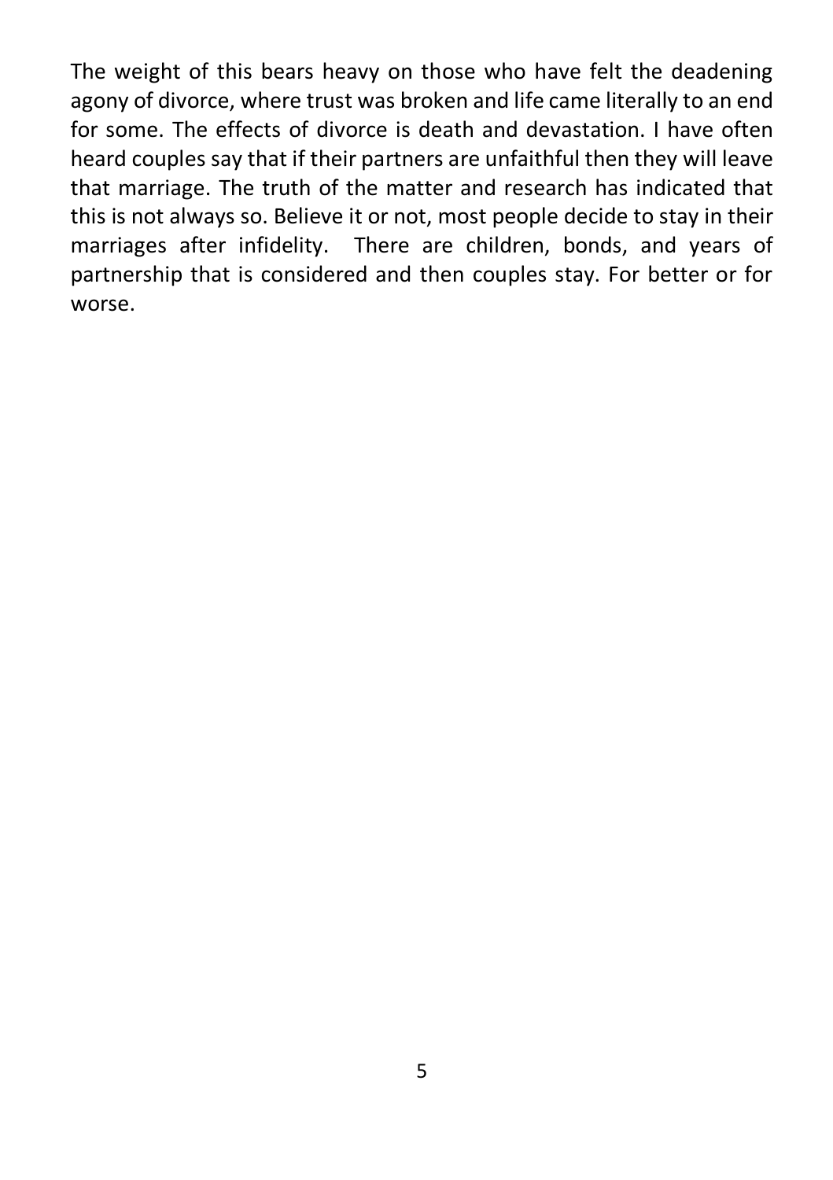The weight of this bears heavy on those who have felt the deadening agony of divorce, where trust was broken and life came literally to an end for some. The effects of divorce is death and devastation. I have often heard couples say that if their partners are unfaithful then they will leave that marriage. The truth of the matter and research has indicated that this is not always so. Believe it or not, most people decide to stay in their marriages after infidelity. There are children, bonds, and years of partnership that is considered and then couples stay. For better or for worse.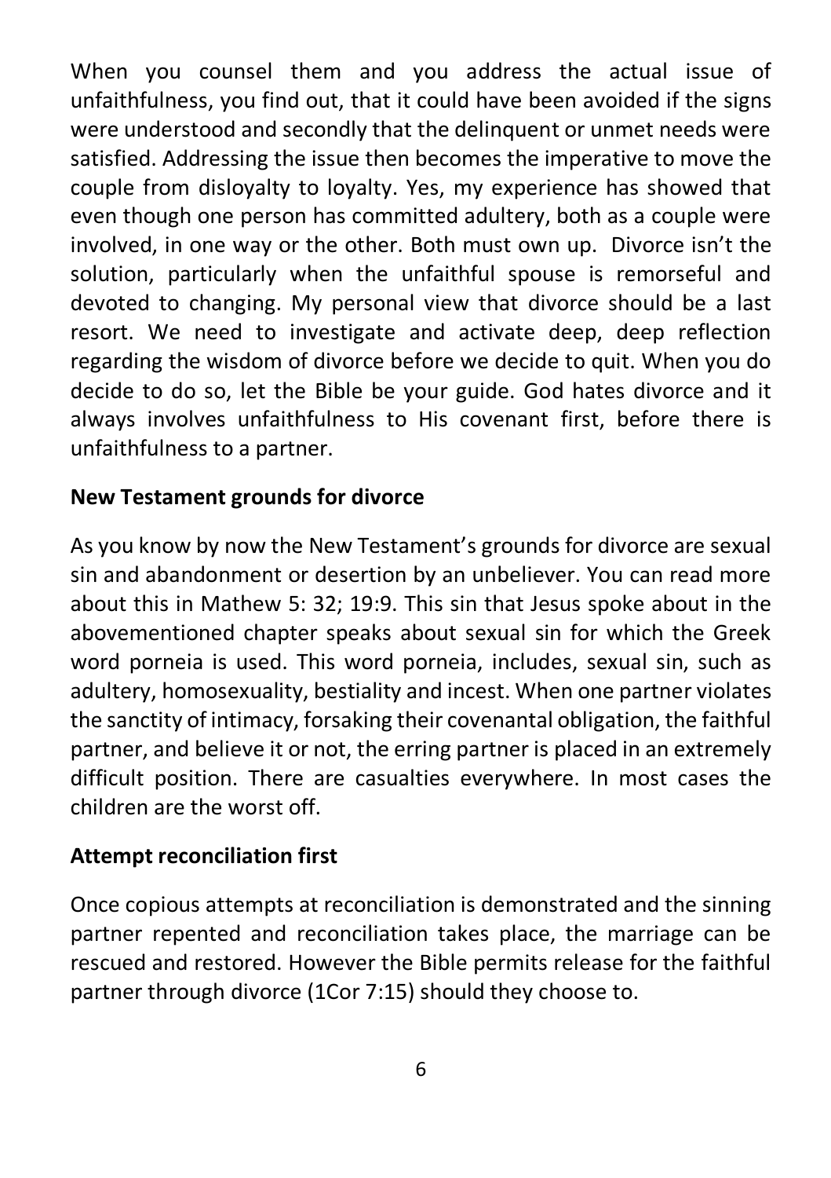When you counsel them and you address the actual issue of unfaithfulness, you find out, that it could have been avoided if the signs were understood and secondly that the delinquent or unmet needs were satisfied. Addressing the issue then becomes the imperative to move the couple from disloyalty to loyalty. Yes, my experience has showed that even though one person has committed adultery, both as a couple were involved, in one way or the other. Both must own up. Divorce isn't the solution, particularly when the unfaithful spouse is remorseful and devoted to changing. My personal view that divorce should be a last resort. We need to investigate and activate deep, deep reflection regarding the wisdom of divorce before we decide to quit. When you do decide to do so, let the Bible be your guide. God hates divorce and it always involves unfaithfulness to His covenant first, before there is unfaithfulness to a partner.

**New Testament grounds for divorce**

As you know by now the New Testament's grounds for divorce are sexual sin and abandonment or desertion by an unbeliever. You can read more about this in Mathew 5: 32; 19:9. This sin that Jesus spoke about in the abovementioned chapter speaks about sexual sin for which the Greek word porneia is used. This word porneia, includes, sexual sin, such as adultery, homosexuality, bestiality and incest. When one partner violates the sanctity of intimacy, forsaking their covenantal obligation, the faithful partner, and believe it or not, the erring partner is placed in an extremely difficult position. There are casualties everywhere. In most cases the children are the worst off.

**Attempt reconciliation first**

Once copious attempts at reconciliation is demonstrated and the sinning partner repented and reconciliation takes place, the marriage can be rescued and restored. However the Bible permits release for the faithful partner through divorce (1Cor 7:15) should they choose to.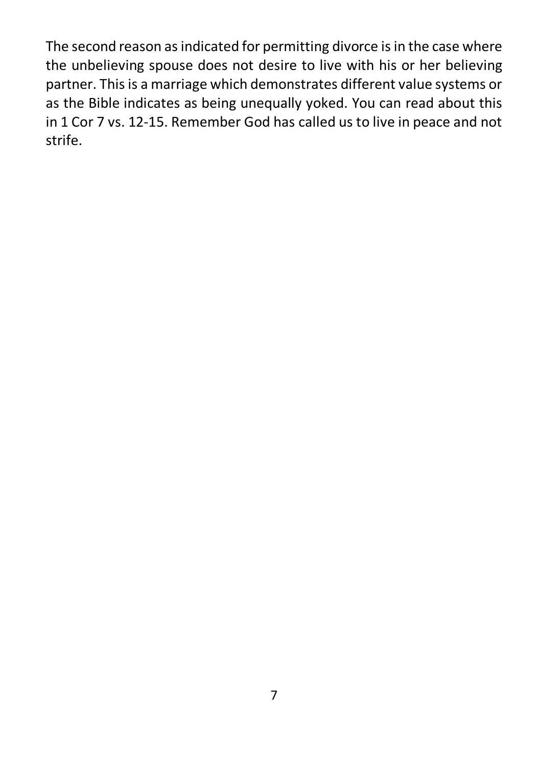The second reason as indicated for permitting divorce is in the case where the unbelieving spouse does not desire to live with his or her believing partner. This is a marriage which demonstrates different value systems or as the Bible indicates as being unequally yoked. You can read about this in 1 Cor 7 vs. 12-15. Remember God has called us to live in peace and not strife.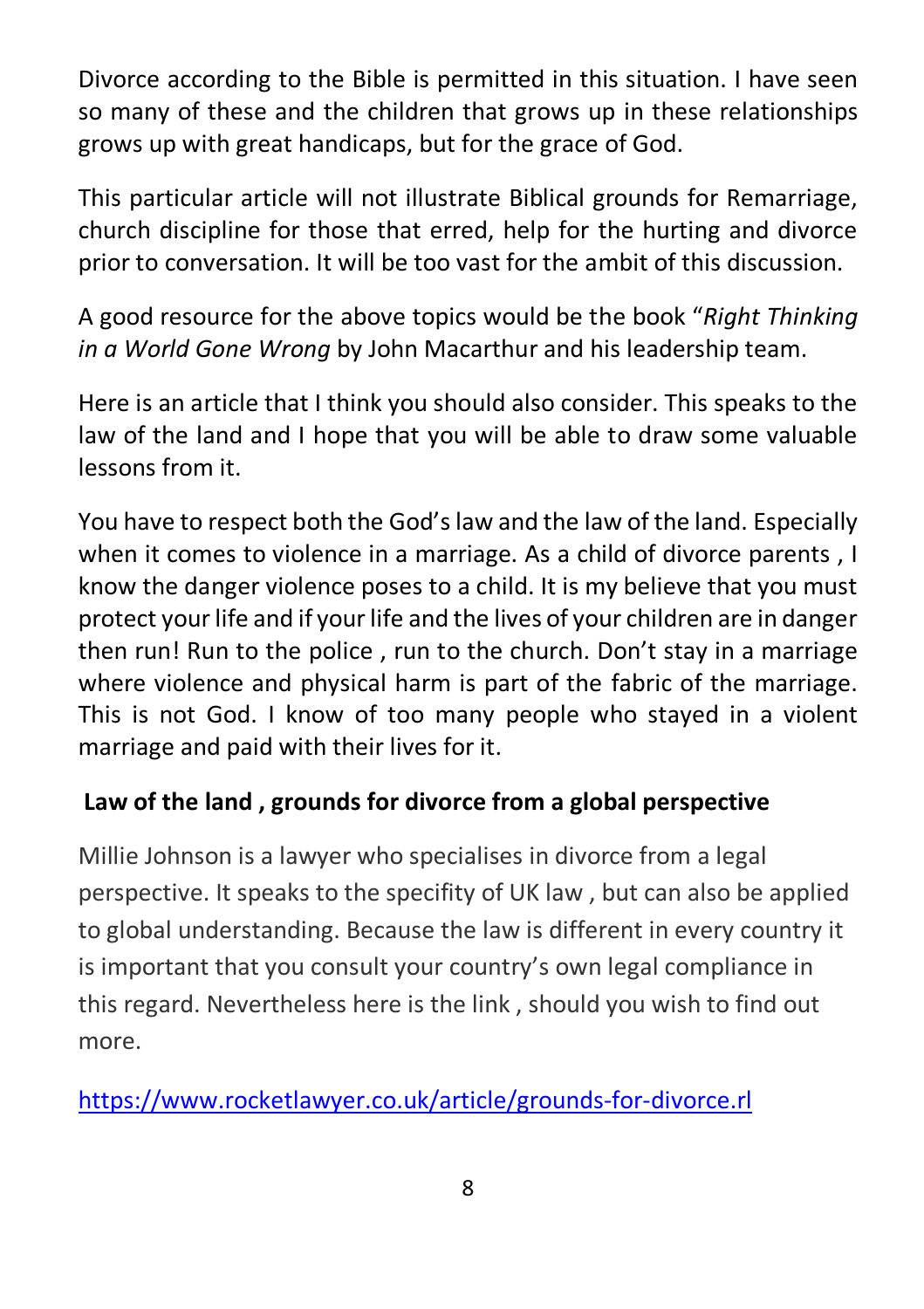Divorce according to the Bible is permitted in this situation. I have seen so many of these and the children that grows up in these relationships grows up with great handicaps, but for the grace of God.

This particular article will not illustrate Biblical grounds for Remarriage, church discipline for those that erred, help for the hurting and divorce prior to conversation. It will be too vast for the ambit of this discussion.

A good resource for the above topics would be the book "*Right Thinking in a World Gone Wrong* by John Macarthur and his leadership team.

Here is an article that I think you should also consider. This speaks to the law of the land and I hope that you will be able to draw some valuable lessons from it.

You have to respect both the God's law and the law of the land. Especially when it comes to violence in a marriage. As a child of divorce parents , I know the danger violence poses to a child. It is my believe that you must protect your life and if your life and the lives of your children are in danger then run! Run to the police , run to the church. Don't stay in a marriage where violence and physical harm is part of the fabric of the marriage. This is not God. I know of too many people who stayed in a violent marriage and paid with their lives for it.

**Law of the land , grounds for divorce from a global perspective**

Millie Johnson is a lawyer who specialises in divorce from a legal perspective. It speaks to the specifity of UK law , but can also be applied to global understanding. Because the law is different in every country it is important that you consult your country's own legal compliance in this regard. Nevertheless here is the link , should you wish to find out more.

https://www.rocketlawyer.co.uk/article/grounds-for-divorce.rl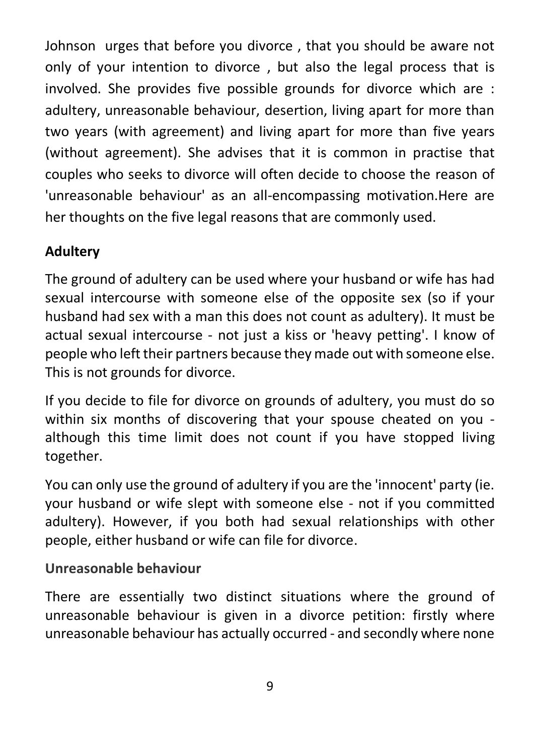Johnson urges that before you divorce , that you should be aware not only of your intention to divorce , but also the legal process that is involved. She provides five possible grounds for divorce which are : adultery, unreasonable behaviour, desertion, living apart for more than two years (with agreement) and living apart for more than five years (without agreement). She advises that it is common in practise that couples who seeks to divorce will often decide to choose the reason of 'unreasonable behaviour' as an all-encompassing motivation.Here are her thoughts on the five legal reasons that are commonly used.

**Adultery**

The ground of adultery can be used where your husband or wife has had sexual intercourse with someone else of the opposite sex (so if your husband had sex with a man this does not count as adultery). It must be actual sexual intercourse - not just a kiss or 'heavy petting'. I know of people who left their partners because they made out with someone else. This is not grounds for divorce.

If you decide to file for divorce on grounds of adultery, you must do so within six months of discovering that your spouse cheated on you - although this time limit does not count if you have stopped living together.

You can only use the ground of adultery if you are the 'innocent' party (ie. your husband or wife slept with someone else - not if you committed adultery). However, if you both had sexual relationships with other people, either husband or wife can file for divorce.

**Unreasonable behaviour**

There are essentially two distinct situations where the ground of unreasonable behaviour is given in a divorce petition: firstly where unreasonable behaviour has actually occurred - and secondly where none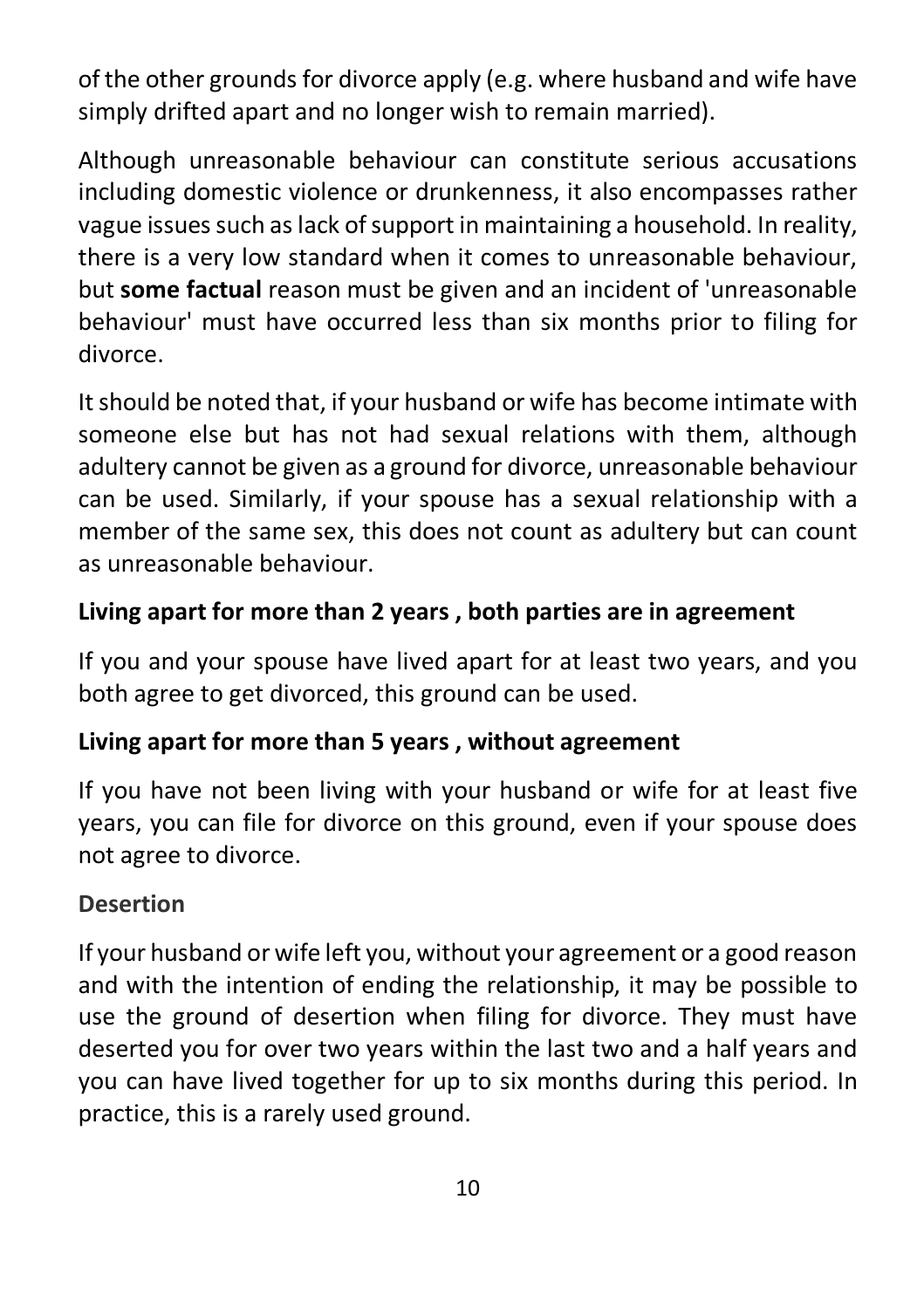of the other grounds for divorce apply (e.g. where husband and wife have simply drifted apart and no longer wish to remain married).

Although unreasonable behaviour can constitute serious accusations including domestic violence or drunkenness, it also encompasses rather vague issues such as lack of support in maintaining a household. In reality, there is a very low standard when it comes to unreasonable behaviour, but **some factual** reason must be given and an incident of 'unreasonable behaviour' must have occurred less than six months prior to filing for divorce.

It should be noted that, if your husband or wife has become intimate with someone else but has not had sexual relations with them, although adultery cannot be given as a ground for divorce, unreasonable behaviour can be used. Similarly, if your spouse has a sexual relationship with a member of the same sex, this does not count as adultery but can count as unreasonable behaviour.

**Living apart for more than 2 years , both parties are in agreement**

If you and your spouse have lived apart for at least two years, and you both agree to get divorced, this ground can be used.

**Living apart for more than 5 years , without agreement**

If you have not been living with your husband or wife for at least five years, you can file for divorce on this ground, even if your spouse does not agree to divorce.

**Desertion**

If your husband or wife left you, without your agreement or a good reason and with the intention of ending the relationship, it may be possible to use the ground of desertion when filing for divorce. They must have deserted you for over two years within the last two and a half years and you can have lived together for up to six months during this period. In practice, this is a rarely used ground.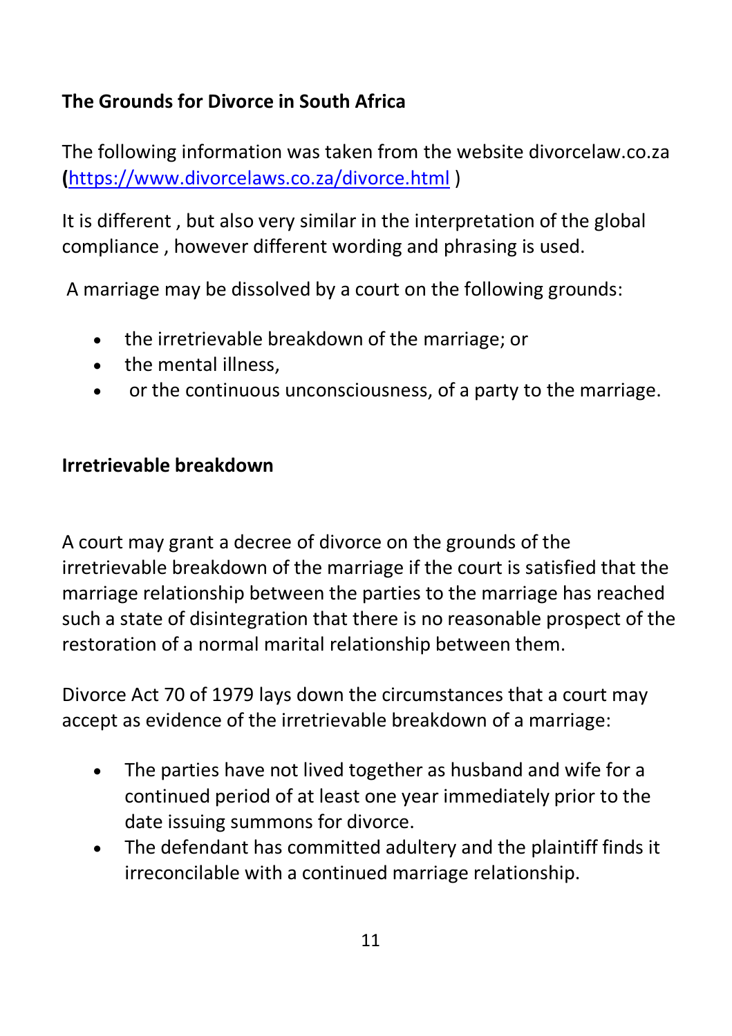## The Grounds for Divorce in South Africa

The following information was taken from the website divorcelaw.co.za (https://www.divorcelaws.co.za/divorce.html )

It is different , but also very similar in the interpretation of the global compliance , however different wording and phrasing is used.

A marriage may be dissolved by a court on the following grounds:

- the irretrievable breakdown of the marriage; or
- the mental illness,
- or the continuous unconsciousness, of a party to the marriage.

### Irretrievable breakdown

A court may grant a decree of divorce on the grounds of the irretrievable breakdown of the marriage if the court is satisfied that the marriage relationship between the parties to the marriage has reached such a state of disintegration that there is no reasonable prospect of the restoration of a normal marital relationship between them.

Divorce Act 70 of 1979 lays down the circumstances that a court may accept as evidence of the irretrievable breakdown of a marriage:

- The parties have not lived together as husband and wife for a continued period of at least one year immediately prior to the date issuing summons for divorce.
- The defendant has committed adultery and the plaintiff finds it irreconcilable with a continued marriage relationship.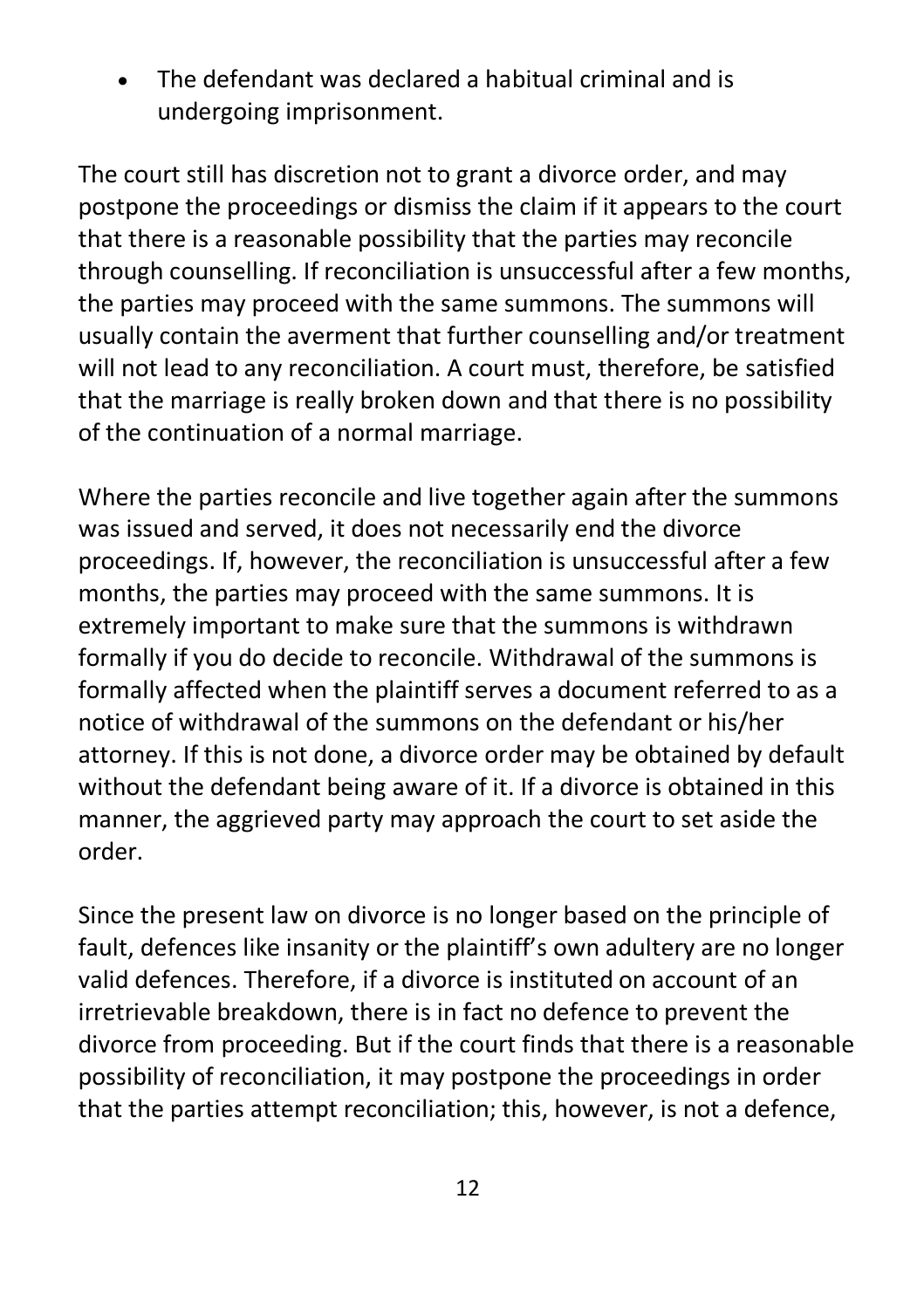- The defendant was declared a habitual criminal and is undergoing imprisonment.

The court still has discretion not to grant a divorce order, and may postpone the proceedings or dismiss the claim if it appears to the court that there is a reasonable possibility that the parties may reconcile through counselling. If reconciliation is unsuccessful after a few months, the parties may proceed with the same summons. The summons will usually contain the averment that further counselling and/or treatment will not lead to any reconciliation. A court must, therefore, be satisfied that the marriage is really broken down and that there is no possibility of the continuation of a normal marriage.

Where the parties reconcile and live together again after the summons was issued and served, it does not necessarily end the divorce proceedings. If, however, the reconciliation is unsuccessful after a few months, the parties may proceed with the same summons. It is extremely important to make sure that the summons is withdrawn formally if you do decide to reconcile. Withdrawal of the summons is formally affected when the plaintiff serves a document referred to as a notice of withdrawal of the summons on the defendant or his/her attorney. If this is not done, a divorce order may be obtained by default without the defendant being aware of it. If a divorce is obtained in this manner, the aggrieved party may approach the court to set aside the order.

Since the present law on divorce is no longer based on the principle of fault, defences like insanity or the plaintiff's own adultery are no longer valid defences. Therefore, if a divorce is instituted on account of an irretrievable breakdown, there is in fact no defence to prevent the divorce from proceeding. But if the court finds that there is a reasonable possibility of reconciliation, it may postpone the proceedings in order that the parties attempt reconciliation; this, however, is not a defence,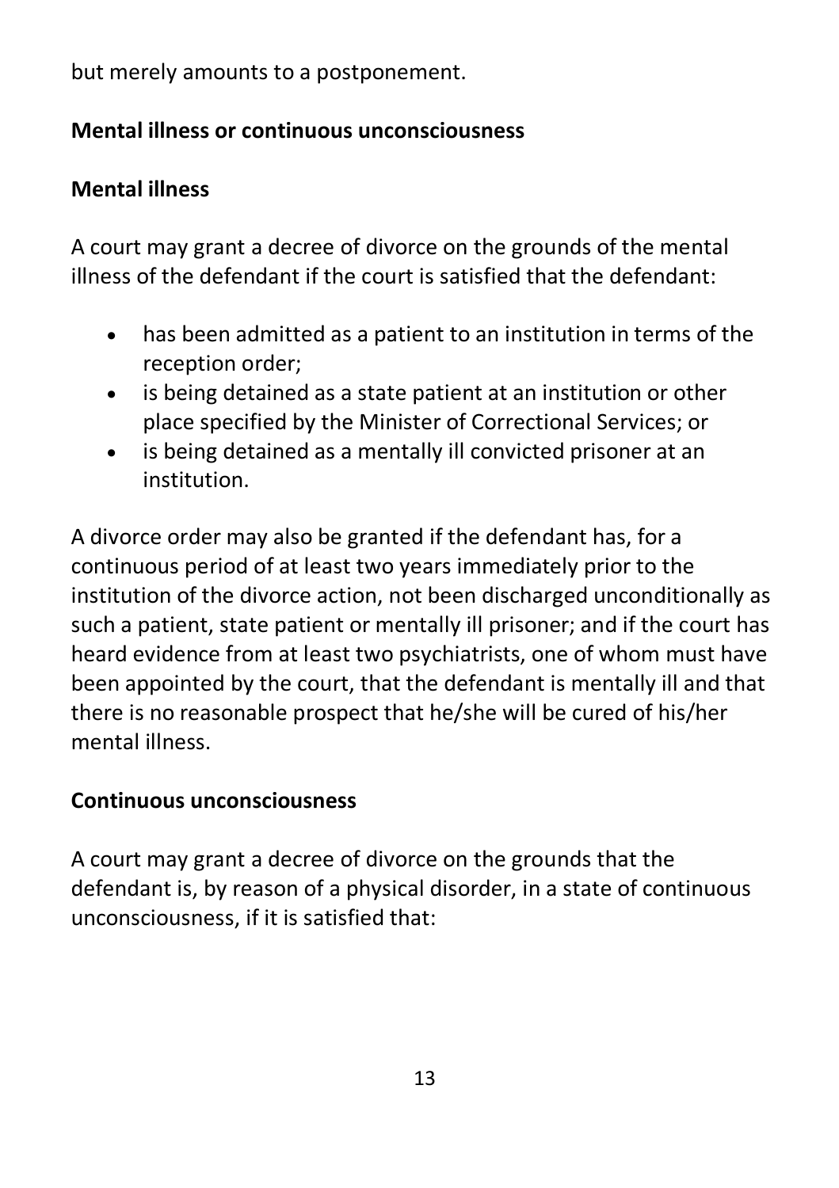but merely amounts to a postponement.

### Mental illness or continuous unconsciousness

### Mental illness

A court may grant a decree of divorce on the grounds of the mental illness of the defendant if the court is satisfied that the defendant:

- has been admitted as a patient to an institution in terms of the reception order;
- is being detained as a state patient at an institution or other place specified by the Minister of Correctional Services; or
- is being detained as a mentally ill convicted prisoner at an institution.

A divorce order may also be granted if the defendant has, for a continuous period of at least two years immediately prior to the institution of the divorce action, not been discharged unconditionally as such a patient, state patient or mentally ill prisoner; and if the court has heard evidence from at least two psychiatrists, one of whom must have been appointed by the court, that the defendant is mentally ill and that there is no reasonable prospect that he/she will be cured of his/her mental illness.

### Continuous unconsciousness

A court may grant a decree of divorce on the grounds that the defendant is, by reason of a physical disorder, in a state of continuous unconsciousness, if it is satisfied that: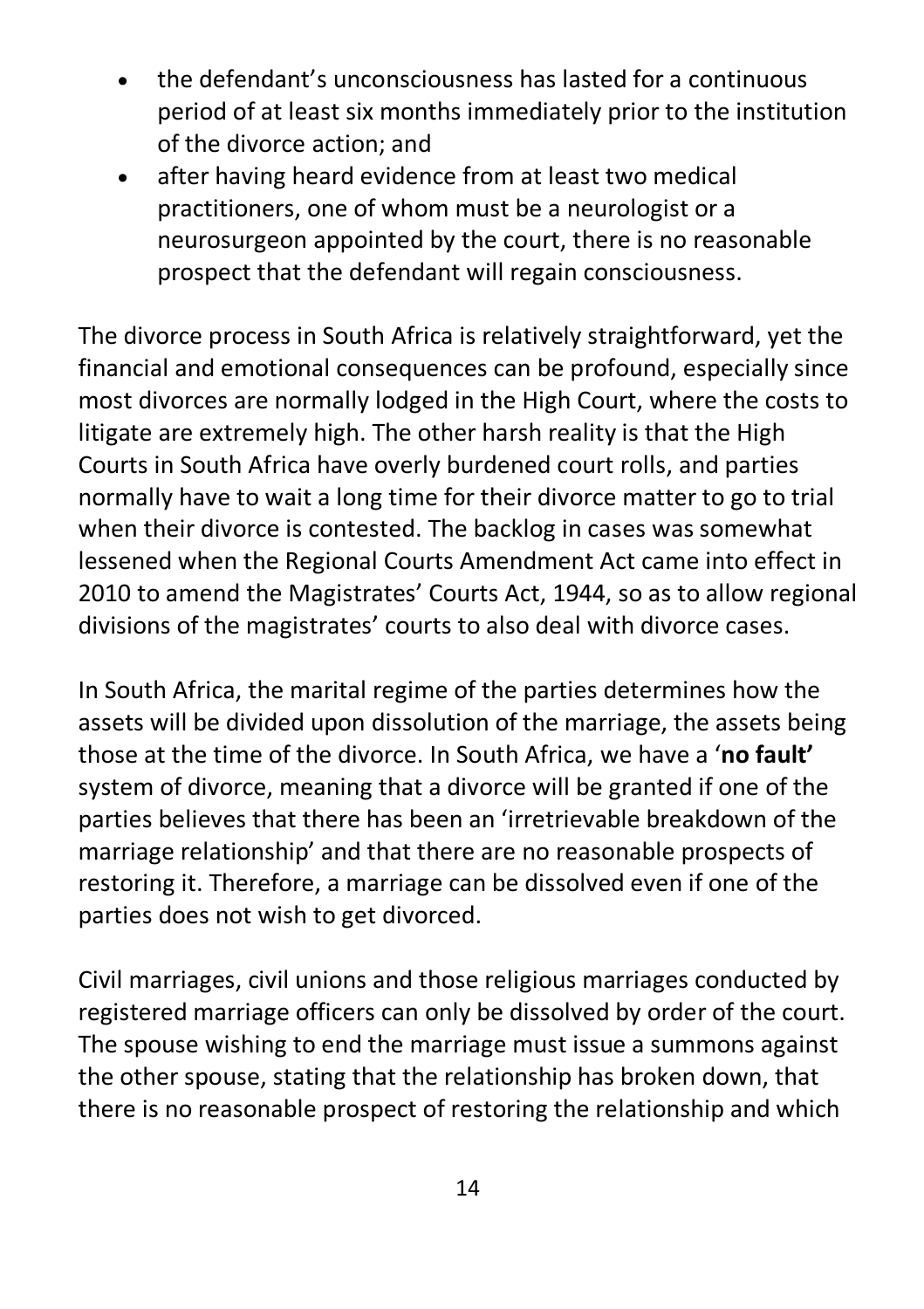- the defendant's unconsciousness has lasted for a continuous period of at least six months immediately prior to the institution of the divorce action; and
- after having heard evidence from at least two medical practitioners, one of whom must be a neurologist or a neurosurgeon appointed by the court, there is no reasonable prospect that the defendant will regain consciousness.

The divorce process in South Africa is relatively straightforward, yet the financial and emotional consequences can be profound, especially since most divorces are normally lodged in the High Court, where the costs to litigate are extremely high. The other harsh reality is that the High Courts in South Africa have overly burdened court rolls, and parties normally have to wait a long time for their divorce matter to go to trial when their divorce is contested. The backlog in cases was somewhat lessened when the Regional Courts Amendment Act came into effect in 2010 to amend the Magistrates' Courts Act, 1944, so as to allow regional divisions of the magistrates' courts to also deal with divorce cases.

In South Africa, the marital regime of the parties determines how the assets will be divided upon dissolution of the marriage, the assets being those at the time of the divorce. In South Africa, we have a '**no fault'** system of divorce, meaning that a divorce will be granted if one of the parties believes that there has been an 'irretrievable breakdown of the marriage relationship' and that there are no reasonable prospects of restoring it. Therefore, a marriage can be dissolved even if one of the parties does not wish to get divorced.

Civil marriages, civil unions and those religious marriages conducted by registered marriage officers can only be dissolved by order of the court. The spouse wishing to end the marriage must issue a summons against the other spouse, stating that the relationship has broken down, that there is no reasonable prospect of restoring the relationship and which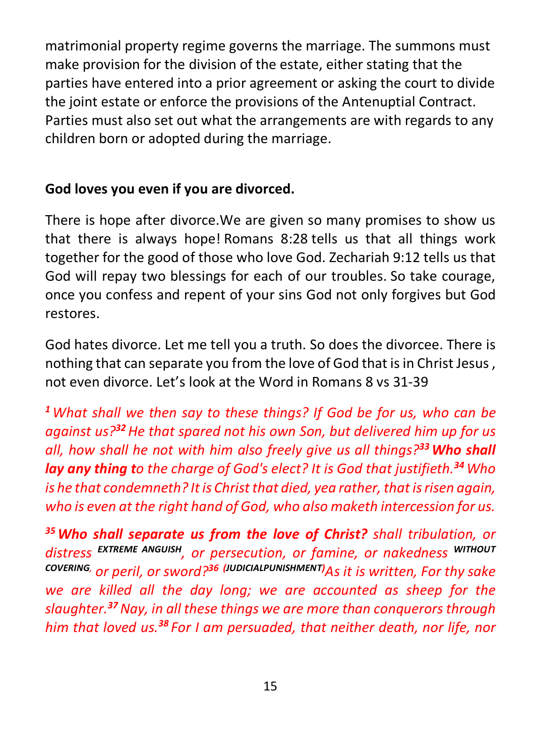matrimonial property regime governs the marriage. The summons must make provision for the division of the estate, either stating that the parties have entered into a prior agreement or asking the court to divide the joint estate or enforce the provisions of the Antenuptial Contract. Parties must also set out what the arrangements are with regards to any children born or adopted during the marriage.

**God loves you even if you are divorced.**

There is hope after divorce.We are given so many promises to show us that there is always hope! Romans 8:28 tells us that all things work together for the good of those who love God. Zechariah 9:12 tells us that God will repay two blessings for each of our troubles. So take courage, once you confess and repent of your sins God not only forgives but God restores.

God hates divorce. Let me tell you a truth. So does the divorcee. There is nothing that can separate you from the love of God that is in Christ Jesus , not even divorce. Let's look at the Word in Romans 8 vs 31-39

*[1] What shall we then say to these things? If God be for us, who can be against us?[32] He that spared not his own Son, but delivered him up for us all, how shall he not with him also freely give us all things?[33] **Who shall lay any thing t**o the charge of God's elect? It is God that justifieth.[34] Who is he that condemneth? It is Christ that died, yea rather, that is risen again, who is even at the right hand of God, who also maketh intercession for us.*

*[35] **Who shall separate us from the love of Christ?** shall tribulation, or distress EXTREME ANGUISH, or persecution, or famine, or nakedness WITHOUT COVERING, or peril, or sword?[36] (JUDICIALPUNISHMENT)As it is written, For thy sake we are killed all the day long; we are accounted as sheep for the slaughter.[37] Nay, in all these things we are more than conquerors through him that loved us.[38] For I am persuaded, that neither death, nor life, nor*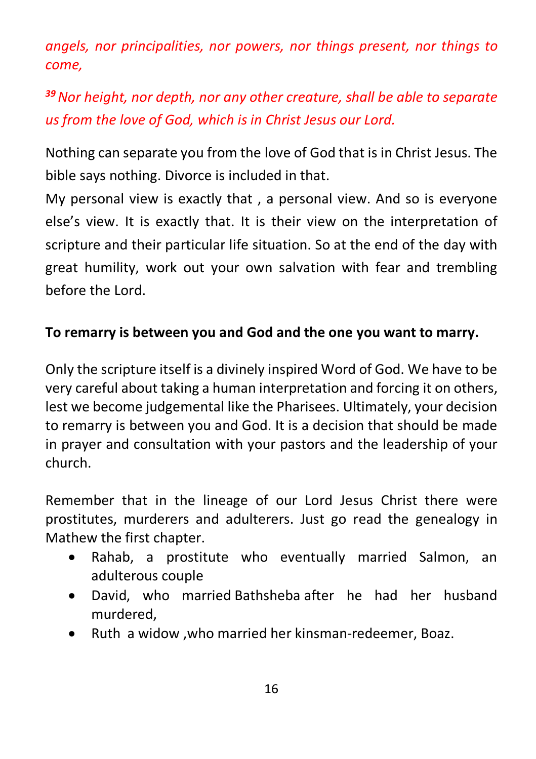*angels, nor principalities, nor powers, nor things present, nor things to come,*

*[39] Nor height, nor depth, nor any other creature, shall be able to separate us from the love of God, which is in Christ Jesus our Lord.*

Nothing can separate you from the love of God that is in Christ Jesus. The bible says nothing. Divorce is included in that.
My personal view is exactly that , a personal view. And so is everyone else's view. It is exactly that. It is their view on the interpretation of scripture and their particular life situation. So at the end of the day with great humility, work out your own salvation with fear and trembling before the Lord.

**To remarry is between you and God and the one you want to marry.**

Only the scripture itself is a divinely inspired Word of God. We have to be very careful about taking a human interpretation and forcing it on others, lest we become judgemental like the Pharisees. Ultimately, your decision to remarry is between you and God. It is a decision that should be made in prayer and consultation with your pastors and the leadership of your church.

Remember that in the lineage of our Lord Jesus Christ there were prostitutes, murderers and adulterers. Just go read the genealogy in Mathew the first chapter.

- Rahab, a prostitute who eventually married Salmon, an adulterous couple
- David, who married Bathsheba after he had her husband murdered,
- Ruth a widow ,who married her kinsman-redeemer, Boaz.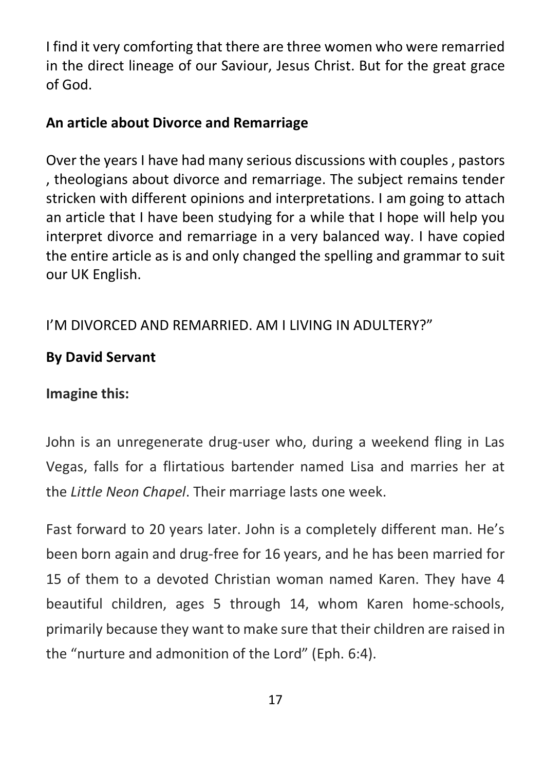I find it very comforting that there are three women who were remarried in the direct lineage of our Saviour, Jesus Christ. But for the great grace of God.

**An article about Divorce and Remarriage**

Over the years I have had many serious discussions with couples , pastors , theologians about divorce and remarriage. The subject remains tender stricken with different opinions and interpretations. I am going to attach an article that I have been studying for a while that I hope will help you interpret divorce and remarriage in a very balanced way. I have copied the entire article as is and only changed the spelling and grammar to suit our UK English.

I'M DIVORCED AND REMARRIED. AM I LIVING IN ADULTERY?"

**By David Servant**

**Imagine this:**

John is an unregenerate drug-user who, during a weekend fling in Las Vegas, falls for a flirtatious bartender named Lisa and marries her at the *Little Neon Chapel*. Their marriage lasts one week.

Fast forward to 20 years later. John is a completely different man. He's been born again and drug-free for 16 years, and he has been married for 15 of them to a devoted Christian woman named Karen. They have 4 beautiful children, ages 5 through 14, whom Karen home-schools, primarily because they want to make sure that their children are raised in the "nurture and admonition of the Lord" (Eph. 6:4).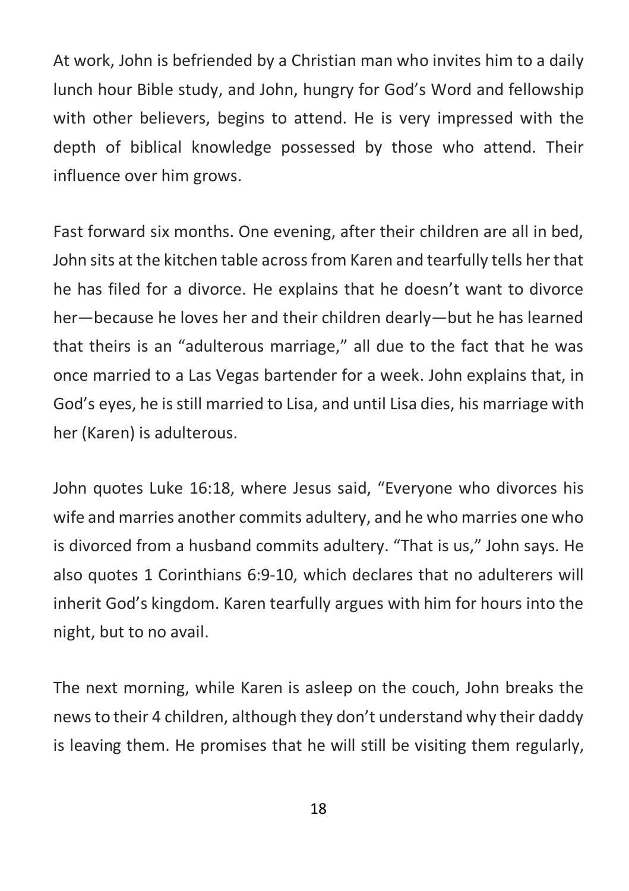At work, John is befriended by a Christian man who invites him to a daily lunch hour Bible study, and John, hungry for God's Word and fellowship with other believers, begins to attend. He is very impressed with the depth of biblical knowledge possessed by those who attend. Their influence over him grows.

Fast forward six months. One evening, after their children are all in bed, John sits at the kitchen table across from Karen and tearfully tells her that he has filed for a divorce. He explains that he doesn't want to divorce her—because he loves her and their children dearly—but he has learned that theirs is an "adulterous marriage," all due to the fact that he was once married to a Las Vegas bartender for a week. John explains that, in God's eyes, he is still married to Lisa, and until Lisa dies, his marriage with her (Karen) is adulterous.

John quotes Luke 16:18, where Jesus said, "Everyone who divorces his wife and marries another commits adultery, and he who marries one who is divorced from a husband commits adultery. "That is us," John says. He also quotes 1 Corinthians 6:9-10, which declares that no adulterers will inherit God's kingdom. Karen tearfully argues with him for hours into the night, but to no avail.

The next morning, while Karen is asleep on the couch, John breaks the news to their 4 children, although they don't understand why their daddy is leaving them. He promises that he will still be visiting them regularly,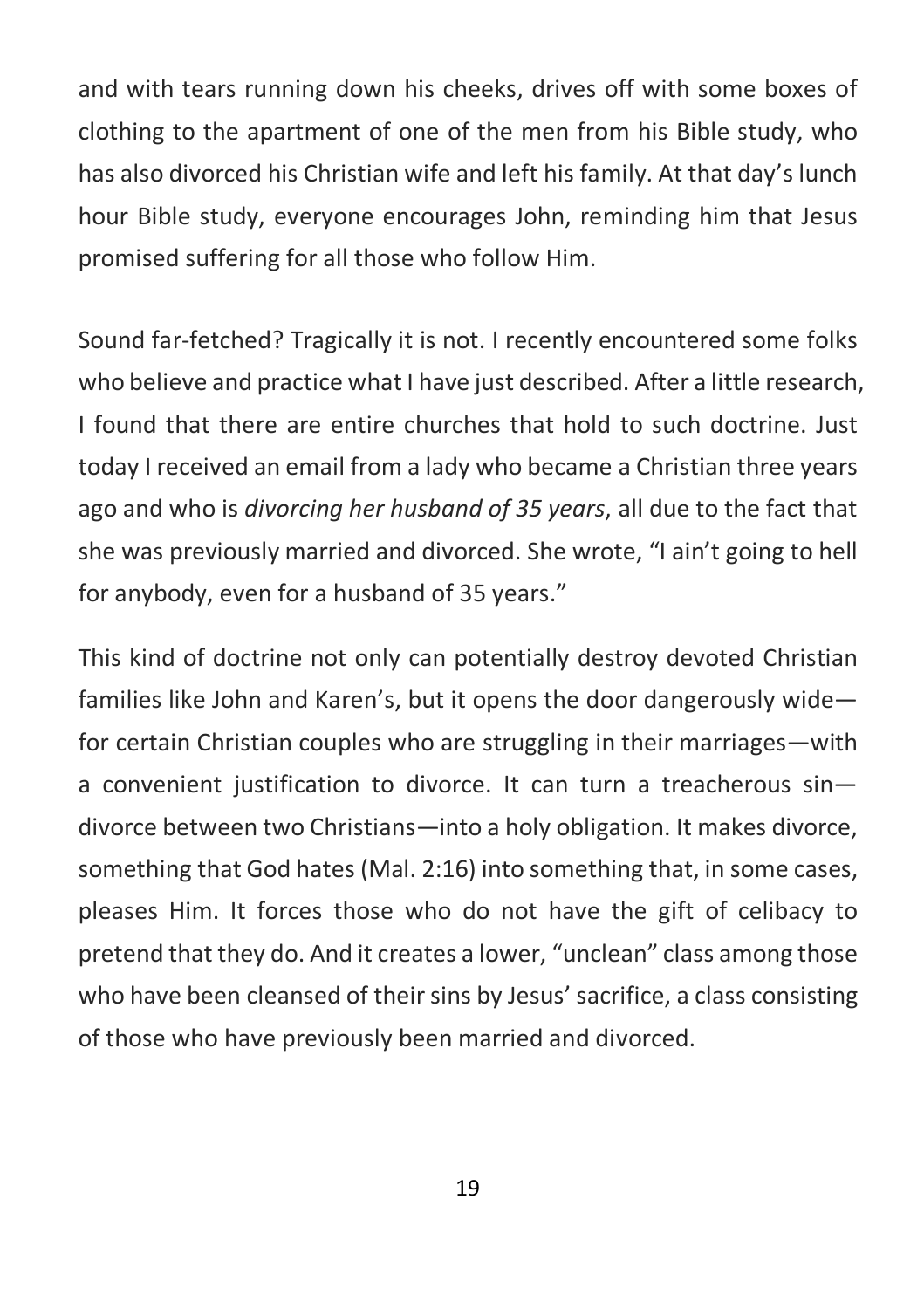and with tears running down his cheeks, drives off with some boxes of clothing to the apartment of one of the men from his Bible study, who has also divorced his Christian wife and left his family. At that day's lunch hour Bible study, everyone encourages John, reminding him that Jesus promised suffering for all those who follow Him.

Sound far-fetched? Tragically it is not. I recently encountered some folks who believe and practice what I have just described. After a little research, I found that there are entire churches that hold to such doctrine. Just today I received an email from a lady who became a Christian three years ago and who is *divorcing her husband of 35 years*, all due to the fact that she was previously married and divorced. She wrote, "I ain't going to hell for anybody, even for a husband of 35 years."

This kind of doctrine not only can potentially destroy devoted Christian families like John and Karen's, but it opens the door dangerously wide—for certain Christian couples who are struggling in their marriages—with a convenient justification to divorce. It can turn a treacherous sin—divorce between two Christians—into a holy obligation. It makes divorce, something that God hates (Mal. 2:16) into something that, in some cases, pleases Him. It forces those who do not have the gift of celibacy to pretend that they do. And it creates a lower, "unclean" class among those who have been cleansed of their sins by Jesus' sacrifice, a class consisting of those who have previously been married and divorced.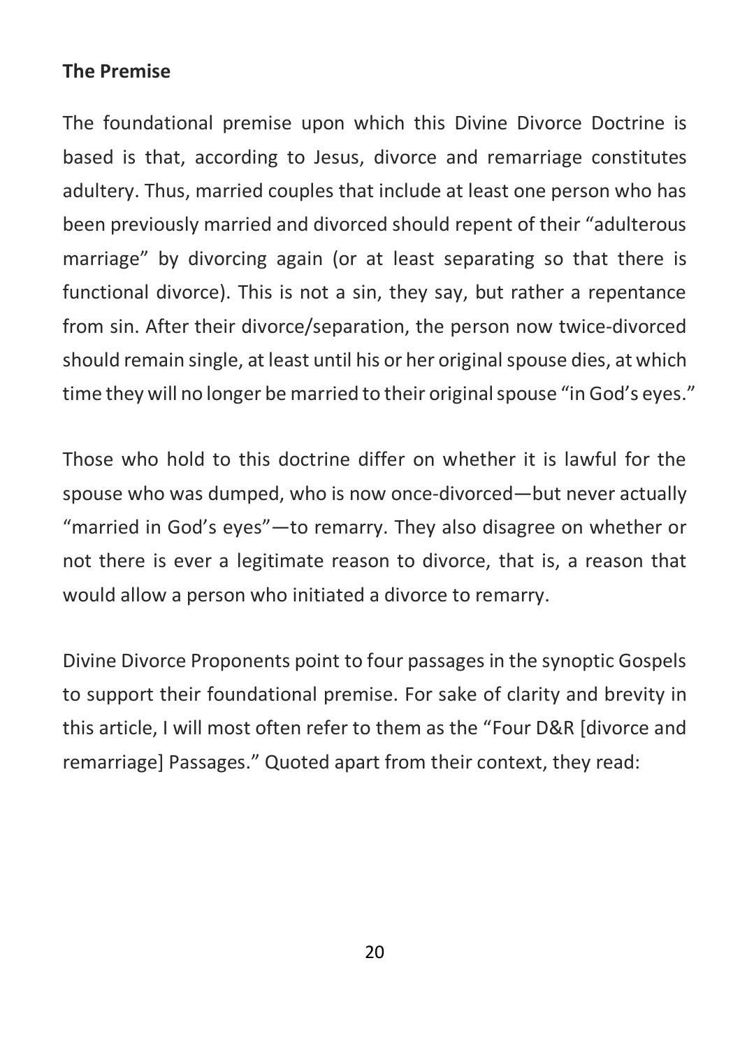**The Premise**

The foundational premise upon which this Divine Divorce Doctrine is based is that, according to Jesus, divorce and remarriage constitutes adultery. Thus, married couples that include at least one person who has been previously married and divorced should repent of their "adulterous marriage" by divorcing again (or at least separating so that there is functional divorce). This is not a sin, they say, but rather a repentance from sin. After their divorce/separation, the person now twice-divorced should remain single, at least until his or her original spouse dies, at which time they will no longer be married to their original spouse "in God's eyes."

Those who hold to this doctrine differ on whether it is lawful for the spouse who was dumped, who is now once-divorced—but never actually "married in God's eyes"—to remarry. They also disagree on whether or not there is ever a legitimate reason to divorce, that is, a reason that would allow a person who initiated a divorce to remarry.

Divine Divorce Proponents point to four passages in the synoptic Gospels to support their foundational premise. For sake of clarity and brevity in this article, I will most often refer to them as the "Four D&R [divorce and remarriage] Passages." Quoted apart from their context, they read: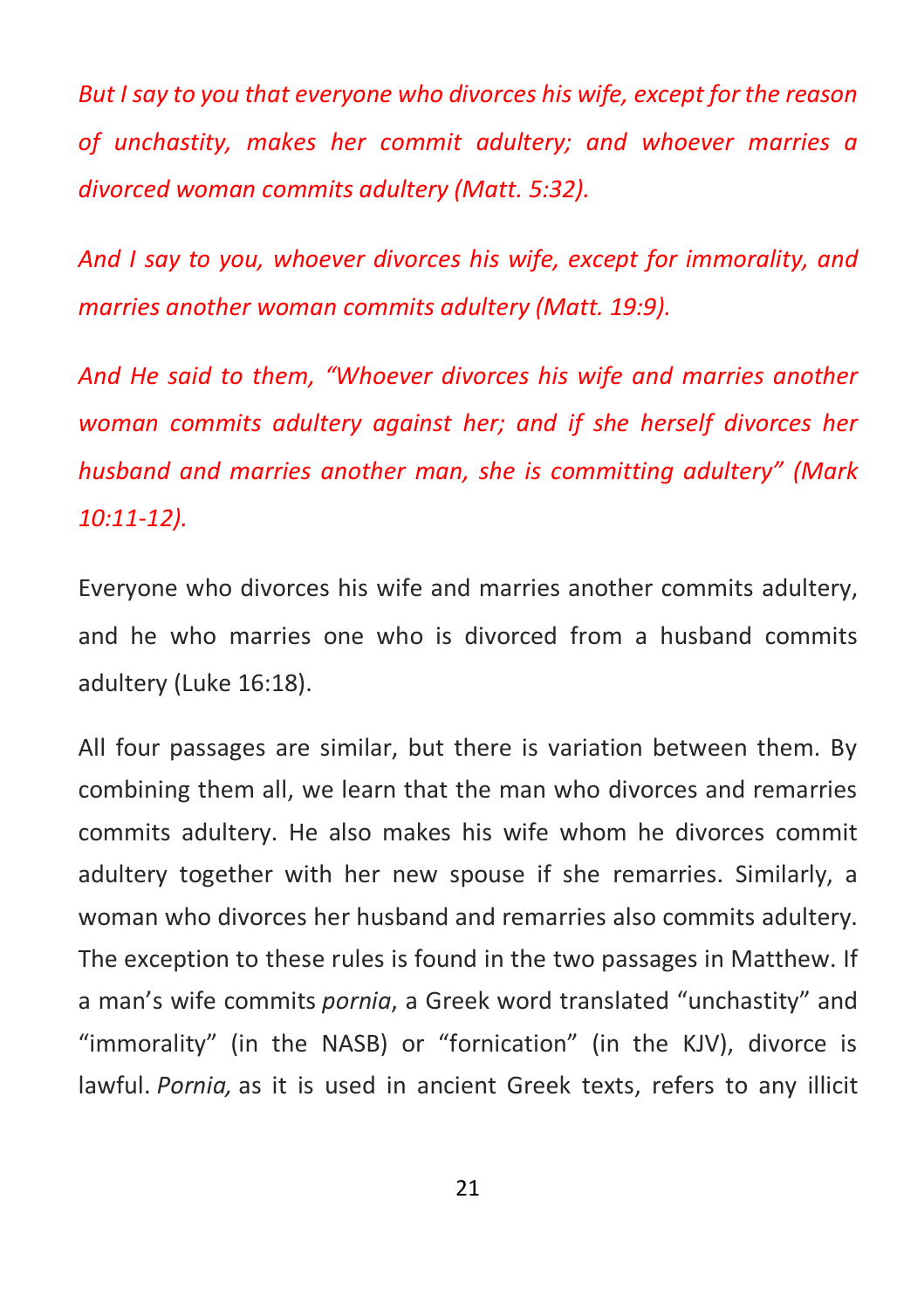*But I say to you that everyone who divorces his wife, except for the reason of unchastity, makes her commit adultery; and whoever marries a divorced woman commits adultery (Matt. 5:32).*

*And I say to you, whoever divorces his wife, except for immorality, and marries another woman commits adultery (Matt. 19:9).*

*And He said to them, "Whoever divorces his wife and marries another woman commits adultery against her; and if she herself divorces her husband and marries another man, she is committing adultery" (Mark 10:11-12).*

Everyone who divorces his wife and marries another commits adultery, and he who marries one who is divorced from a husband commits adultery (Luke 16:18).

All four passages are similar, but there is variation between them. By combining them all, we learn that the man who divorces and remarries commits adultery. He also makes his wife whom he divorces commit adultery together with her new spouse if she remarries. Similarly, a woman who divorces her husband and remarries also commits adultery. The exception to these rules is found in the two passages in Matthew. If a man's wife commits *pornia*, a Greek word translated "unchastity" and "immorality" (in the NASB) or "fornication" (in the KJV), divorce is lawful. *Pornia,* as it is used in ancient Greek texts, refers to any illicit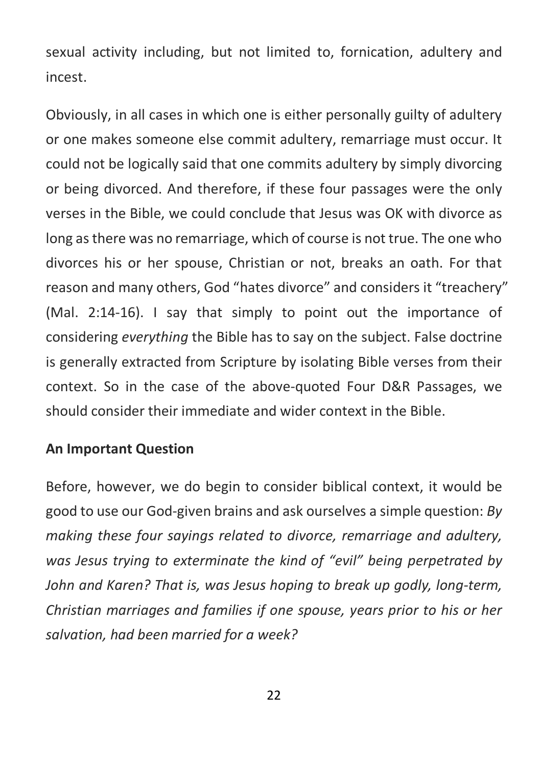sexual activity including, but not limited to, fornication, adultery and incest.

Obviously, in all cases in which one is either personally guilty of adultery or one makes someone else commit adultery, remarriage must occur. It could not be logically said that one commits adultery by simply divorcing or being divorced. And therefore, if these four passages were the only verses in the Bible, we could conclude that Jesus was OK with divorce as long as there was no remarriage, which of course is not true. The one who divorces his or her spouse, Christian or not, breaks an oath. For that reason and many others, God "hates divorce" and considers it "treachery" (Mal. 2:14-16). I say that simply to point out the importance of considering *everything* the Bible has to say on the subject. False doctrine is generally extracted from Scripture by isolating Bible verses from their context. So in the case of the above-quoted Four D&R Passages, we should consider their immediate and wider context in the Bible.

**An Important Question**

Before, however, we do begin to consider biblical context, it would be good to use our God-given brains and ask ourselves a simple question: *By making these four sayings related to divorce, remarriage and adultery, was Jesus trying to exterminate the kind of "evil" being perpetrated by John and Karen? That is, was Jesus hoping to break up godly, long-term, Christian marriages and families if one spouse, years prior to his or her salvation, had been married for a week?*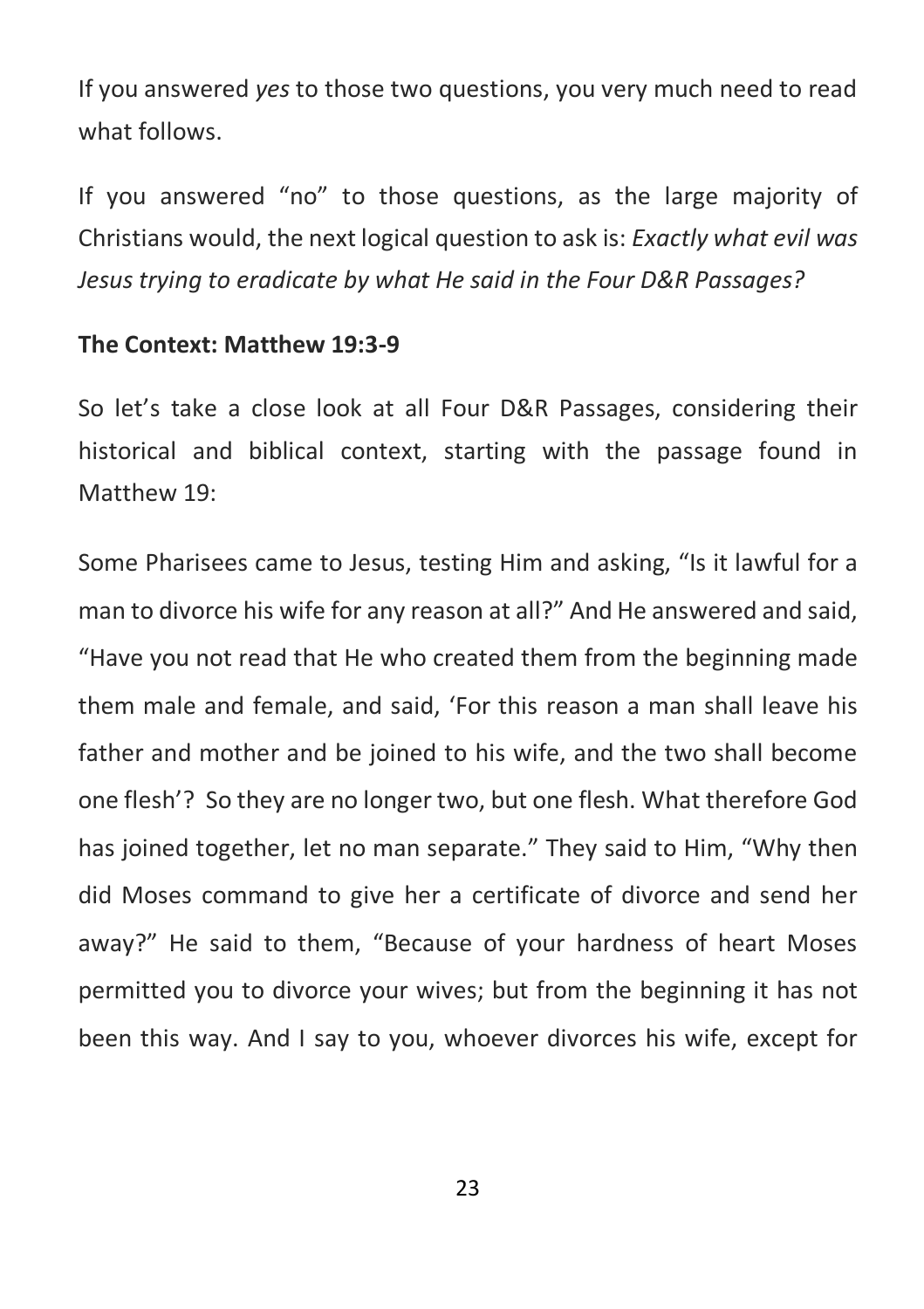If you answered *yes* to those two questions, you very much need to read what follows.

If you answered "no" to those questions, as the large majority of Christians would, the next logical question to ask is: *Exactly what evil was Jesus trying to eradicate by what He said in the Four D&R Passages?*

**The Context: Matthew 19:3-9**

So let's take a close look at all Four D&R Passages, considering their historical and biblical context, starting with the passage found in Matthew 19:

Some Pharisees came to Jesus, testing Him and asking, "Is it lawful for a man to divorce his wife for any reason at all?" And He answered and said, "Have you not read that He who created them from the beginning made them male and female, and said, 'For this reason a man shall leave his father and mother and be joined to his wife, and the two shall become one flesh'? So they are no longer two, but one flesh. What therefore God has joined together, let no man separate." They said to Him, "Why then did Moses command to give her a certificate of divorce and send her away?" He said to them, "Because of your hardness of heart Moses permitted you to divorce your wives; but from the beginning it has not been this way. And I say to you, whoever divorces his wife, except for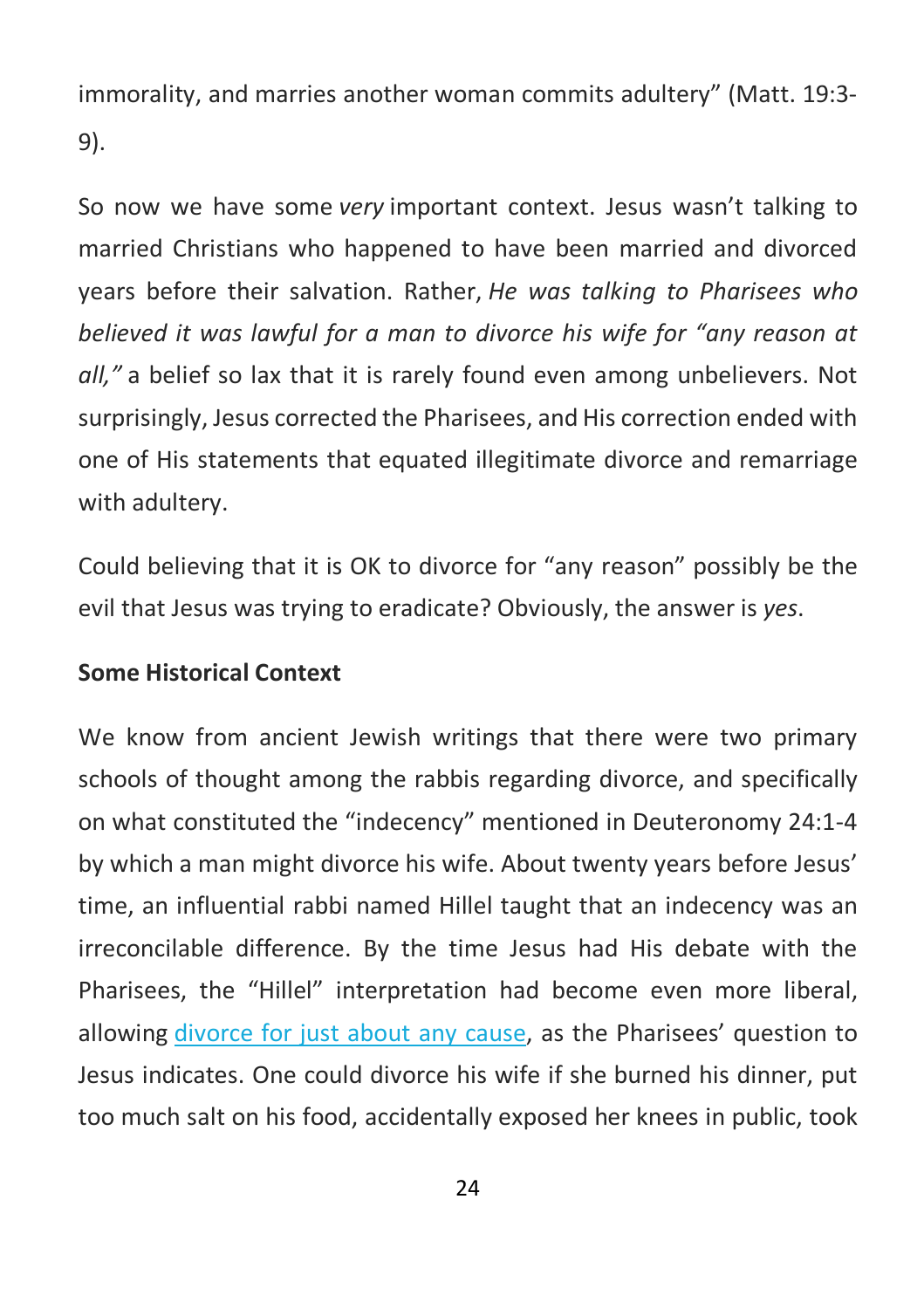immorality, and marries another woman commits adultery" (Matt. 19:3-9).

So now we have some *very* important context. Jesus wasn't talking to married Christians who happened to have been married and divorced years before their salvation. Rather, *He was talking to Pharisees who believed it was lawful for a man to divorce his wife for "any reason at all,"* a belief so lax that it is rarely found even among unbelievers. Not surprisingly, Jesus corrected the Pharisees, and His correction ended with one of His statements that equated illegitimate divorce and remarriage with adultery.

Could believing that it is OK to divorce for "any reason" possibly be the evil that Jesus was trying to eradicate? Obviously, the answer is *yes*.

**Some Historical Context**

We know from ancient Jewish writings that there were two primary schools of thought among the rabbis regarding divorce, and specifically on what constituted the "indecency" mentioned in Deuteronomy 24:1-4 by which a man might divorce his wife. About twenty years before Jesus' time, an influential rabbi named Hillel taught that an indecency was an irreconcilable difference. By the time Jesus had His debate with the Pharisees, the "Hillel" interpretation had become even more liberal, allowing divorce for just about any cause, as the Pharisees' question to Jesus indicates. One could divorce his wife if she burned his dinner, put too much salt on his food, accidentally exposed her knees in public, took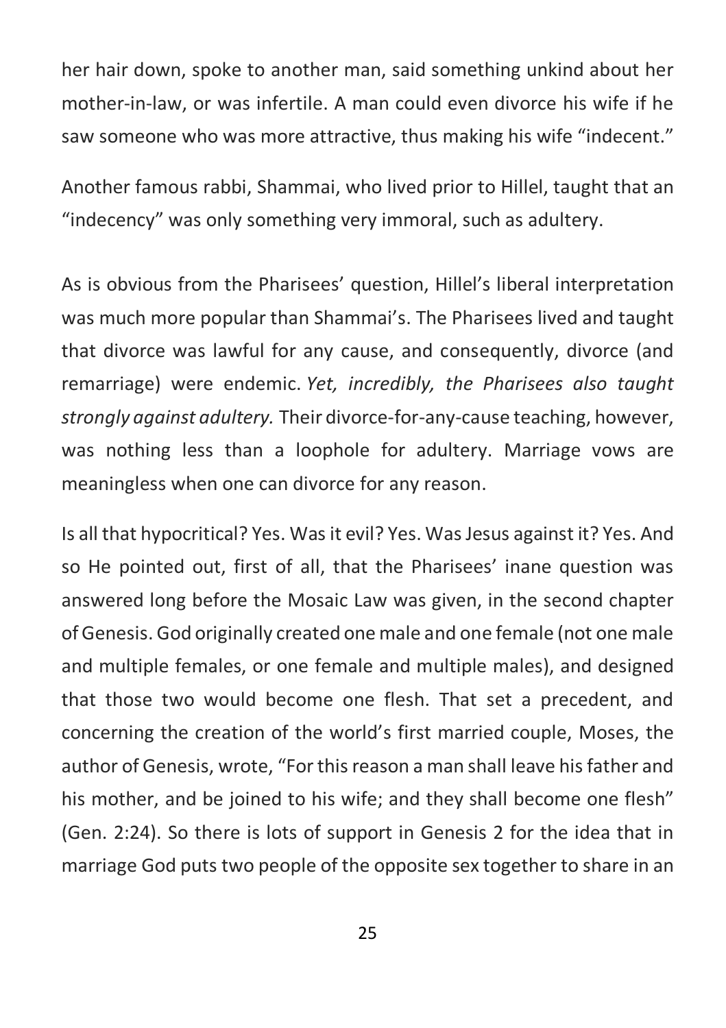her hair down, spoke to another man, said something unkind about her mother-in-law, or was infertile. A man could even divorce his wife if he saw someone who was more attractive, thus making his wife “indecent.”

Another famous rabbi, Shammai, who lived prior to Hillel, taught that an “indecency” was only something very immoral, such as adultery.

As is obvious from the Pharisees’ question, Hillel’s liberal interpretation was much more popular than Shammai’s. The Pharisees lived and taught that divorce was lawful for any cause, and consequently, divorce (and remarriage) were endemic. *Yet, incredibly, the Pharisees also taught strongly against adultery.* Their divorce-for-any-cause teaching, however, was nothing less than a loophole for adultery. Marriage vows are meaningless when one can divorce for any reason.

Is all that hypocritical? Yes. Was it evil? Yes. Was Jesus against it? Yes. And so He pointed out, first of all, that the Pharisees’ inane question was answered long before the Mosaic Law was given, in the second chapter of Genesis. God originally created one male and one female (not one male and multiple females, or one female and multiple males), and designed that those two would become one flesh. That set a precedent, and concerning the creation of the world’s first married couple, Moses, the author of Genesis, wrote, “For this reason a man shall leave his father and his mother, and be joined to his wife; and they shall become one flesh” (Gen. 2:24). So there is lots of support in Genesis 2 for the idea that in marriage God puts two people of the opposite sex together to share in an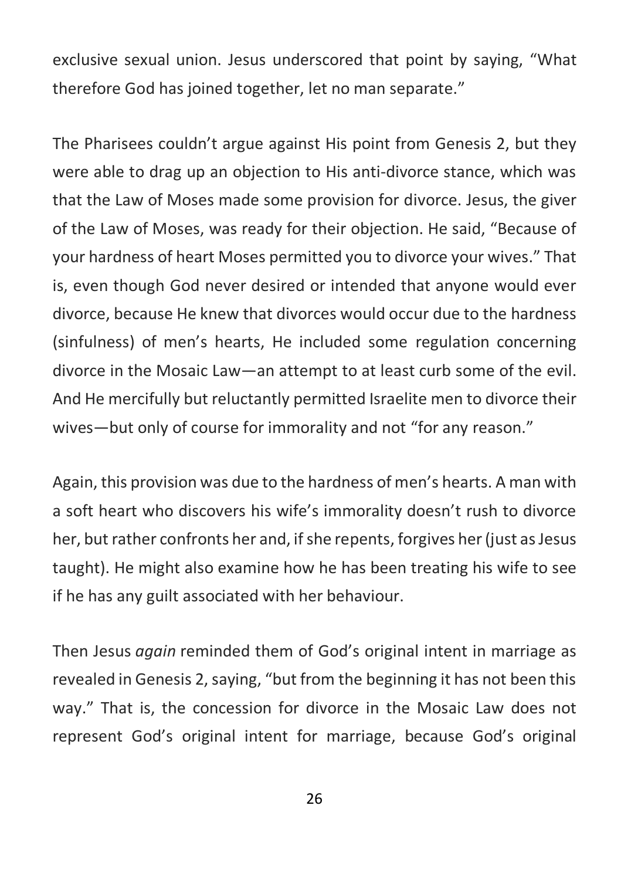exclusive sexual union. Jesus underscored that point by saying, “What therefore God has joined together, let no man separate.”

The Pharisees couldn’t argue against His point from Genesis 2, but they were able to drag up an objection to His anti-divorce stance, which was that the Law of Moses made some provision for divorce. Jesus, the giver of the Law of Moses, was ready for their objection. He said, “Because of your hardness of heart Moses permitted you to divorce your wives.” That is, even though God never desired or intended that anyone would ever divorce, because He knew that divorces would occur due to the hardness (sinfulness) of men’s hearts, He included some regulation concerning divorce in the Mosaic Law—an attempt to at least curb some of the evil. And He mercifully but reluctantly permitted Israelite men to divorce their wives—but only of course for immorality and not “for any reason.”

Again, this provision was due to the hardness of men’s hearts. A man with a soft heart who discovers his wife’s immorality doesn’t rush to divorce her, but rather confronts her and, if she repents, forgives her (just as Jesus taught). He might also examine how he has been treating his wife to see if he has any guilt associated with her behaviour.

Then Jesus *again* reminded them of God’s original intent in marriage as revealed in Genesis 2, saying, “but from the beginning it has not been this way.” That is, the concession for divorce in the Mosaic Law does not represent God’s original intent for marriage, because God’s original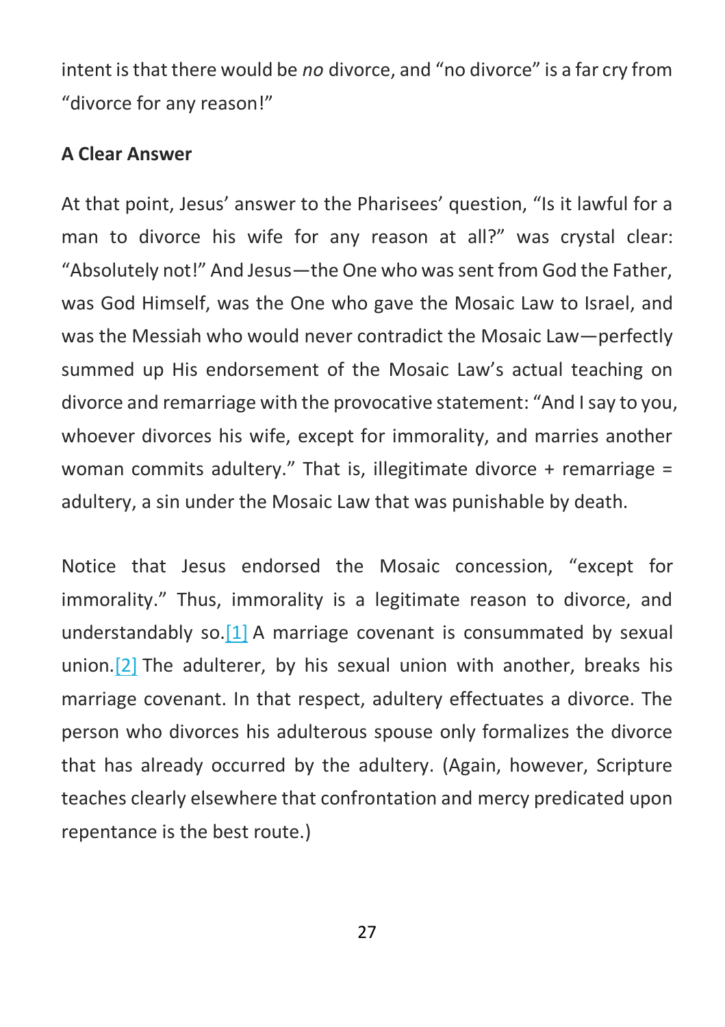intent is that there would be *no* divorce, and "no divorce" is a far cry from "divorce for any reason!"

**A Clear Answer**

At that point, Jesus' answer to the Pharisees' question, "Is it lawful for a man to divorce his wife for any reason at all?" was crystal clear: "Absolutely not!" And Jesus—the One who was sent from God the Father, was God Himself, was the One who gave the Mosaic Law to Israel, and was the Messiah who would never contradict the Mosaic Law—perfectly summed up His endorsement of the Mosaic Law's actual teaching on divorce and remarriage with the provocative statement: "And I say to you, whoever divorces his wife, except for immorality, and marries another woman commits adultery." That is, illegitimate divorce + remarriage = adultery, a sin under the Mosaic Law that was punishable by death.

Notice that Jesus endorsed the Mosaic concession, "except for immorality." Thus, immorality is a legitimate reason to divorce, and understandably so.[1] A marriage covenant is consummated by sexual union.[2] The adulterer, by his sexual union with another, breaks his marriage covenant. In that respect, adultery effectuates a divorce. The person who divorces his adulterous spouse only formalizes the divorce that has already occurred by the adultery. (Again, however, Scripture teaches clearly elsewhere that confrontation and mercy predicated upon repentance is the best route.)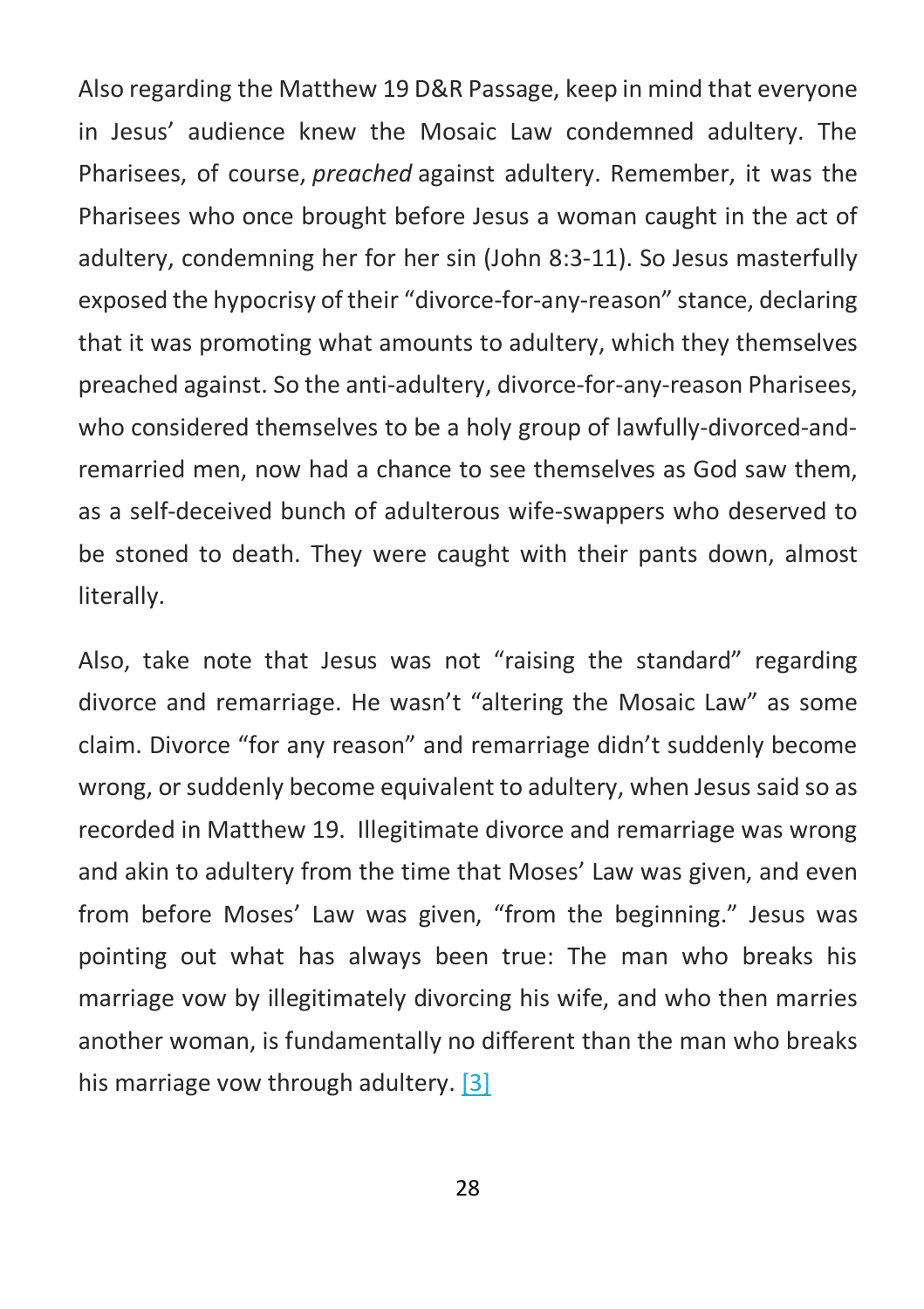Also regarding the Matthew 19 D&R Passage, keep in mind that everyone in Jesus' audience knew the Mosaic Law condemned adultery. The Pharisees, of course, *preached* against adultery. Remember, it was the Pharisees who once brought before Jesus a woman caught in the act of adultery, condemning her for her sin (John 8:3-11). So Jesus masterfully exposed the hypocrisy of their "divorce-for-any-reason" stance, declaring that it was promoting what amounts to adultery, which they themselves preached against. So the anti-adultery, divorce-for-any-reason Pharisees, who considered themselves to be a holy group of lawfully-divorced-and-remarried men, now had a chance to see themselves as God saw them, as a self-deceived bunch of adulterous wife-swappers who deserved to be stoned to death. They were caught with their pants down, almost literally.

Also, take note that Jesus was not "raising the standard" regarding divorce and remarriage. He wasn't "altering the Mosaic Law" as some claim. Divorce "for any reason" and remarriage didn't suddenly become wrong, or suddenly become equivalent to adultery, when Jesus said so as recorded in Matthew 19. Illegitimate divorce and remarriage was wrong and akin to adultery from the time that Moses' Law was given, and even from before Moses' Law was given, "from the beginning." Jesus was pointing out what has always been true: The man who breaks his marriage vow by illegitimately divorcing his wife, and who then marries another woman, is fundamentally no different than the man who breaks his marriage vow through adultery. [3]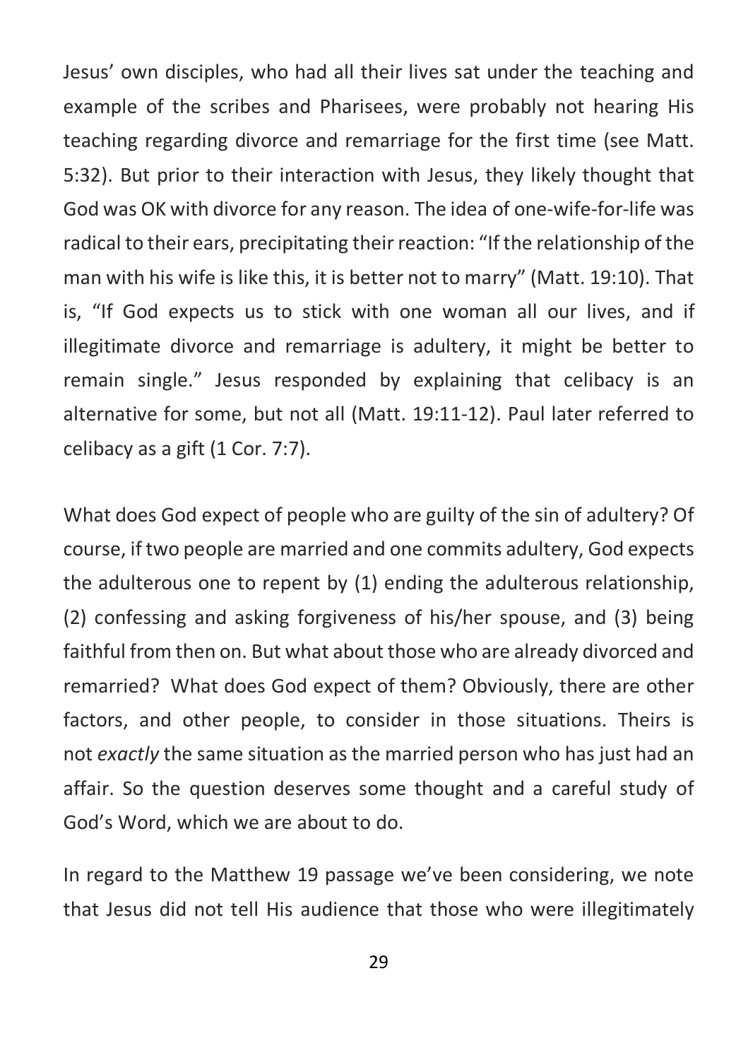Jesus' own disciples, who had all their lives sat under the teaching and example of the scribes and Pharisees, were probably not hearing His teaching regarding divorce and remarriage for the first time (see Matt. 5:32). But prior to their interaction with Jesus, they likely thought that God was OK with divorce for any reason. The idea of one-wife-for-life was radical to their ears, precipitating their reaction: "If the relationship of the man with his wife is like this, it is better not to marry" (Matt. 19:10). That is, "If God expects us to stick with one woman all our lives, and if illegitimate divorce and remarriage is adultery, it might be better to remain single." Jesus responded by explaining that celibacy is an alternative for some, but not all (Matt. 19:11-12). Paul later referred to celibacy as a gift (1 Cor. 7:7).

What does God expect of people who are guilty of the sin of adultery? Of course, if two people are married and one commits adultery, God expects the adulterous one to repent by (1) ending the adulterous relationship, (2) confessing and asking forgiveness of his/her spouse, and (3) being faithful from then on. But what about those who are already divorced and remarried? What does God expect of them? Obviously, there are other factors, and other people, to consider in those situations. Theirs is not *exactly* the same situation as the married person who has just had an affair. So the question deserves some thought and a careful study of God's Word, which we are about to do.

In regard to the Matthew 19 passage we've been considering, we note that Jesus did not tell His audience that those who were illegitimately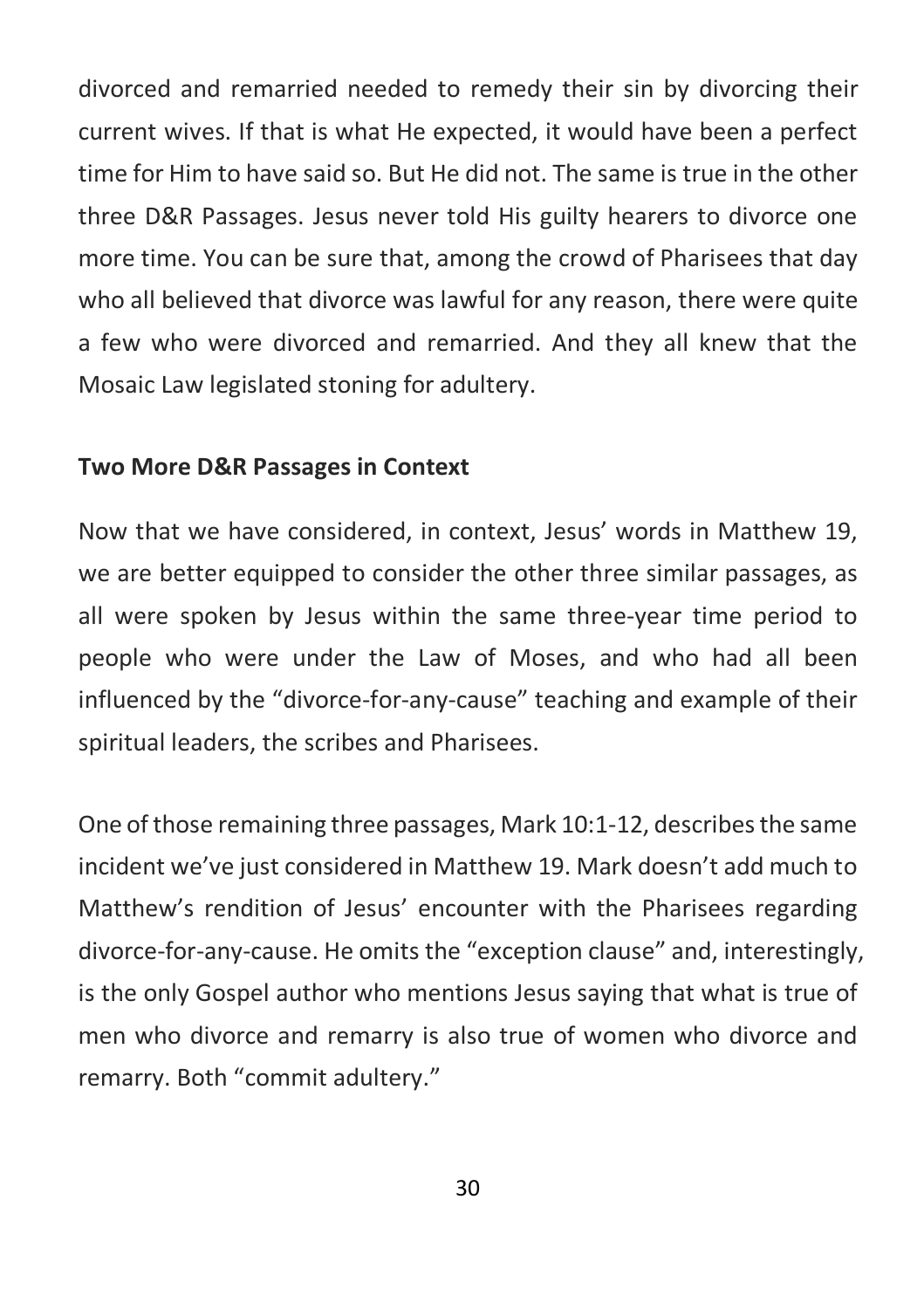divorced and remarried needed to remedy their sin by divorcing their current wives. If that is what He expected, it would have been a perfect time for Him to have said so. But He did not. The same is true in the other three D&R Passages. Jesus never told His guilty hearers to divorce one more time. You can be sure that, among the crowd of Pharisees that day who all believed that divorce was lawful for any reason, there were quite a few who were divorced and remarried. And they all knew that the Mosaic Law legislated stoning for adultery.

### Two More D&R Passages in Context

Now that we have considered, in context, Jesus' words in Matthew 19, we are better equipped to consider the other three similar passages, as all were spoken by Jesus within the same three-year time period to people who were under the Law of Moses, and who had all been influenced by the "divorce-for-any-cause" teaching and example of their spiritual leaders, the scribes and Pharisees.

One of those remaining three passages, Mark 10:1-12, describes the same incident we've just considered in Matthew 19. Mark doesn't add much to Matthew's rendition of Jesus' encounter with the Pharisees regarding divorce-for-any-cause. He omits the "exception clause" and, interestingly, is the only Gospel author who mentions Jesus saying that what is true of men who divorce and remarry is also true of women who divorce and remarry. Both "commit adultery."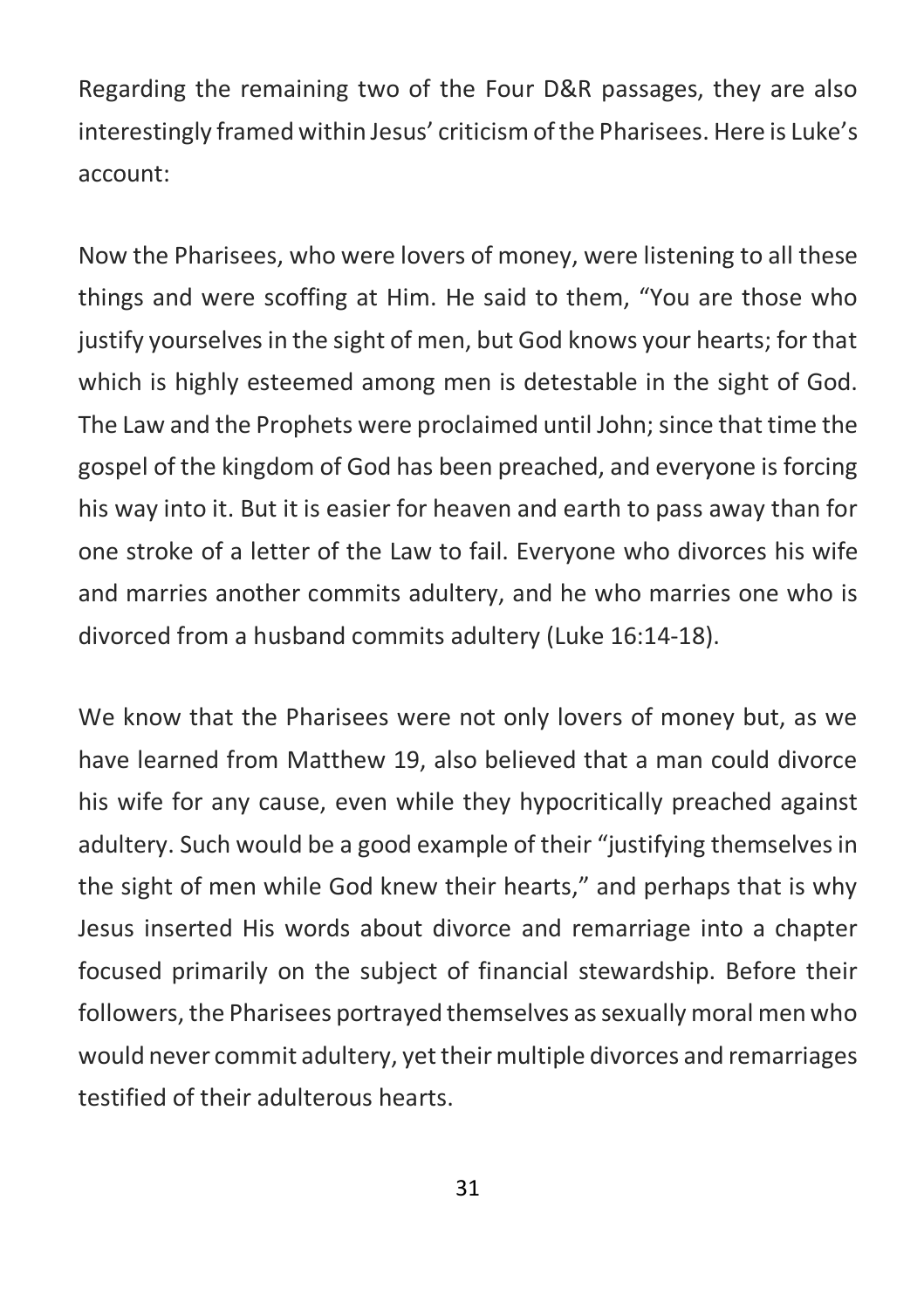Regarding the remaining two of the Four D&R passages, they are also interestingly framed within Jesus' criticism of the Pharisees. Here is Luke's account:

Now the Pharisees, who were lovers of money, were listening to all these things and were scoffing at Him. He said to them, "You are those who justify yourselves in the sight of men, but God knows your hearts; for that which is highly esteemed among men is detestable in the sight of God. The Law and the Prophets were proclaimed until John; since that time the gospel of the kingdom of God has been preached, and everyone is forcing his way into it. But it is easier for heaven and earth to pass away than for one stroke of a letter of the Law to fail. Everyone who divorces his wife and marries another commits adultery, and he who marries one who is divorced from a husband commits adultery (Luke 16:14-18).

We know that the Pharisees were not only lovers of money but, as we have learned from Matthew 19, also believed that a man could divorce his wife for any cause, even while they hypocritically preached against adultery. Such would be a good example of their "justifying themselves in the sight of men while God knew their hearts," and perhaps that is why Jesus inserted His words about divorce and remarriage into a chapter focused primarily on the subject of financial stewardship. Before their followers, the Pharisees portrayed themselves as sexually moral men who would never commit adultery, yet their multiple divorces and remarriages testified of their adulterous hearts.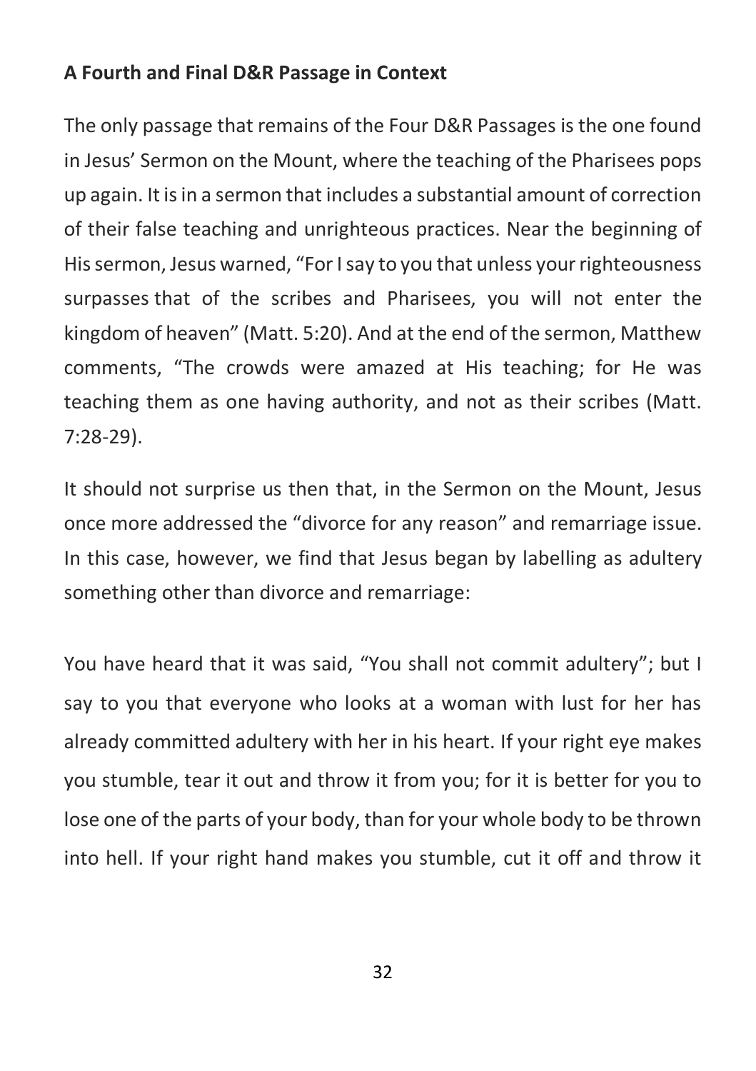### A Fourth and Final D&R Passage in Context

The only passage that remains of the Four D&R Passages is the one found in Jesus' Sermon on the Mount, where the teaching of the Pharisees pops up again. It is in a sermon that includes a substantial amount of correction of their false teaching and unrighteous practices. Near the beginning of His sermon, Jesus warned, "For I say to you that unless your righteousness surpasses that of the scribes and Pharisees, you will not enter the kingdom of heaven" (Matt. 5:20). And at the end of the sermon, Matthew comments, "The crowds were amazed at His teaching; for He was teaching them as one having authority, and not as their scribes (Matt. 7:28-29).

It should not surprise us then that, in the Sermon on the Mount, Jesus once more addressed the "divorce for any reason" and remarriage issue. In this case, however, we find that Jesus began by labelling as adultery something other than divorce and remarriage:

You have heard that it was said, "You shall not commit adultery"; but I say to you that everyone who looks at a woman with lust for her has already committed adultery with her in his heart. If your right eye makes you stumble, tear it out and throw it from you; for it is better for you to lose one of the parts of your body, than for your whole body to be thrown into hell. If your right hand makes you stumble, cut it off and throw it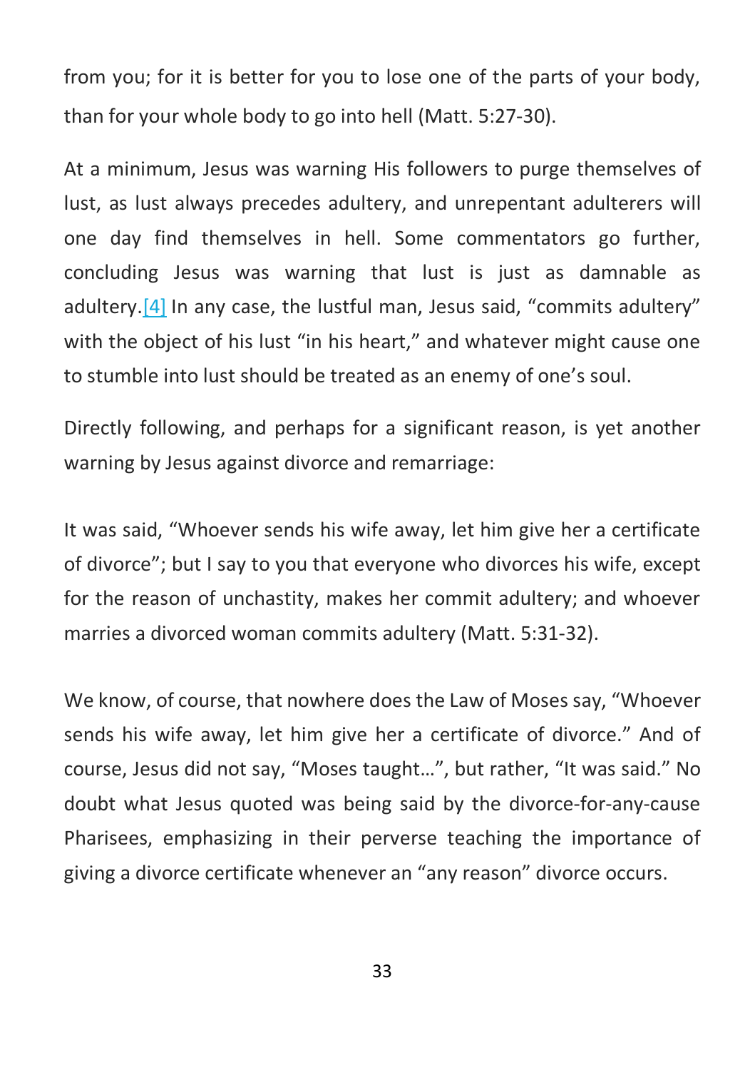from you; for it is better for you to lose one of the parts of your body, than for your whole body to go into hell (Matt. 5:27-30).

At a minimum, Jesus was warning His followers to purge themselves of lust, as lust always precedes adultery, and unrepentant adulterers will one day find themselves in hell. Some commentators go further, concluding Jesus was warning that lust is just as damnable as adultery.[4] In any case, the lustful man, Jesus said, "commits adultery" with the object of his lust "in his heart," and whatever might cause one to stumble into lust should be treated as an enemy of one's soul.

Directly following, and perhaps for a significant reason, is yet another warning by Jesus against divorce and remarriage:

It was said, "Whoever sends his wife away, let him give her a certificate of divorce"; but I say to you that everyone who divorces his wife, except for the reason of unchastity, makes her commit adultery; and whoever marries a divorced woman commits adultery (Matt. 5:31-32).

We know, of course, that nowhere does the Law of Moses say, "Whoever sends his wife away, let him give her a certificate of divorce." And of course, Jesus did not say, "Moses taught…", but rather, "It was said." No doubt what Jesus quoted was being said by the divorce-for-any-cause Pharisees, emphasizing in their perverse teaching the importance of giving a divorce certificate whenever an "any reason" divorce occurs.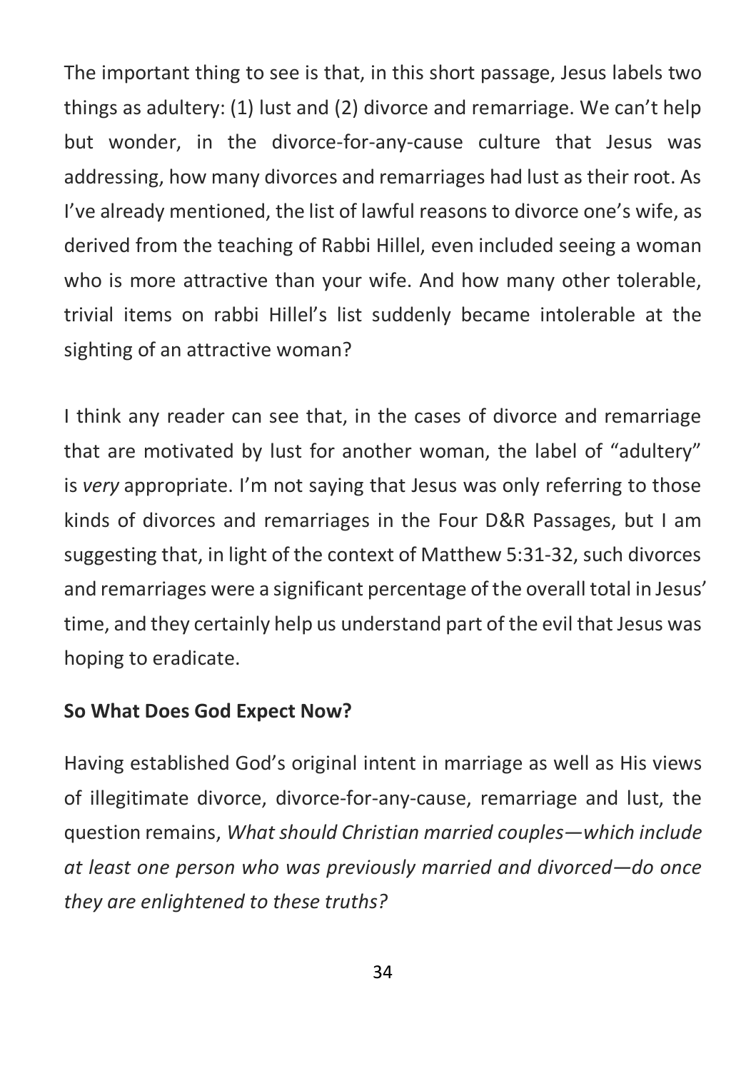The important thing to see is that, in this short passage, Jesus labels two things as adultery: (1) lust and (2) divorce and remarriage. We can't help but wonder, in the divorce-for-any-cause culture that Jesus was addressing, how many divorces and remarriages had lust as their root. As I've already mentioned, the list of lawful reasons to divorce one's wife, as derived from the teaching of Rabbi Hillel, even included seeing a woman who is more attractive than your wife. And how many other tolerable, trivial items on rabbi Hillel's list suddenly became intolerable at the sighting of an attractive woman?

I think any reader can see that, in the cases of divorce and remarriage that are motivated by lust for another woman, the label of "adultery" is *very* appropriate. I'm not saying that Jesus was only referring to those kinds of divorces and remarriages in the Four D&R Passages, but I am suggesting that, in light of the context of Matthew 5:31-32, such divorces and remarriages were a significant percentage of the overall total in Jesus' time, and they certainly help us understand part of the evil that Jesus was hoping to eradicate.

**So What Does God Expect Now?**

Having established God's original intent in marriage as well as His views of illegitimate divorce, divorce-for-any-cause, remarriage and lust, the question remains, *What should Christian married couples—which include at least one person who was previously married and divorced—do once they are enlightened to these truths?*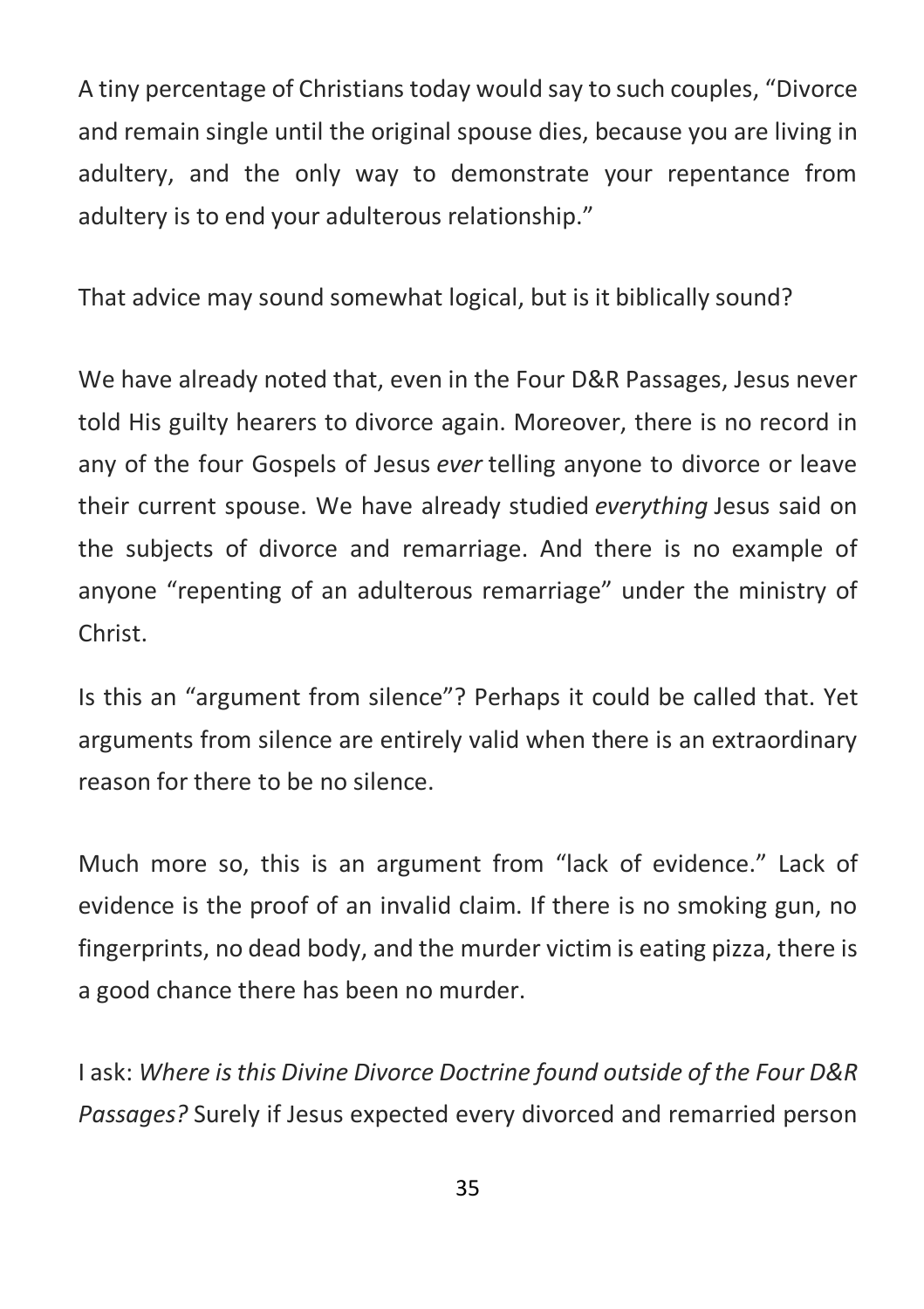A tiny percentage of Christians today would say to such couples, "Divorce and remain single until the original spouse dies, because you are living in adultery, and the only way to demonstrate your repentance from adultery is to end your adulterous relationship."

That advice may sound somewhat logical, but is it biblically sound?

We have already noted that, even in the Four D&R Passages, Jesus never told His guilty hearers to divorce again. Moreover, there is no record in any of the four Gospels of Jesus *ever* telling anyone to divorce or leave their current spouse. We have already studied *everything* Jesus said on the subjects of divorce and remarriage. And there is no example of anyone "repenting of an adulterous remarriage" under the ministry of Christ.

Is this an "argument from silence"? Perhaps it could be called that. Yet arguments from silence are entirely valid when there is an extraordinary reason for there to be no silence.

Much more so, this is an argument from "lack of evidence." Lack of evidence is the proof of an invalid claim. If there is no smoking gun, no fingerprints, no dead body, and the murder victim is eating pizza, there is a good chance there has been no murder.

I ask: *Where is this Divine Divorce Doctrine found outside of the Four D&R Passages?* Surely if Jesus expected every divorced and remarried person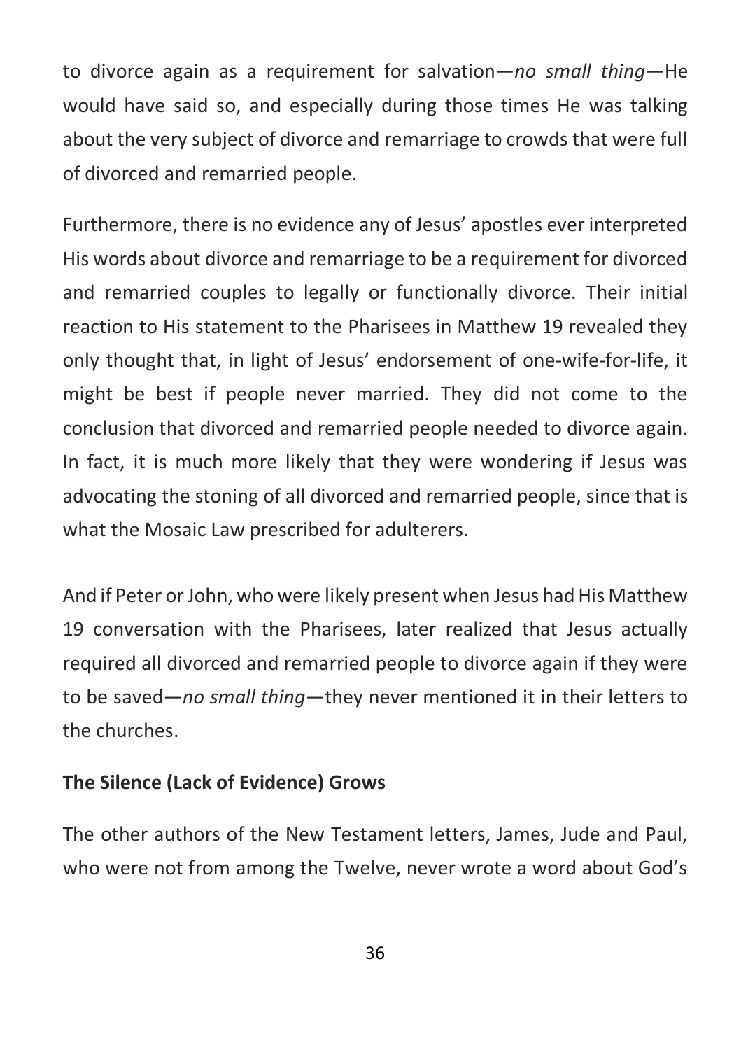to divorce again as a requirement for salvation—*no small thing*—He would have said so, and especially during those times He was talking about the very subject of divorce and remarriage to crowds that were full of divorced and remarried people.

Furthermore, there is no evidence any of Jesus' apostles ever interpreted His words about divorce and remarriage to be a requirement for divorced and remarried couples to legally or functionally divorce. Their initial reaction to His statement to the Pharisees in Matthew 19 revealed they only thought that, in light of Jesus' endorsement of one-wife-for-life, it might be best if people never married. They did not come to the conclusion that divorced and remarried people needed to divorce again. In fact, it is much more likely that they were wondering if Jesus was advocating the stoning of all divorced and remarried people, since that is what the Mosaic Law prescribed for adulterers.

And if Peter or John, who were likely present when Jesus had His Matthew 19 conversation with the Pharisees, later realized that Jesus actually required all divorced and remarried people to divorce again if they were to be saved—*no small thing*—they never mentioned it in their letters to the churches.

**The Silence (Lack of Evidence) Grows**

The other authors of the New Testament letters, James, Jude and Paul, who were not from among the Twelve, never wrote a word about God's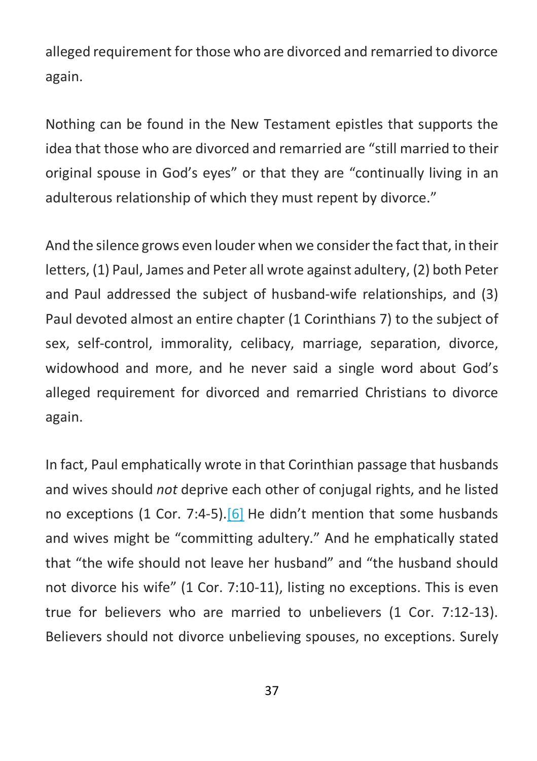alleged requirement for those who are divorced and remarried to divorce again.

Nothing can be found in the New Testament epistles that supports the idea that those who are divorced and remarried are "still married to their original spouse in God's eyes" or that they are "continually living in an adulterous relationship of which they must repent by divorce."

And the silence grows even louder when we consider the fact that, in their letters, (1) Paul, James and Peter all wrote against adultery, (2) both Peter and Paul addressed the subject of husband-wife relationships, and (3) Paul devoted almost an entire chapter (1 Corinthians 7) to the subject of sex, self-control, immorality, celibacy, marriage, separation, divorce, widowhood and more, and he never said a single word about God's alleged requirement for divorced and remarried Christians to divorce again.

In fact, Paul emphatically wrote in that Corinthian passage that husbands and wives should *not* deprive each other of conjugal rights, and he listed no exceptions (1 Cor. 7:4-5).[6] He didn't mention that some husbands and wives might be "committing adultery." And he emphatically stated that "the wife should not leave her husband" and "the husband should not divorce his wife" (1 Cor. 7:10-11), listing no exceptions. This is even true for believers who are married to unbelievers (1 Cor. 7:12-13). Believers should not divorce unbelieving spouses, no exceptions. Surely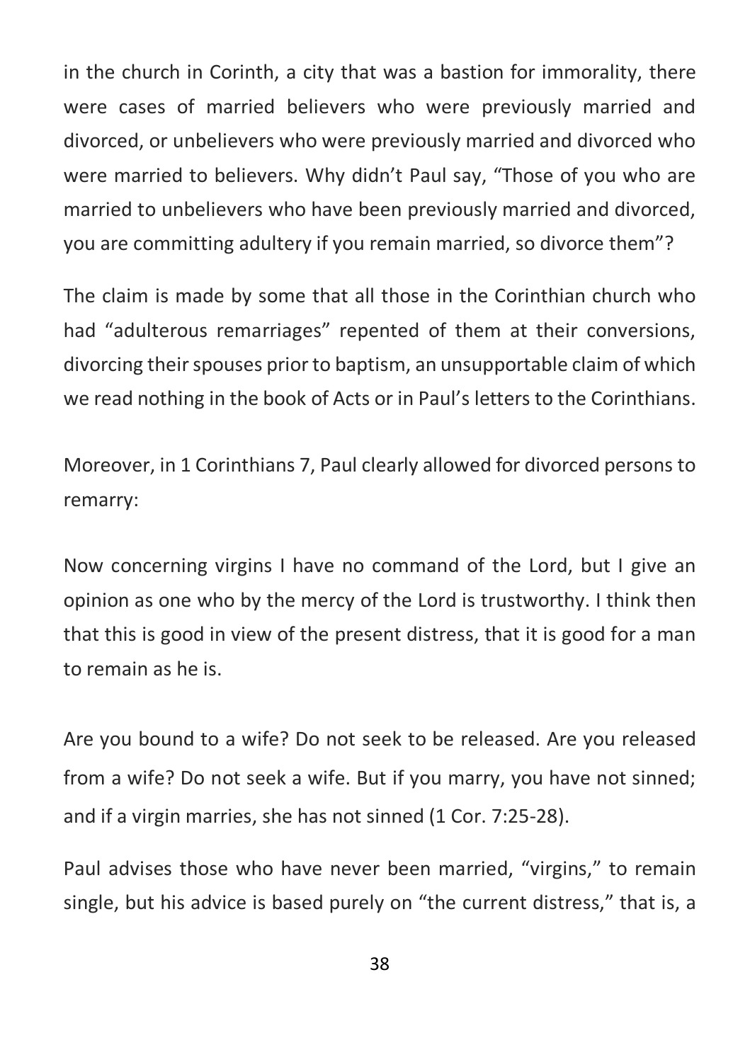in the church in Corinth, a city that was a bastion for immorality, there were cases of married believers who were previously married and divorced, or unbelievers who were previously married and divorced who were married to believers. Why didn't Paul say, "Those of you who are married to unbelievers who have been previously married and divorced, you are committing adultery if you remain married, so divorce them"?

The claim is made by some that all those in the Corinthian church who had "adulterous remarriages" repented of them at their conversions, divorcing their spouses prior to baptism, an unsupportable claim of which we read nothing in the book of Acts or in Paul's letters to the Corinthians.

Moreover, in 1 Corinthians 7, Paul clearly allowed for divorced persons to remarry:

Now concerning virgins I have no command of the Lord, but I give an opinion as one who by the mercy of the Lord is trustworthy. I think then that this is good in view of the present distress, that it is good for a man to remain as he is.

Are you bound to a wife? Do not seek to be released. Are you released from a wife? Do not seek a wife. But if you marry, you have not sinned; and if a virgin marries, she has not sinned (1 Cor. 7:25-28).

Paul advises those who have never been married, "virgins," to remain single, but his advice is based purely on "the current distress," that is, a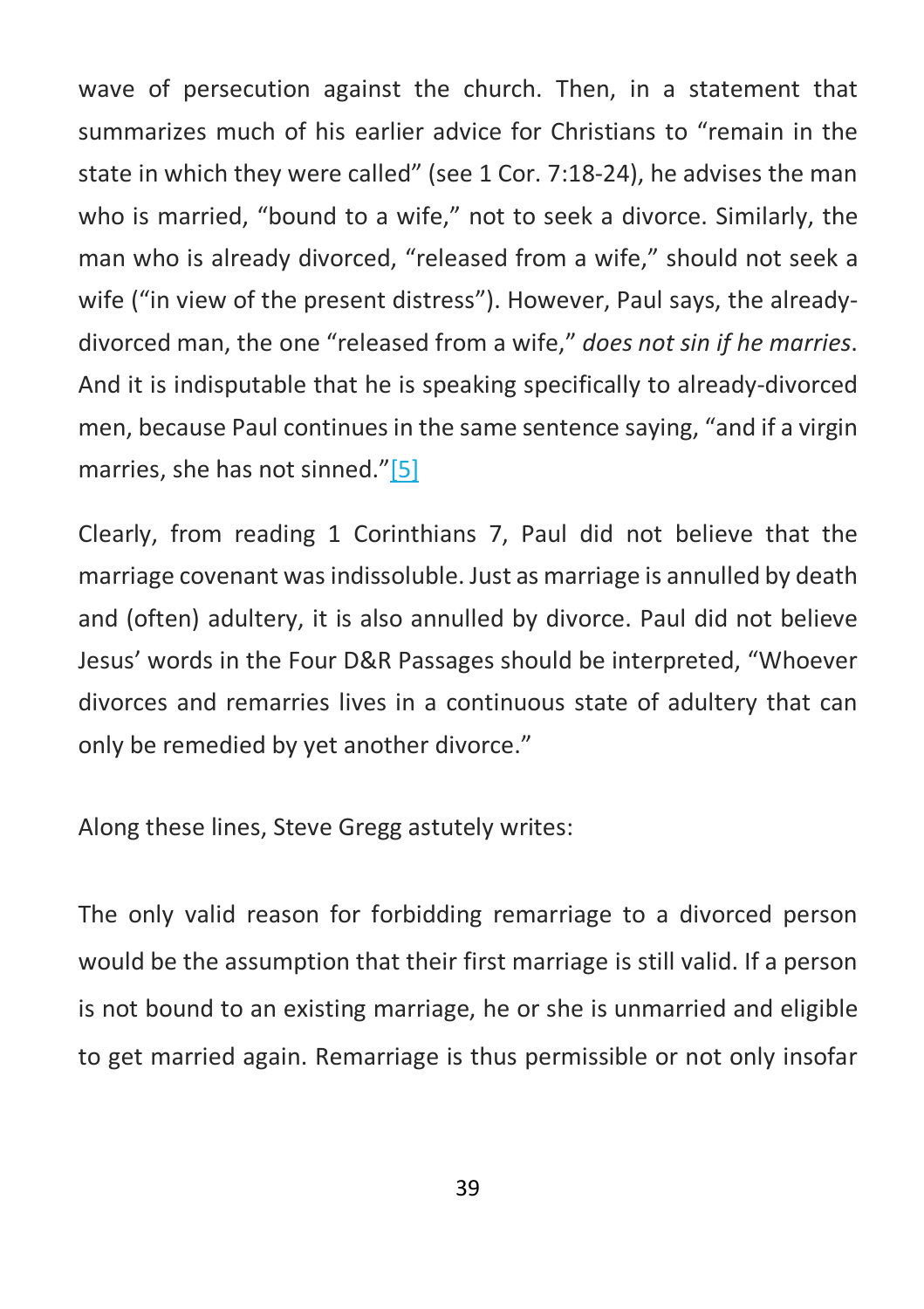wave of persecution against the church. Then, in a statement that summarizes much of his earlier advice for Christians to "remain in the state in which they were called" (see 1 Cor. 7:18-24), he advises the man who is married, "bound to a wife," not to seek a divorce. Similarly, the man who is already divorced, "released from a wife," should not seek a wife ("in view of the present distress"). However, Paul says, the already-divorced man, the one "released from a wife," *does not sin if he marries*. And it is indisputable that he is speaking specifically to already-divorced men, because Paul continues in the same sentence saying, "and if a virgin marries, she has not sinned."[5]

Clearly, from reading 1 Corinthians 7, Paul did not believe that the marriage covenant was indissoluble. Just as marriage is annulled by death and (often) adultery, it is also annulled by divorce. Paul did not believe Jesus' words in the Four D&R Passages should be interpreted, "Whoever divorces and remarries lives in a continuous state of adultery that can only be remedied by yet another divorce."

Along these lines, Steve Gregg astutely writes:

The only valid reason for forbidding remarriage to a divorced person would be the assumption that their first marriage is still valid. If a person is not bound to an existing marriage, he or she is unmarried and eligible to get married again. Remarriage is thus permissible or not only insofar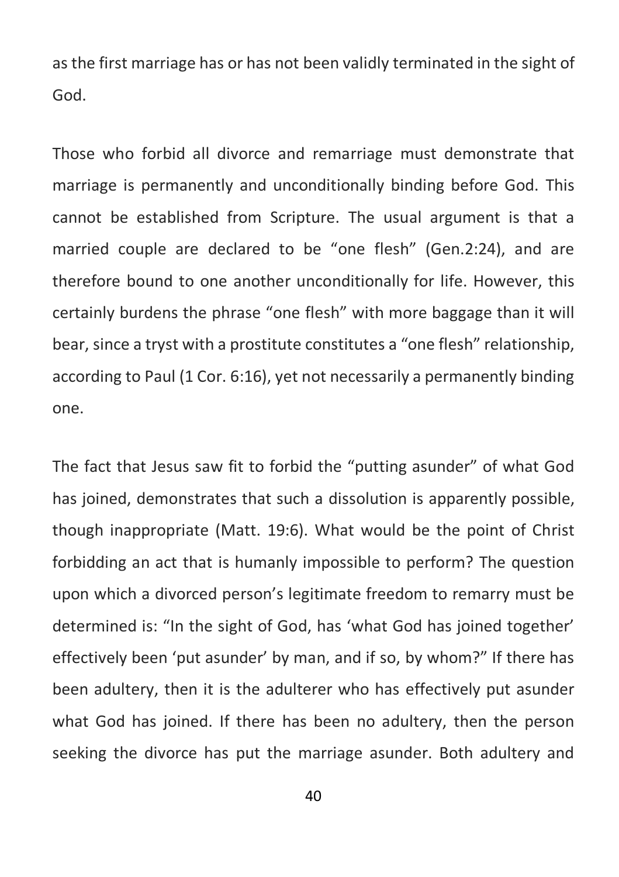as the first marriage has or has not been validly terminated in the sight of God.

Those who forbid all divorce and remarriage must demonstrate that marriage is permanently and unconditionally binding before God. This cannot be established from Scripture. The usual argument is that a married couple are declared to be "one flesh" (Gen.2:24), and are therefore bound to one another unconditionally for life. However, this certainly burdens the phrase "one flesh" with more baggage than it will bear, since a tryst with a prostitute constitutes a "one flesh" relationship, according to Paul (1 Cor. 6:16), yet not necessarily a permanently binding one.

The fact that Jesus saw fit to forbid the "putting asunder" of what God has joined, demonstrates that such a dissolution is apparently possible, though inappropriate (Matt. 19:6). What would be the point of Christ forbidding an act that is humanly impossible to perform? The question upon which a divorced person's legitimate freedom to remarry must be determined is: "In the sight of God, has 'what God has joined together' effectively been 'put asunder' by man, and if so, by whom?" If there has been adultery, then it is the adulterer who has effectively put asunder what God has joined. If there has been no adultery, then the person seeking the divorce has put the marriage asunder. Both adultery and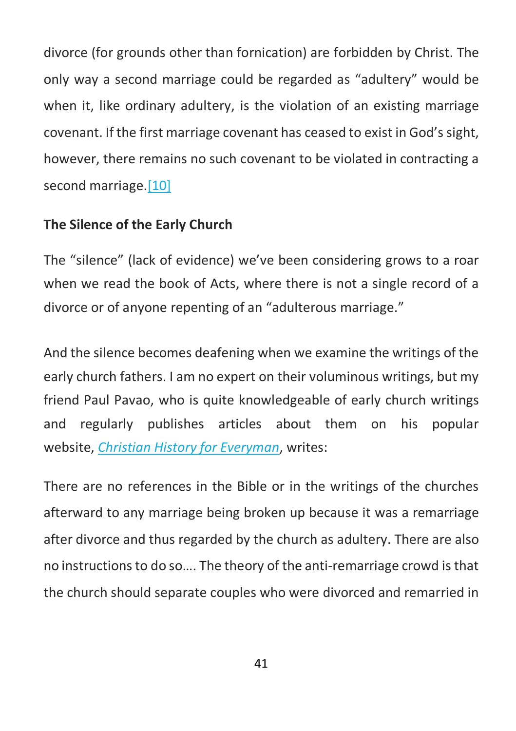divorce (for grounds other than fornication) are forbidden by Christ. The only way a second marriage could be regarded as "adultery" would be when it, like ordinary adultery, is the violation of an existing marriage covenant. If the first marriage covenant has ceased to exist in God's sight, however, there remains no such covenant to be violated in contracting a second marriage.[10]

**The Silence of the Early Church**

The "silence" (lack of evidence) we've been considering grows to a roar when we read the book of Acts, where there is not a single record of a divorce or of anyone repenting of an "adulterous marriage."

And the silence becomes deafening when we examine the writings of the early church fathers. I am no expert on their voluminous writings, but my friend Paul Pavao, who is quite knowledgeable of early church writings and regularly publishes articles about them on his popular website, *Christian History for Everyman*, writes:

There are no references in the Bible or in the writings of the churches afterward to any marriage being broken up because it was a remarriage after divorce and thus regarded by the church as adultery. There are also no instructions to do so…. The theory of the anti-remarriage crowd is that the church should separate couples who were divorced and remarried in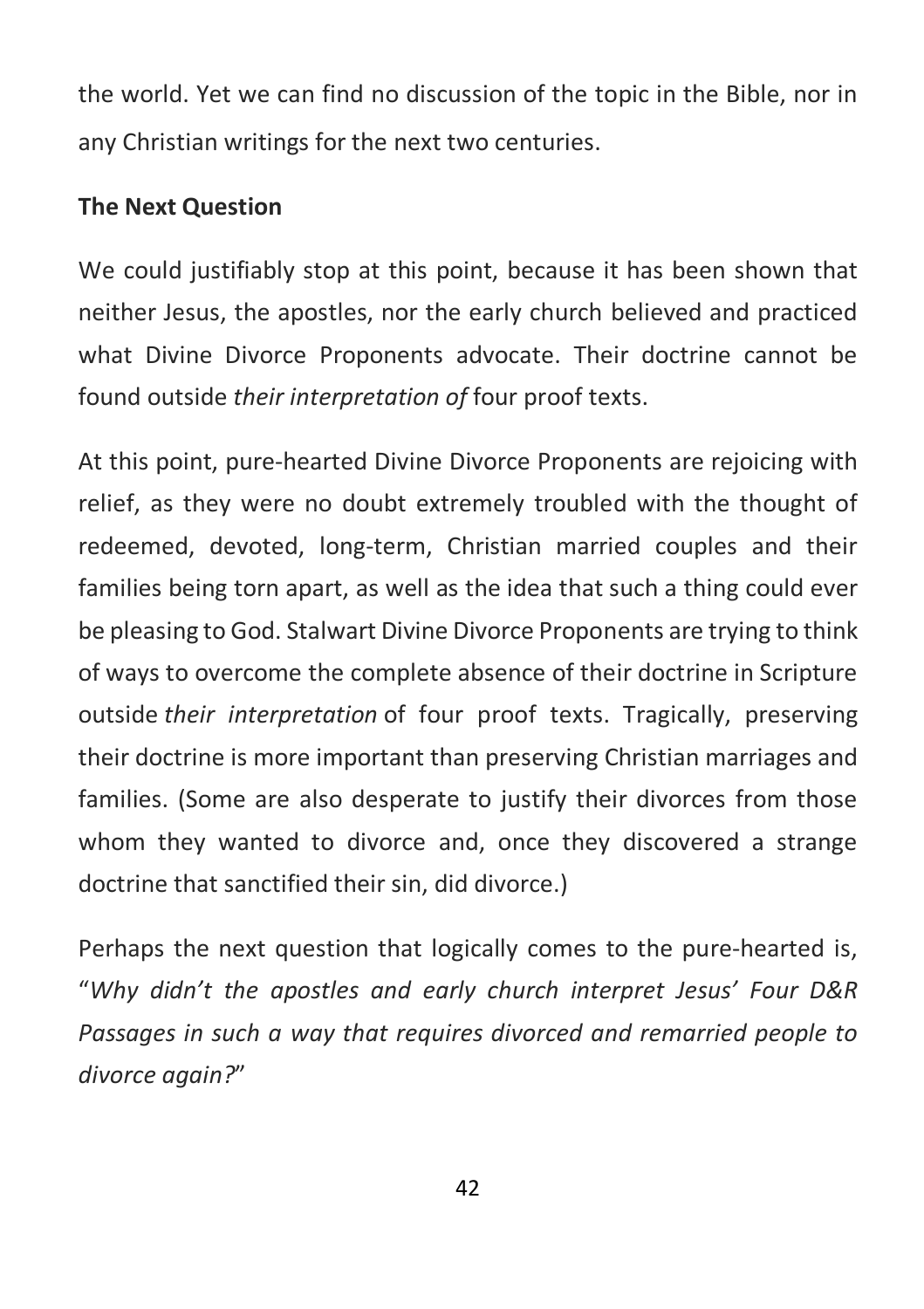the world. Yet we can find no discussion of the topic in the Bible, nor in any Christian writings for the next two centuries.

**The Next Question**

We could justifiably stop at this point, because it has been shown that neither Jesus, the apostles, nor the early church believed and practiced what Divine Divorce Proponents advocate. Their doctrine cannot be found outside *their interpretation of* four proof texts.

At this point, pure-hearted Divine Divorce Proponents are rejoicing with relief, as they were no doubt extremely troubled with the thought of redeemed, devoted, long-term, Christian married couples and their families being torn apart, as well as the idea that such a thing could ever be pleasing to God. Stalwart Divine Divorce Proponents are trying to think of ways to overcome the complete absence of their doctrine in Scripture outside *their interpretation* of four proof texts. Tragically, preserving their doctrine is more important than preserving Christian marriages and families. (Some are also desperate to justify their divorces from those whom they wanted to divorce and, once they discovered a strange doctrine that sanctified their sin, did divorce.)

Perhaps the next question that logically comes to the pure-hearted is, "*Why didn't the apostles and early church interpret Jesus' Four D&R Passages in such a way that requires divorced and remarried people to divorce again?*"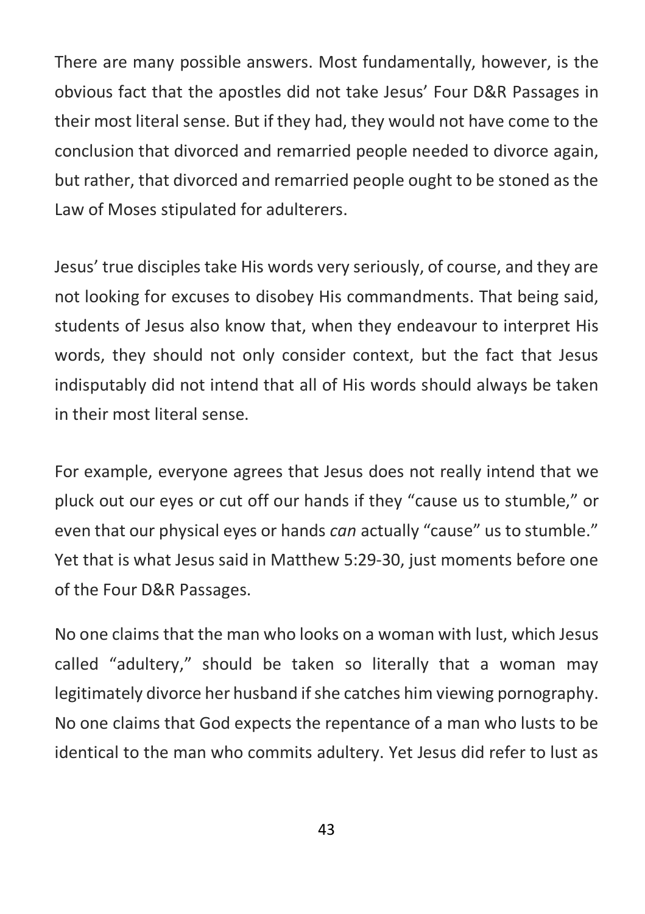There are many possible answers. Most fundamentally, however, is the obvious fact that the apostles did not take Jesus' Four D&R Passages in their most literal sense. But if they had, they would not have come to the conclusion that divorced and remarried people needed to divorce again, but rather, that divorced and remarried people ought to be stoned as the Law of Moses stipulated for adulterers.

Jesus' true disciples take His words very seriously, of course, and they are not looking for excuses to disobey His commandments. That being said, students of Jesus also know that, when they endeavour to interpret His words, they should not only consider context, but the fact that Jesus indisputably did not intend that all of His words should always be taken in their most literal sense.

For example, everyone agrees that Jesus does not really intend that we pluck out our eyes or cut off our hands if they "cause us to stumble," or even that our physical eyes or hands *can* actually "cause" us to stumble." Yet that is what Jesus said in Matthew 5:29-30, just moments before one of the Four D&R Passages.

No one claims that the man who looks on a woman with lust, which Jesus called "adultery," should be taken so literally that a woman may legitimately divorce her husband if she catches him viewing pornography. No one claims that God expects the repentance of a man who lusts to be identical to the man who commits adultery. Yet Jesus did refer to lust as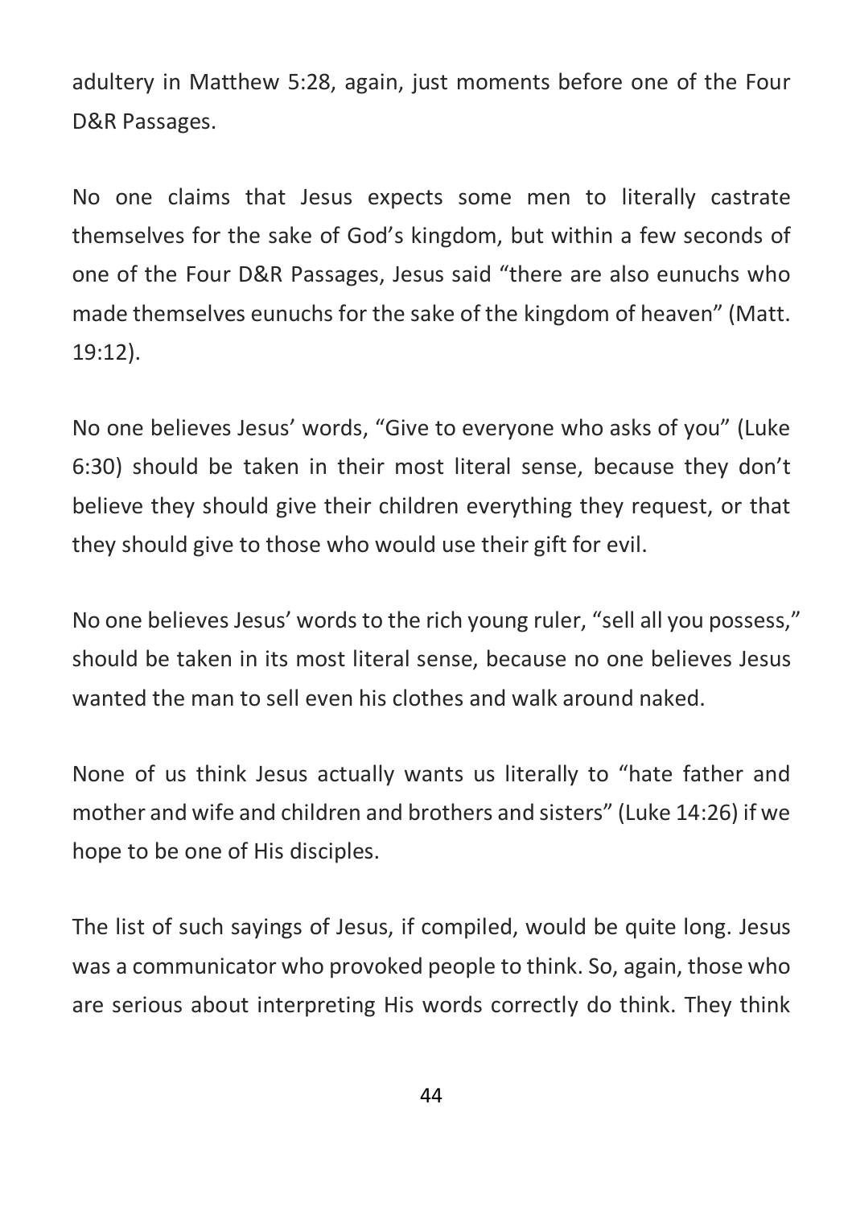adultery in Matthew 5:28, again, just moments before one of the Four D&R Passages.

No one claims that Jesus expects some men to literally castrate themselves for the sake of God's kingdom, but within a few seconds of one of the Four D&R Passages, Jesus said "there are also eunuchs who made themselves eunuchs for the sake of the kingdom of heaven" (Matt. 19:12).

No one believes Jesus' words, "Give to everyone who asks of you" (Luke 6:30) should be taken in their most literal sense, because they don't believe they should give their children everything they request, or that they should give to those who would use their gift for evil.

No one believes Jesus' words to the rich young ruler, "sell all you possess," should be taken in its most literal sense, because no one believes Jesus wanted the man to sell even his clothes and walk around naked.

None of us think Jesus actually wants us literally to "hate father and mother and wife and children and brothers and sisters" (Luke 14:26) if we hope to be one of His disciples.

The list of such sayings of Jesus, if compiled, would be quite long. Jesus was a communicator who provoked people to think. So, again, those who are serious about interpreting His words correctly do think. They think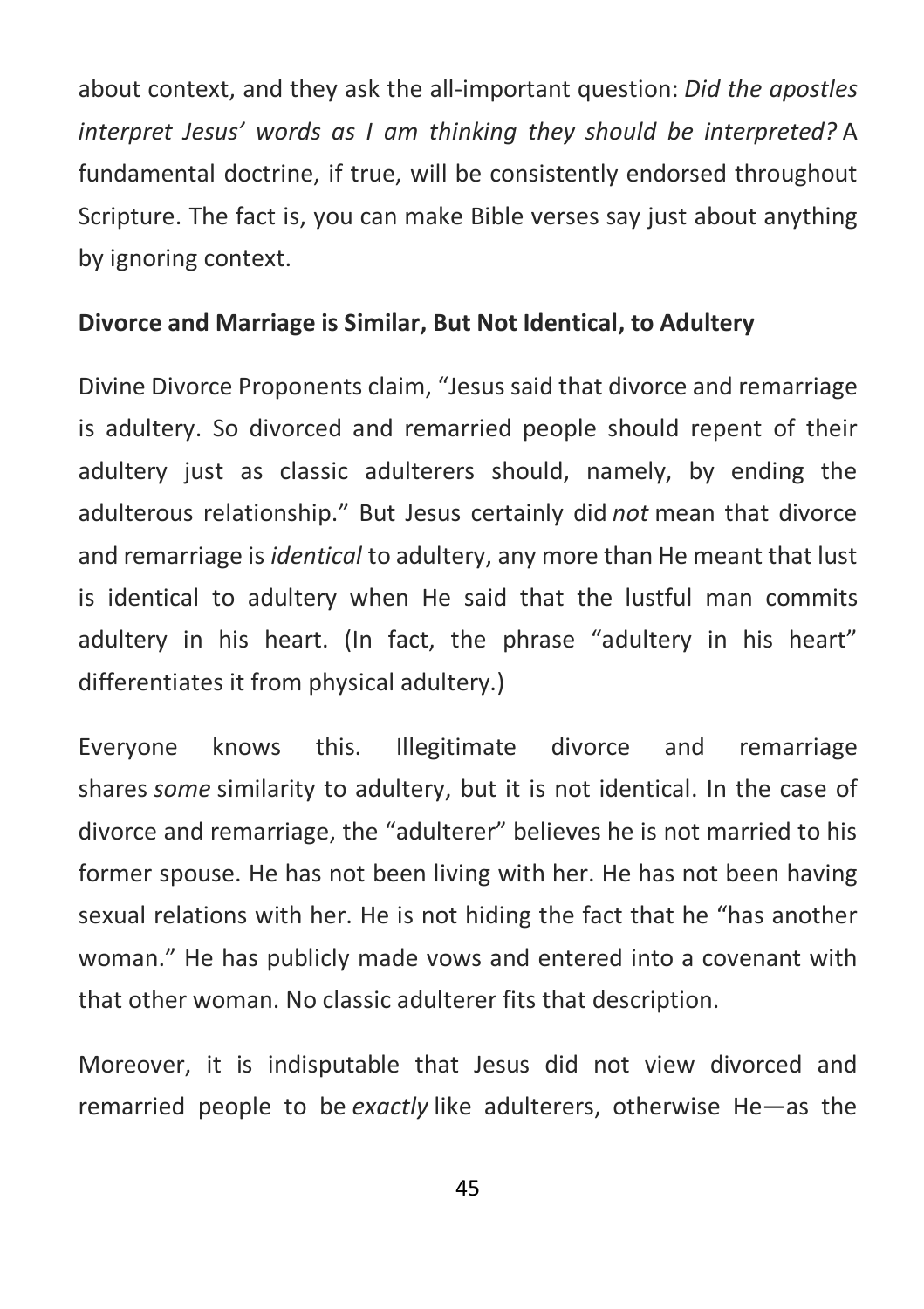about context, and they ask the all-important question: *Did the apostles interpret Jesus' words as I am thinking they should be interpreted?* A fundamental doctrine, if true, will be consistently endorsed throughout Scripture. The fact is, you can make Bible verses say just about anything by ignoring context.

**Divorce and Marriage is Similar, But Not Identical, to Adultery**

Divine Divorce Proponents claim, "Jesus said that divorce and remarriage is adultery. So divorced and remarried people should repent of their adultery just as classic adulterers should, namely, by ending the adulterous relationship." But Jesus certainly did *not* mean that divorce and remarriage is *identical* to adultery, any more than He meant that lust is identical to adultery when He said that the lustful man commits adultery in his heart. (In fact, the phrase "adultery in his heart" differentiates it from physical adultery.)

Everyone knows this. Illegitimate divorce and remarriage shares *some* similarity to adultery, but it is not identical. In the case of divorce and remarriage, the "adulterer" believes he is not married to his former spouse. He has not been living with her. He has not been having sexual relations with her. He is not hiding the fact that he "has another woman." He has publicly made vows and entered into a covenant with that other woman. No classic adulterer fits that description.

Moreover, it is indisputable that Jesus did not view divorced and remarried people to be *exactly* like adulterers, otherwise He—as the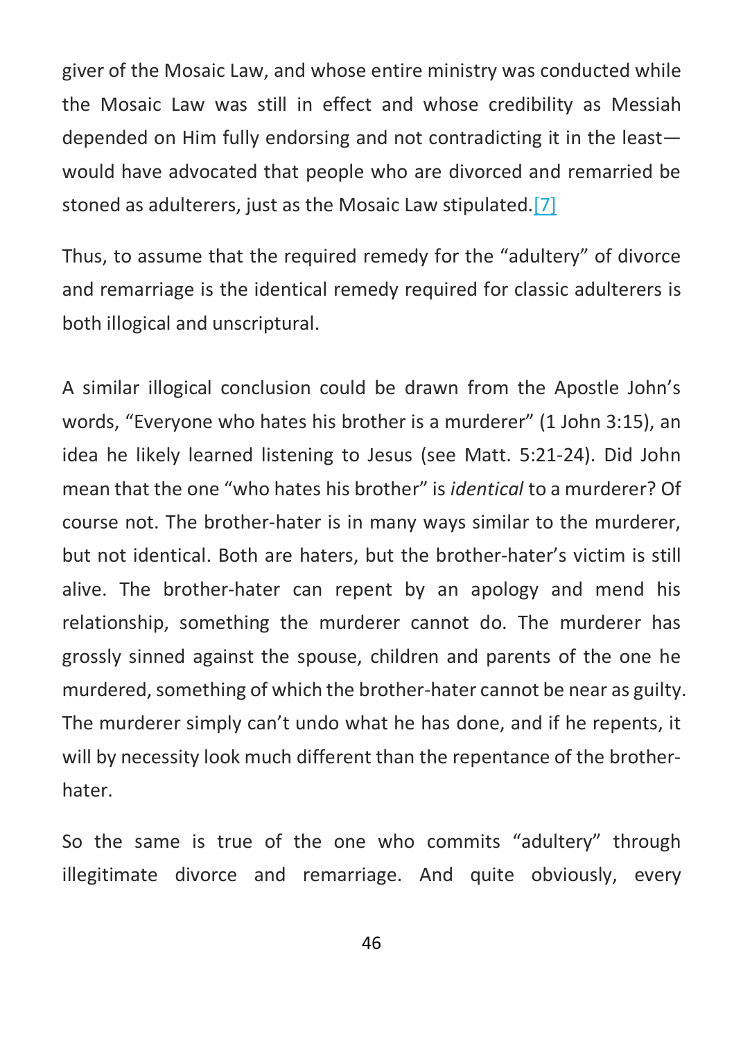giver of the Mosaic Law, and whose entire ministry was conducted while the Mosaic Law was still in effect and whose credibility as Messiah depended on Him fully endorsing and not contradicting it in the least—would have advocated that people who are divorced and remarried be stoned as adulterers, just as the Mosaic Law stipulated.[7]

Thus, to assume that the required remedy for the "adultery" of divorce and remarriage is the identical remedy required for classic adulterers is both illogical and unscriptural.

A similar illogical conclusion could be drawn from the Apostle John's words, "Everyone who hates his brother is a murderer" (1 John 3:15), an idea he likely learned listening to Jesus (see Matt. 5:21-24). Did John mean that the one "who hates his brother" is *identical* to a murderer? Of course not. The brother-hater is in many ways similar to the murderer, but not identical. Both are haters, but the brother-hater's victim is still alive. The brother-hater can repent by an apology and mend his relationship, something the murderer cannot do. The murderer has grossly sinned against the spouse, children and parents of the one he murdered, something of which the brother-hater cannot be near as guilty. The murderer simply can't undo what he has done, and if he repents, it will by necessity look much different than the repentance of the brother-hater.

So the same is true of the one who commits "adultery" through illegitimate divorce and remarriage. And quite obviously, every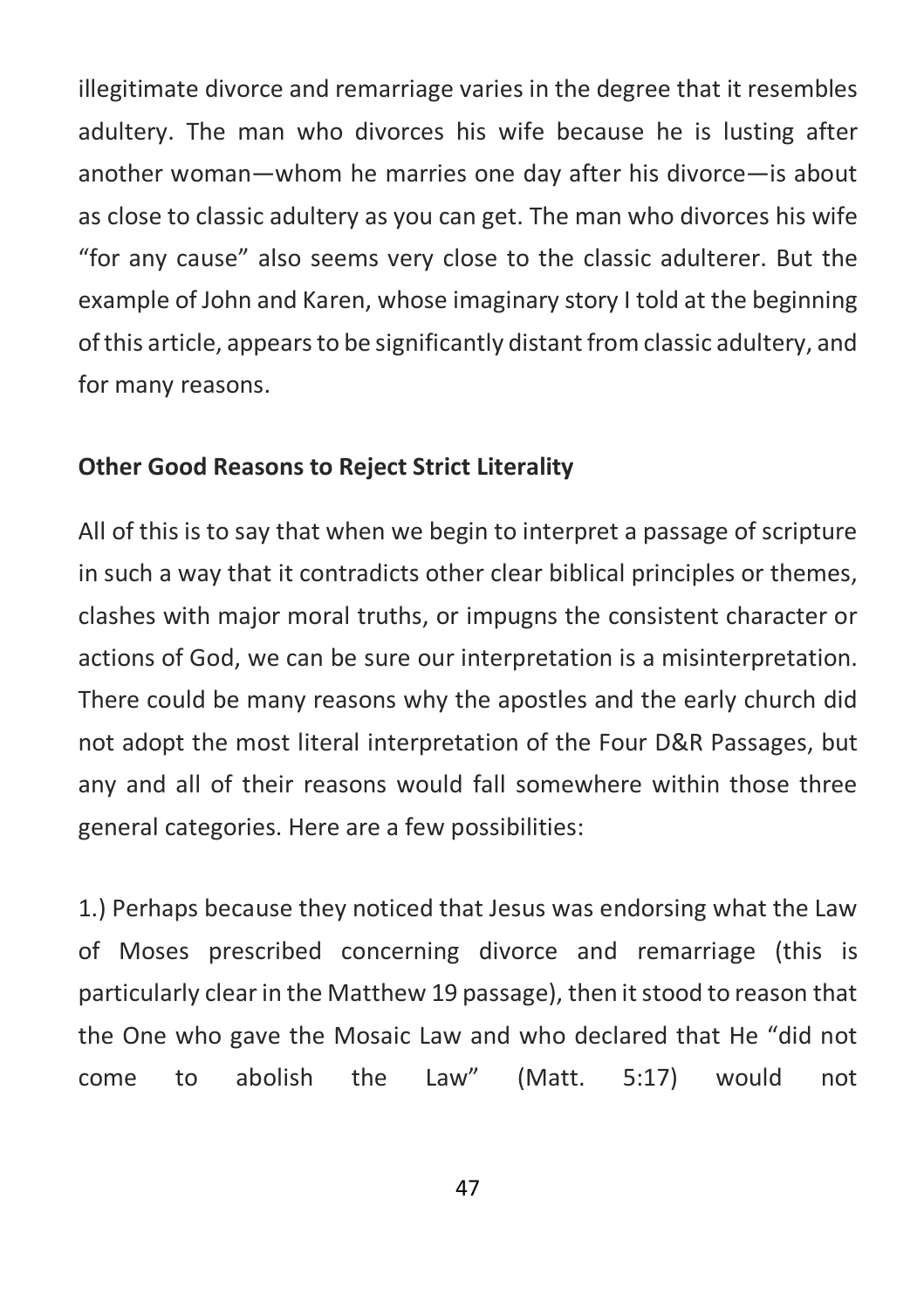illegitimate divorce and remarriage varies in the degree that it resembles adultery. The man who divorces his wife because he is lusting after another woman—whom he marries one day after his divorce—is about as close to classic adultery as you can get. The man who divorces his wife "for any cause" also seems very close to the classic adulterer. But the example of John and Karen, whose imaginary story I told at the beginning of this article, appears to be significantly distant from classic adultery, and for many reasons.

**Other Good Reasons to Reject Strict Literality**

All of this is to say that when we begin to interpret a passage of scripture in such a way that it contradicts other clear biblical principles or themes, clashes with major moral truths, or impugns the consistent character or actions of God, we can be sure our interpretation is a misinterpretation. There could be many reasons why the apostles and the early church did not adopt the most literal interpretation of the Four D&R Passages, but any and all of their reasons would fall somewhere within those three general categories. Here are a few possibilities:

1.) Perhaps because they noticed that Jesus was endorsing what the Law of Moses prescribed concerning divorce and remarriage (this is particularly clear in the Matthew 19 passage), then it stood to reason that the One who gave the Mosaic Law and who declared that He "did not come to abolish the Law" (Matt. 5:17) would not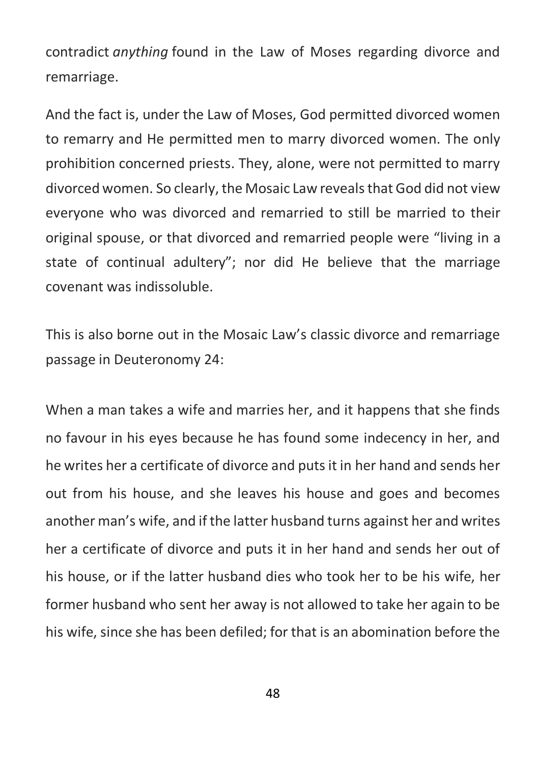contradict *anything* found in the Law of Moses regarding divorce and remarriage.

And the fact is, under the Law of Moses, God permitted divorced women to remarry and He permitted men to marry divorced women. The only prohibition concerned priests. They, alone, were not permitted to marry divorced women. So clearly, the Mosaic Law reveals that God did not view everyone who was divorced and remarried to still be married to their original spouse, or that divorced and remarried people were "living in a state of continual adultery"; nor did He believe that the marriage covenant was indissoluble.

This is also borne out in the Mosaic Law's classic divorce and remarriage passage in Deuteronomy 24:

When a man takes a wife and marries her, and it happens that she finds no favour in his eyes because he has found some indecency in her, and he writes her a certificate of divorce and puts it in her hand and sends her out from his house, and she leaves his house and goes and becomes another man's wife, and if the latter husband turns against her and writes her a certificate of divorce and puts it in her hand and sends her out of his house, or if the latter husband dies who took her to be his wife, her former husband who sent her away is not allowed to take her again to be his wife, since she has been defiled; for that is an abomination before the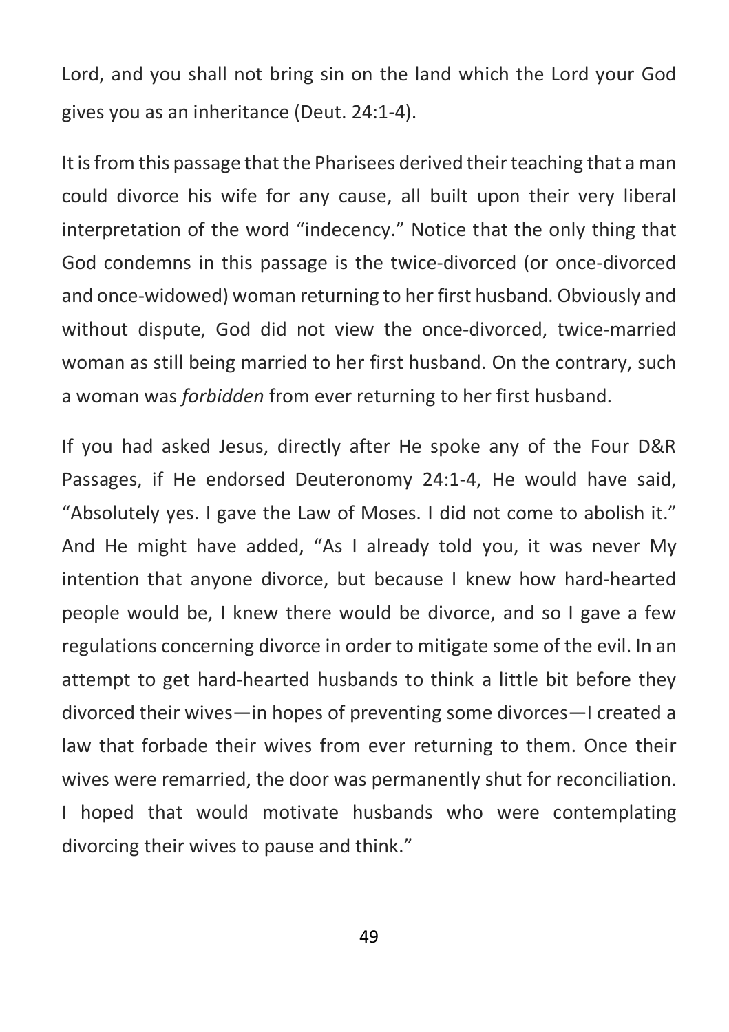Lord, and you shall not bring sin on the land which the Lord your God gives you as an inheritance (Deut. 24:1-4).

It is from this passage that the Pharisees derived their teaching that a man could divorce his wife for any cause, all built upon their very liberal interpretation of the word "indecency." Notice that the only thing that God condemns in this passage is the twice-divorced (or once-divorced and once-widowed) woman returning to her first husband. Obviously and without dispute, God did not view the once-divorced, twice-married woman as still being married to her first husband. On the contrary, such a woman was *forbidden* from ever returning to her first husband.

If you had asked Jesus, directly after He spoke any of the Four D&R Passages, if He endorsed Deuteronomy 24:1-4, He would have said, "Absolutely yes. I gave the Law of Moses. I did not come to abolish it." And He might have added, "As I already told you, it was never My intention that anyone divorce, but because I knew how hard-hearted people would be, I knew there would be divorce, and so I gave a few regulations concerning divorce in order to mitigate some of the evil. In an attempt to get hard-hearted husbands to think a little bit before they divorced their wives—in hopes of preventing some divorces—I created a law that forbade their wives from ever returning to them. Once their wives were remarried, the door was permanently shut for reconciliation. I hoped that would motivate husbands who were contemplating divorcing their wives to pause and think."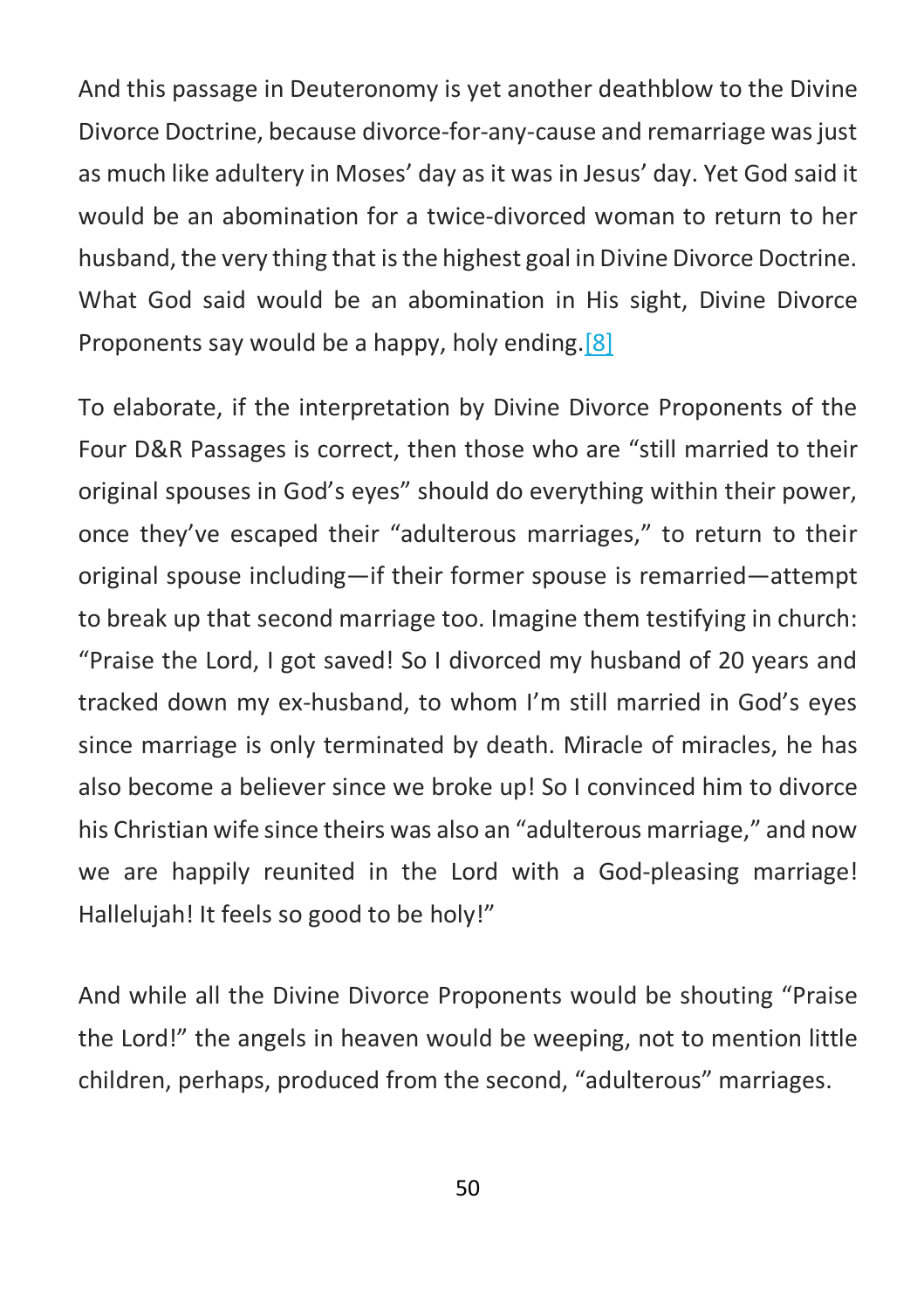And this passage in Deuteronomy is yet another deathblow to the Divine Divorce Doctrine, because divorce-for-any-cause and remarriage was just as much like adultery in Moses' day as it was in Jesus' day. Yet God said it would be an abomination for a twice-divorced woman to return to her husband, the very thing that is the highest goal in Divine Divorce Doctrine. What God said would be an abomination in His sight, Divine Divorce Proponents say would be a happy, holy ending.[8]

To elaborate, if the interpretation by Divine Divorce Proponents of the Four D&R Passages is correct, then those who are "still married to their original spouses in God's eyes" should do everything within their power, once they've escaped their "adulterous marriages," to return to their original spouse including—if their former spouse is remarried—attempt to break up that second marriage too. Imagine them testifying in church: "Praise the Lord, I got saved! So I divorced my husband of 20 years and tracked down my ex-husband, to whom I'm still married in God's eyes since marriage is only terminated by death. Miracle of miracles, he has also become a believer since we broke up! So I convinced him to divorce his Christian wife since theirs was also an "adulterous marriage," and now we are happily reunited in the Lord with a God-pleasing marriage! Hallelujah! It feels so good to be holy!"

And while all the Divine Divorce Proponents would be shouting "Praise the Lord!" the angels in heaven would be weeping, not to mention little children, perhaps, produced from the second, "adulterous" marriages.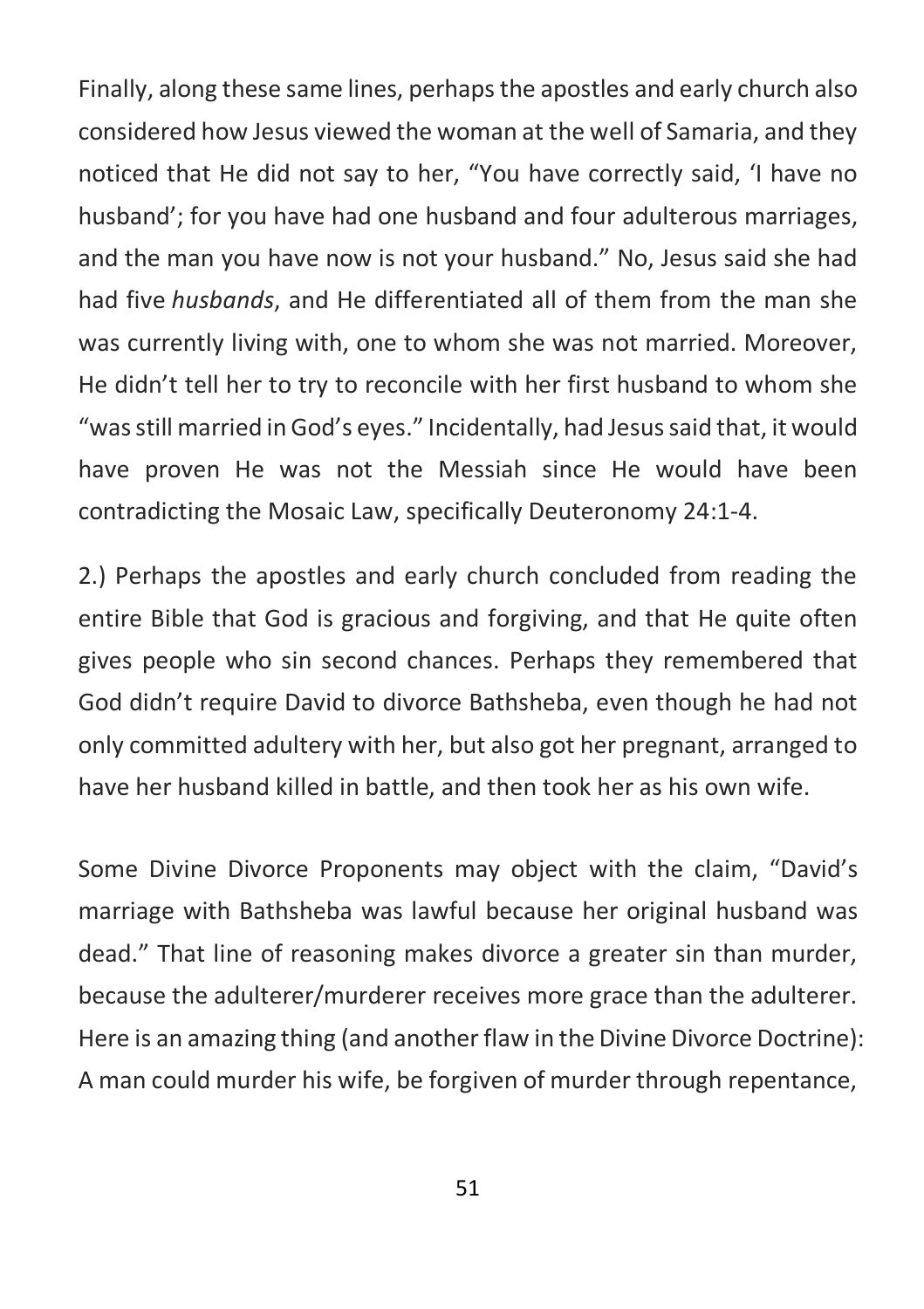Finally, along these same lines, perhaps the apostles and early church also considered how Jesus viewed the woman at the well of Samaria, and they noticed that He did not say to her, "You have correctly said, 'I have no husband'; for you have had one husband and four adulterous marriages, and the man you have now is not your husband." No, Jesus said she had had five *husbands*, and He differentiated all of them from the man she was currently living with, one to whom she was not married. Moreover, He didn't tell her to try to reconcile with her first husband to whom she "was still married in God's eyes." Incidentally, had Jesus said that, it would have proven He was not the Messiah since He would have been contradicting the Mosaic Law, specifically Deuteronomy 24:1-4.

2.) Perhaps the apostles and early church concluded from reading the entire Bible that God is gracious and forgiving, and that He quite often gives people who sin second chances. Perhaps they remembered that God didn't require David to divorce Bathsheba, even though he had not only committed adultery with her, but also got her pregnant, arranged to have her husband killed in battle, and then took her as his own wife.

Some Divine Divorce Proponents may object with the claim, "David's marriage with Bathsheba was lawful because her original husband was dead." That line of reasoning makes divorce a greater sin than murder, because the adulterer/murderer receives more grace than the adulterer. Here is an amazing thing (and another flaw in the Divine Divorce Doctrine): A man could murder his wife, be forgiven of murder through repentance,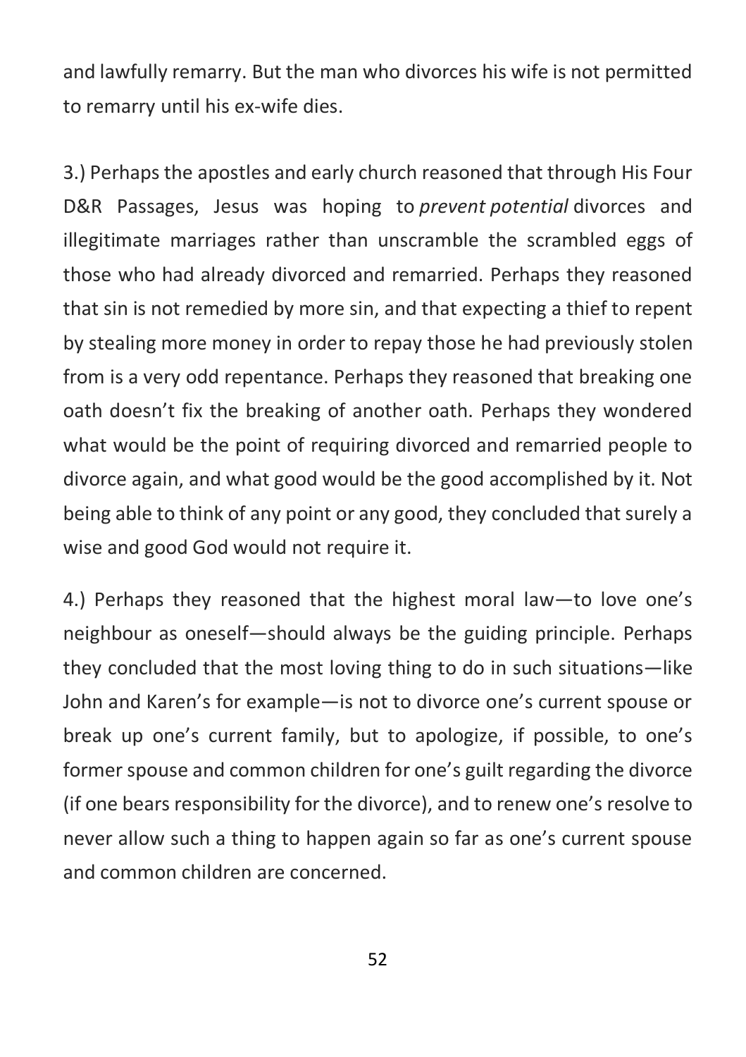and lawfully remarry. But the man who divorces his wife is not permitted to remarry until his ex-wife dies.

3.) Perhaps the apostles and early church reasoned that through His Four D&R Passages, Jesus was hoping to *prevent potential* divorces and illegitimate marriages rather than unscramble the scrambled eggs of those who had already divorced and remarried. Perhaps they reasoned that sin is not remedied by more sin, and that expecting a thief to repent by stealing more money in order to repay those he had previously stolen from is a very odd repentance. Perhaps they reasoned that breaking one oath doesn't fix the breaking of another oath. Perhaps they wondered what would be the point of requiring divorced and remarried people to divorce again, and what good would be the good accomplished by it. Not being able to think of any point or any good, they concluded that surely a wise and good God would not require it.

4.) Perhaps they reasoned that the highest moral law—to love one's neighbour as oneself—should always be the guiding principle. Perhaps they concluded that the most loving thing to do in such situations—like John and Karen's for example—is not to divorce one's current spouse or break up one's current family, but to apologize, if possible, to one's former spouse and common children for one's guilt regarding the divorce (if one bears responsibility for the divorce), and to renew one's resolve to never allow such a thing to happen again so far as one's current spouse and common children are concerned.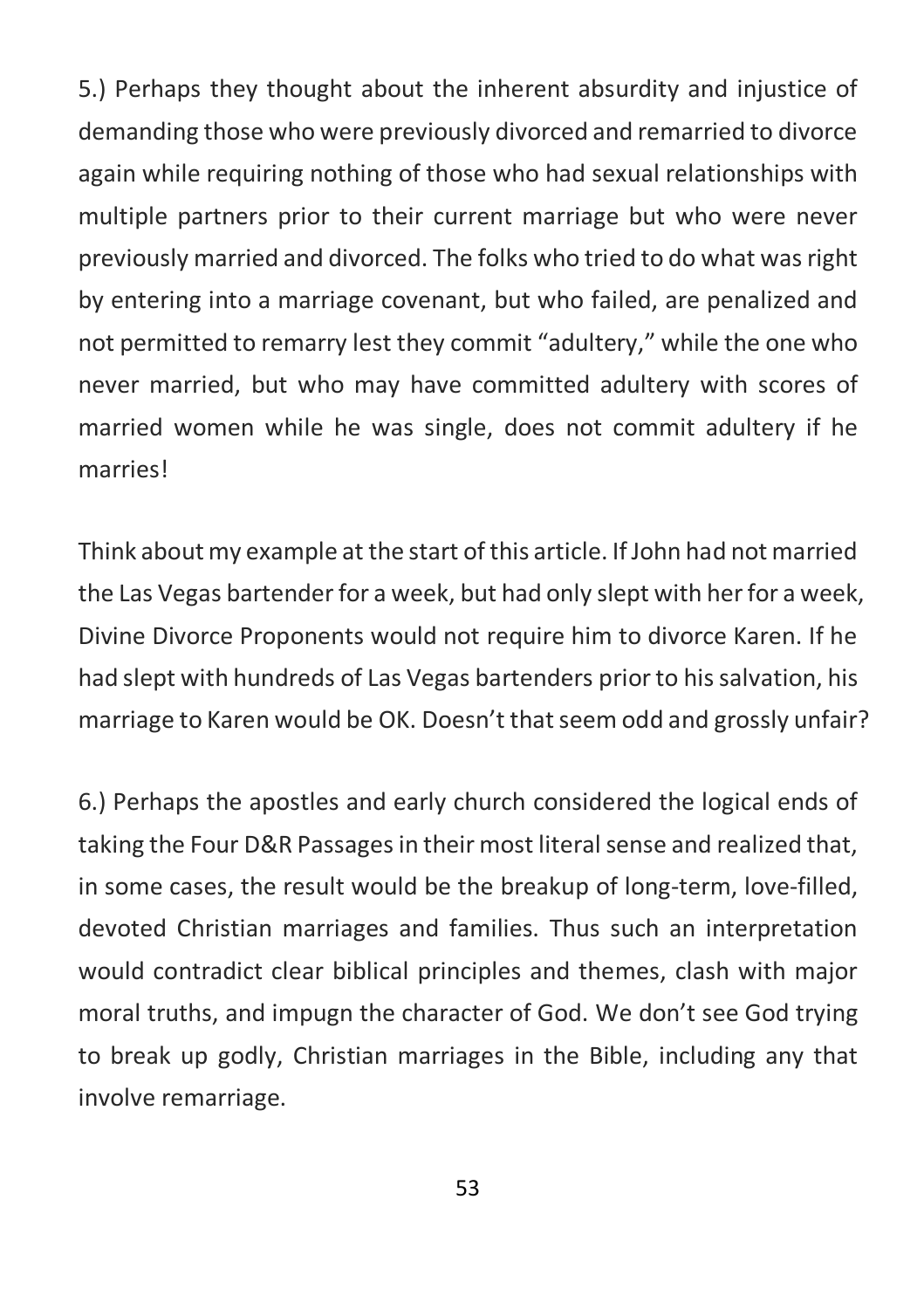5.) Perhaps they thought about the inherent absurdity and injustice of demanding those who were previously divorced and remarried to divorce again while requiring nothing of those who had sexual relationships with multiple partners prior to their current marriage but who were never previously married and divorced. The folks who tried to do what was right by entering into a marriage covenant, but who failed, are penalized and not permitted to remarry lest they commit "adultery," while the one who never married, but who may have committed adultery with scores of married women while he was single, does not commit adultery if he marries!

Think about my example at the start of this article. If John had not married the Las Vegas bartender for a week, but had only slept with her for a week, Divine Divorce Proponents would not require him to divorce Karen. If he had slept with hundreds of Las Vegas bartenders prior to his salvation, his marriage to Karen would be OK. Doesn't that seem odd and grossly unfair?

6.) Perhaps the apostles and early church considered the logical ends of taking the Four D&R Passages in their most literal sense and realized that, in some cases, the result would be the breakup of long-term, love-filled, devoted Christian marriages and families. Thus such an interpretation would contradict clear biblical principles and themes, clash with major moral truths, and impugn the character of God. We don't see God trying to break up godly, Christian marriages in the Bible, including any that involve remarriage.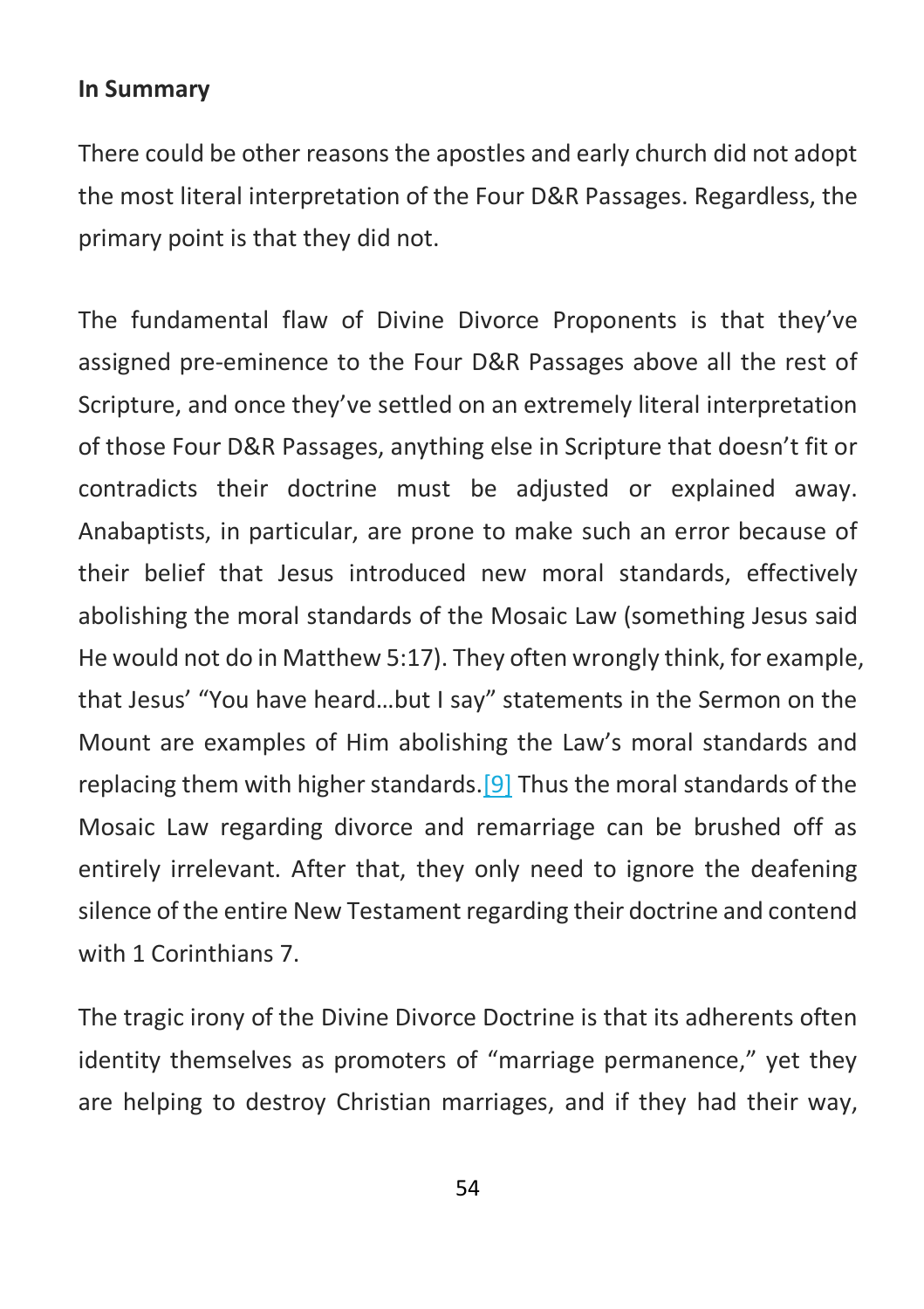**In Summary**

There could be other reasons the apostles and early church did not adopt the most literal interpretation of the Four D&R Passages. Regardless, the primary point is that they did not.

The fundamental flaw of Divine Divorce Proponents is that they've assigned pre-eminence to the Four D&R Passages above all the rest of Scripture, and once they've settled on an extremely literal interpretation of those Four D&R Passages, anything else in Scripture that doesn't fit or contradicts their doctrine must be adjusted or explained away. Anabaptists, in particular, are prone to make such an error because of their belief that Jesus introduced new moral standards, effectively abolishing the moral standards of the Mosaic Law (something Jesus said He would not do in Matthew 5:17). They often wrongly think, for example, that Jesus' "You have heard…but I say" statements in the Sermon on the Mount are examples of Him abolishing the Law's moral standards and replacing them with higher standards.[9] Thus the moral standards of the Mosaic Law regarding divorce and remarriage can be brushed off as entirely irrelevant. After that, they only need to ignore the deafening silence of the entire New Testament regarding their doctrine and contend with 1 Corinthians 7.

The tragic irony of the Divine Divorce Doctrine is that its adherents often identity themselves as promoters of "marriage permanence," yet they are helping to destroy Christian marriages, and if they had their way,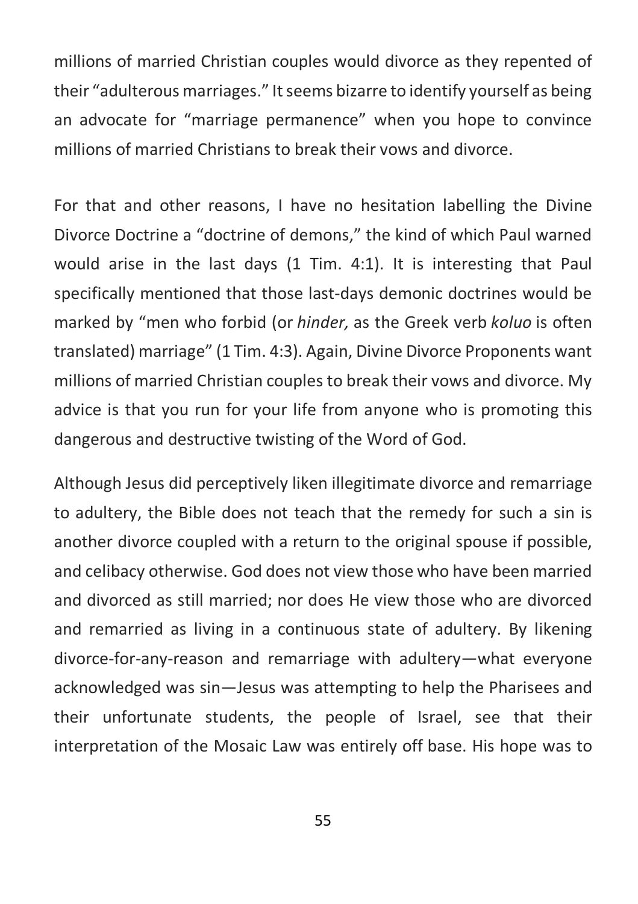millions of married Christian couples would divorce as they repented of their "adulterous marriages." It seems bizarre to identify yourself as being an advocate for "marriage permanence" when you hope to convince millions of married Christians to break their vows and divorce.

For that and other reasons, I have no hesitation labelling the Divine Divorce Doctrine a "doctrine of demons," the kind of which Paul warned would arise in the last days (1 Tim. 4:1). It is interesting that Paul specifically mentioned that those last-days demonic doctrines would be marked by "men who forbid (or *hinder,* as the Greek verb *koluo* is often translated) marriage" (1 Tim. 4:3). Again, Divine Divorce Proponents want millions of married Christian couples to break their vows and divorce. My advice is that you run for your life from anyone who is promoting this dangerous and destructive twisting of the Word of God.

Although Jesus did perceptively liken illegitimate divorce and remarriage to adultery, the Bible does not teach that the remedy for such a sin is another divorce coupled with a return to the original spouse if possible, and celibacy otherwise. God does not view those who have been married and divorced as still married; nor does He view those who are divorced and remarried as living in a continuous state of adultery. By likening divorce-for-any-reason and remarriage with adultery—what everyone acknowledged was sin—Jesus was attempting to help the Pharisees and their unfortunate students, the people of Israel, see that their interpretation of the Mosaic Law was entirely off base. His hope was to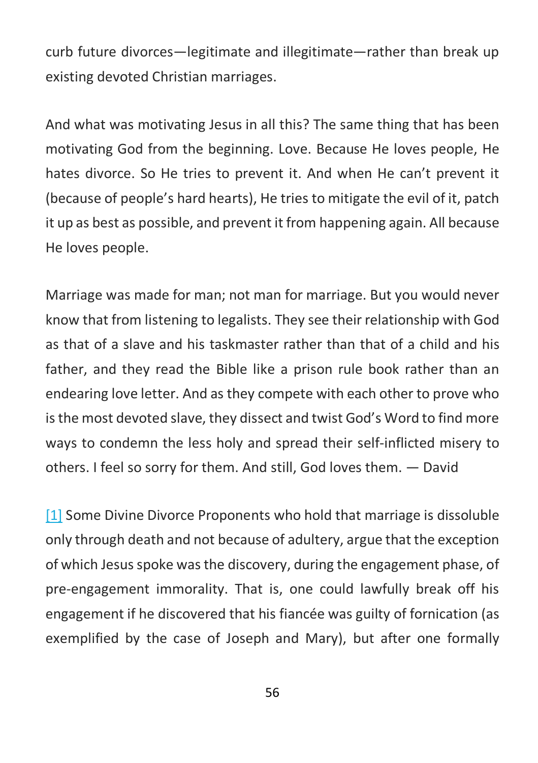curb future divorces—legitimate and illegitimate—rather than break up existing devoted Christian marriages.

And what was motivating Jesus in all this? The same thing that has been motivating God from the beginning. Love. Because He loves people, He hates divorce. So He tries to prevent it. And when He can't prevent it (because of people's hard hearts), He tries to mitigate the evil of it, patch it up as best as possible, and prevent it from happening again. All because He loves people.

Marriage was made for man; not man for marriage. But you would never know that from listening to legalists. They see their relationship with God as that of a slave and his taskmaster rather than that of a child and his father, and they read the Bible like a prison rule book rather than an endearing love letter. And as they compete with each other to prove who is the most devoted slave, they dissect and twist God's Word to find more ways to condemn the less holy and spread their self-inflicted misery to others. I feel so sorry for them. And still, God loves them. — David

[1] Some Divine Divorce Proponents who hold that marriage is dissoluble only through death and not because of adultery, argue that the exception of which Jesus spoke was the discovery, during the engagement phase, of pre-engagement immorality. That is, one could lawfully break off his engagement if he discovered that his fiancée was guilty of fornication (as exemplified by the case of Joseph and Mary), but after one formally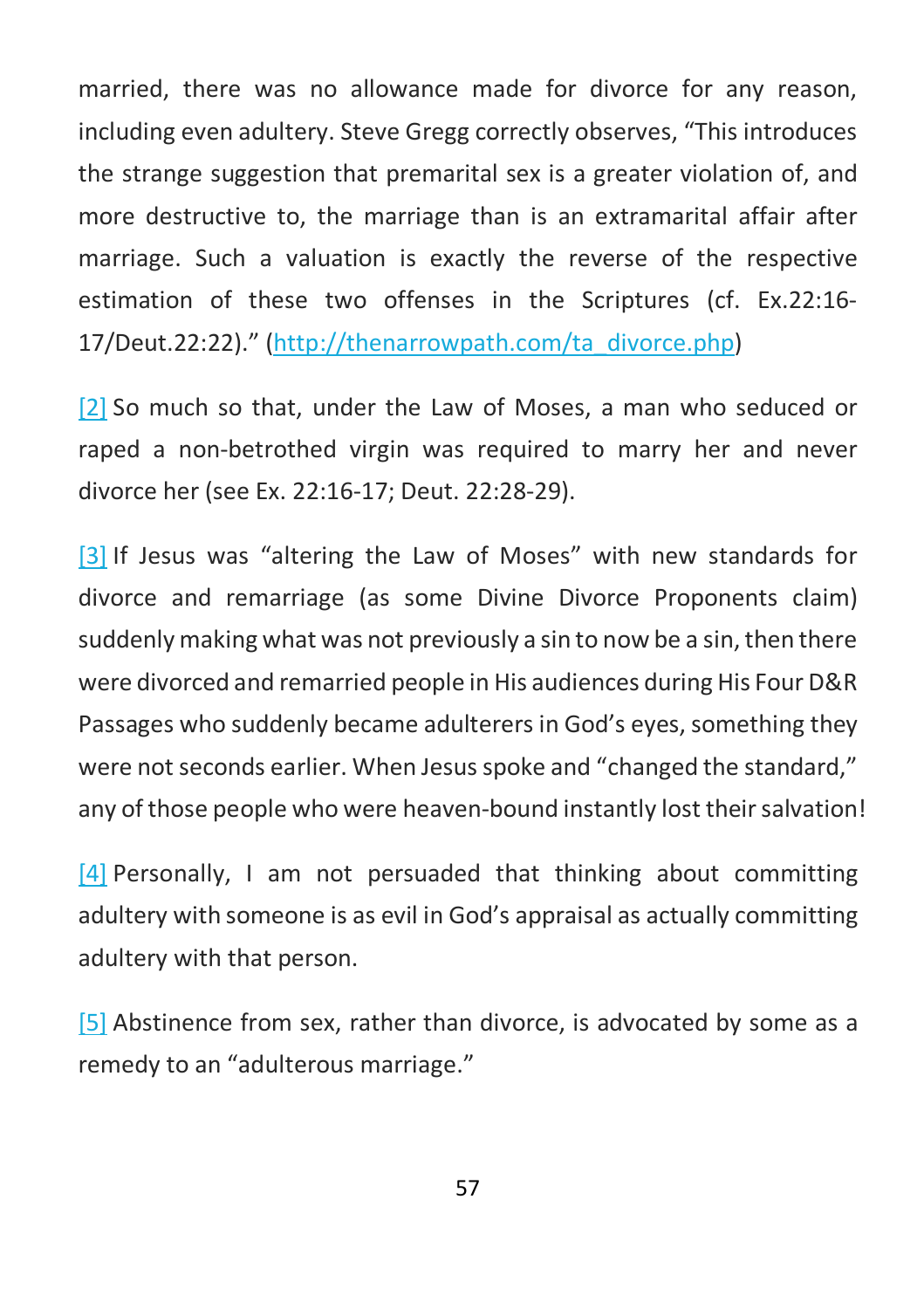married, there was no allowance made for divorce for any reason, including even adultery. Steve Gregg correctly observes, "This introduces the strange suggestion that premarital sex is a greater violation of, and more destructive to, the marriage than is an extramarital affair after marriage. Such a valuation is exactly the reverse of the respective estimation of these two offenses in the Scriptures (cf. Ex.22:16-17/Deut.22:22)." (http://thenarrowpath.com/ta_divorce.php)

[2] So much so that, under the Law of Moses, a man who seduced or raped a non-betrothed virgin was required to marry her and never divorce her (see Ex. 22:16-17; Deut. 22:28-29).

[3] If Jesus was "altering the Law of Moses" with new standards for divorce and remarriage (as some Divine Divorce Proponents claim) suddenly making what was not previously a sin to now be a sin, then there were divorced and remarried people in His audiences during His Four D&R Passages who suddenly became adulterers in God's eyes, something they were not seconds earlier. When Jesus spoke and "changed the standard," any of those people who were heaven-bound instantly lost their salvation!

[4] Personally, I am not persuaded that thinking about committing adultery with someone is as evil in God's appraisal as actually committing adultery with that person.

[5] Abstinence from sex, rather than divorce, is advocated by some as a remedy to an "adulterous marriage."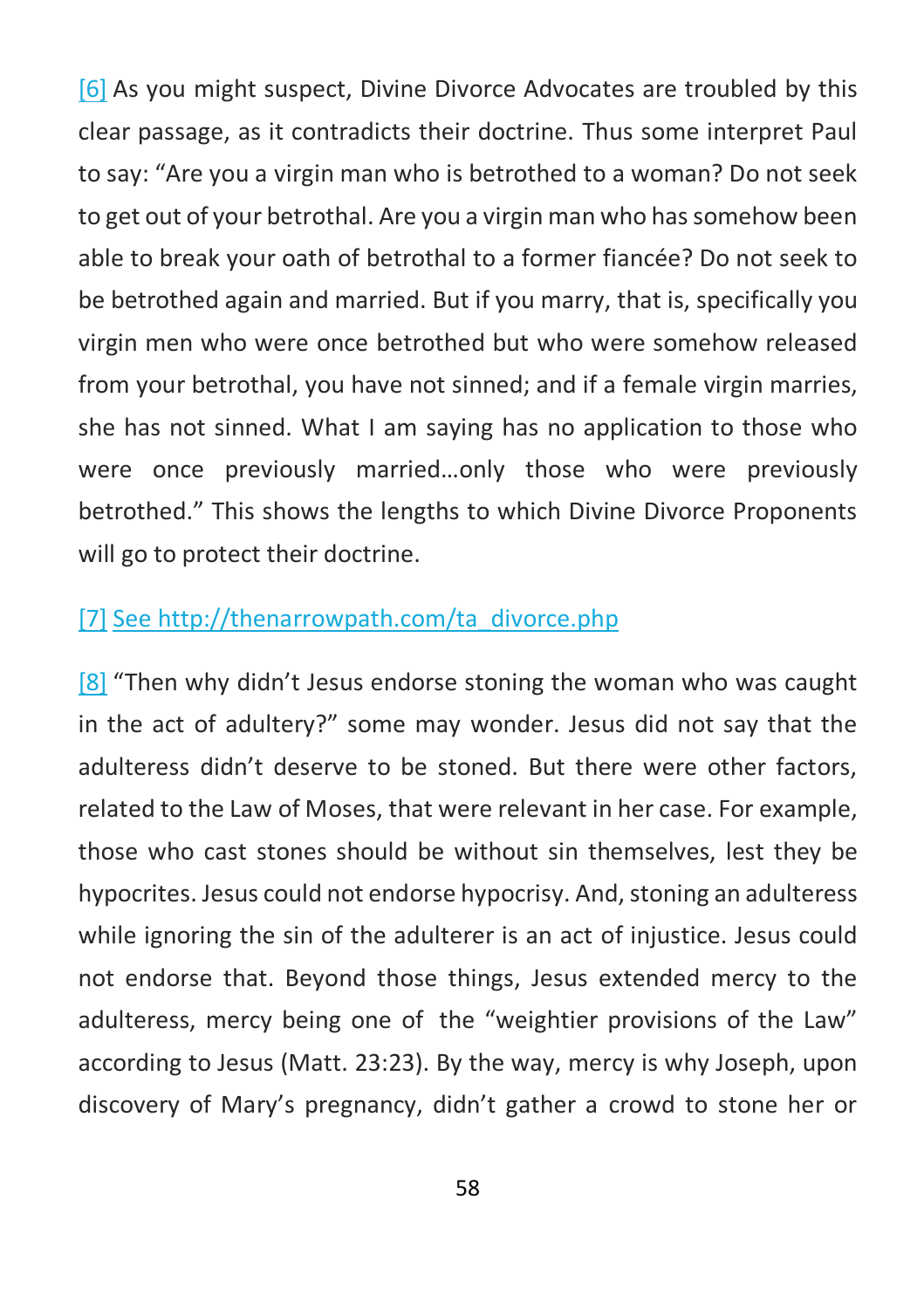[6] As you might suspect, Divine Divorce Advocates are troubled by this clear passage, as it contradicts their doctrine. Thus some interpret Paul to say: "Are you a virgin man who is betrothed to a woman? Do not seek to get out of your betrothal. Are you a virgin man who has somehow been able to break your oath of betrothal to a former fiancée? Do not seek to be betrothed again and married. But if you marry, that is, specifically you virgin men who were once betrothed but who were somehow released from your betrothal, you have not sinned; and if a female virgin marries, she has not sinned. What I am saying has no application to those who were once previously married…only those who were previously betrothed." This shows the lengths to which Divine Divorce Proponents will go to protect their doctrine.

[7] See http://thenarrowpath.com/ta_divorce.php

[8] "Then why didn't Jesus endorse stoning the woman who was caught in the act of adultery?" some may wonder. Jesus did not say that the adulteress didn't deserve to be stoned. But there were other factors, related to the Law of Moses, that were relevant in her case. For example, those who cast stones should be without sin themselves, lest they be hypocrites. Jesus could not endorse hypocrisy. And, stoning an adulteress while ignoring the sin of the adulterer is an act of injustice. Jesus could not endorse that. Beyond those things, Jesus extended mercy to the adulteress, mercy being one of the "weightier provisions of the Law" according to Jesus (Matt. 23:23). By the way, mercy is why Joseph, upon discovery of Mary's pregnancy, didn't gather a crowd to stone her or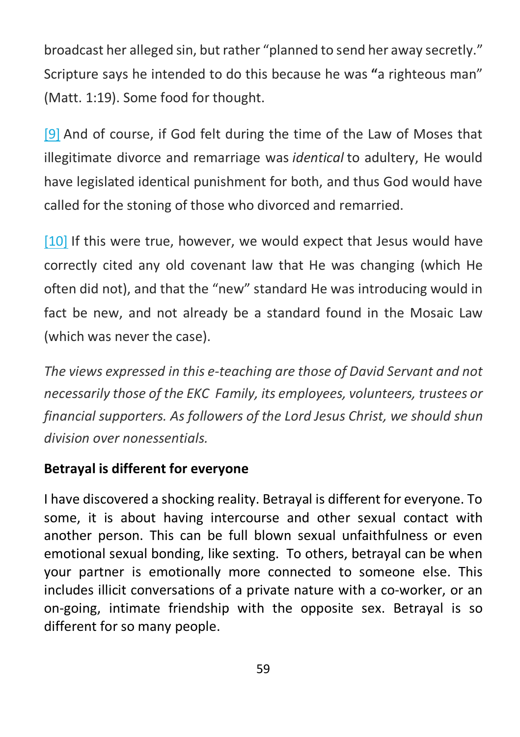broadcast her alleged sin, but rather "planned to send her away secretly." Scripture says he intended to do this because he was **"**a righteous man" (Matt. 1:19). Some food for thought.

[9] And of course, if God felt during the time of the Law of Moses that illegitimate divorce and remarriage was *identical* to adultery, He would have legislated identical punishment for both, and thus God would have called for the stoning of those who divorced and remarried.

[10] If this were true, however, we would expect that Jesus would have correctly cited any old covenant law that He was changing (which He often did not), and that the "new" standard He was introducing would in fact be new, and not already be a standard found in the Mosaic Law (which was never the case).

*The views expressed in this e-teaching are those of David Servant and not necessarily those of the EKC Family, its employees, volunteers, trustees or financial supporters. As followers of the Lord Jesus Christ, we should shun division over nonessentials.*

**Betrayal is different for everyone**

I have discovered a shocking reality. Betrayal is different for everyone. To some, it is about having intercourse and other sexual contact with another person. This can be full blown sexual unfaithfulness or even emotional sexual bonding, like sexting. To others, betrayal can be when your partner is emotionally more connected to someone else. This includes illicit conversations of a private nature with a co-worker, or an on-going, intimate friendship with the opposite sex. Betrayal is so different for so many people.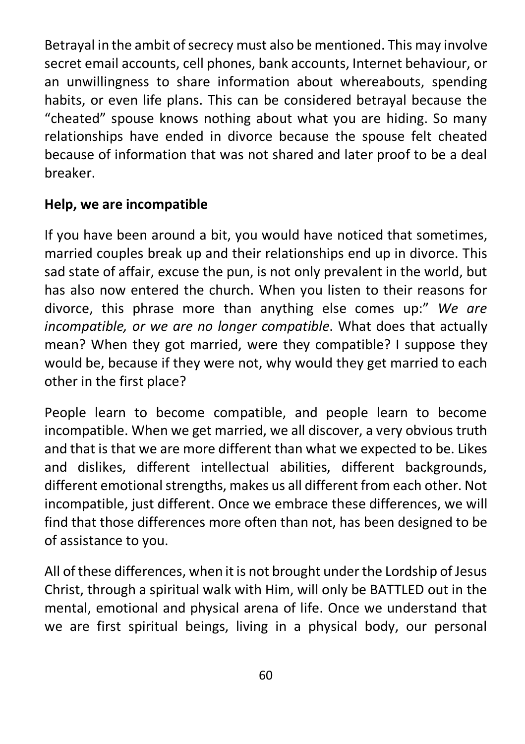Betrayal in the ambit of secrecy must also be mentioned. This may involve secret email accounts, cell phones, bank accounts, Internet behaviour, or an unwillingness to share information about whereabouts, spending habits, or even life plans. This can be considered betrayal because the "cheated" spouse knows nothing about what you are hiding. So many relationships have ended in divorce because the spouse felt cheated because of information that was not shared and later proof to be a deal breaker.

**Help, we are incompatible**

If you have been around a bit, you would have noticed that sometimes, married couples break up and their relationships end up in divorce. This sad state of affair, excuse the pun, is not only prevalent in the world, but has also now entered the church. When you listen to their reasons for divorce, this phrase more than anything else comes up:" *We are incompatible, or we are no longer compatible*. What does that actually mean? When they got married, were they compatible? I suppose they would be, because if they were not, why would they get married to each other in the first place?

People learn to become compatible, and people learn to become incompatible. When we get married, we all discover, a very obvious truth and that is that we are more different than what we expected to be. Likes and dislikes, different intellectual abilities, different backgrounds, different emotional strengths, makes us all different from each other. Not incompatible, just different. Once we embrace these differences, we will find that those differences more often than not, has been designed to be of assistance to you.

All of these differences, when it is not brought under the Lordship of Jesus Christ, through a spiritual walk with Him, will only be BATTLED out in the mental, emotional and physical arena of life. Once we understand that we are first spiritual beings, living in a physical body, our personal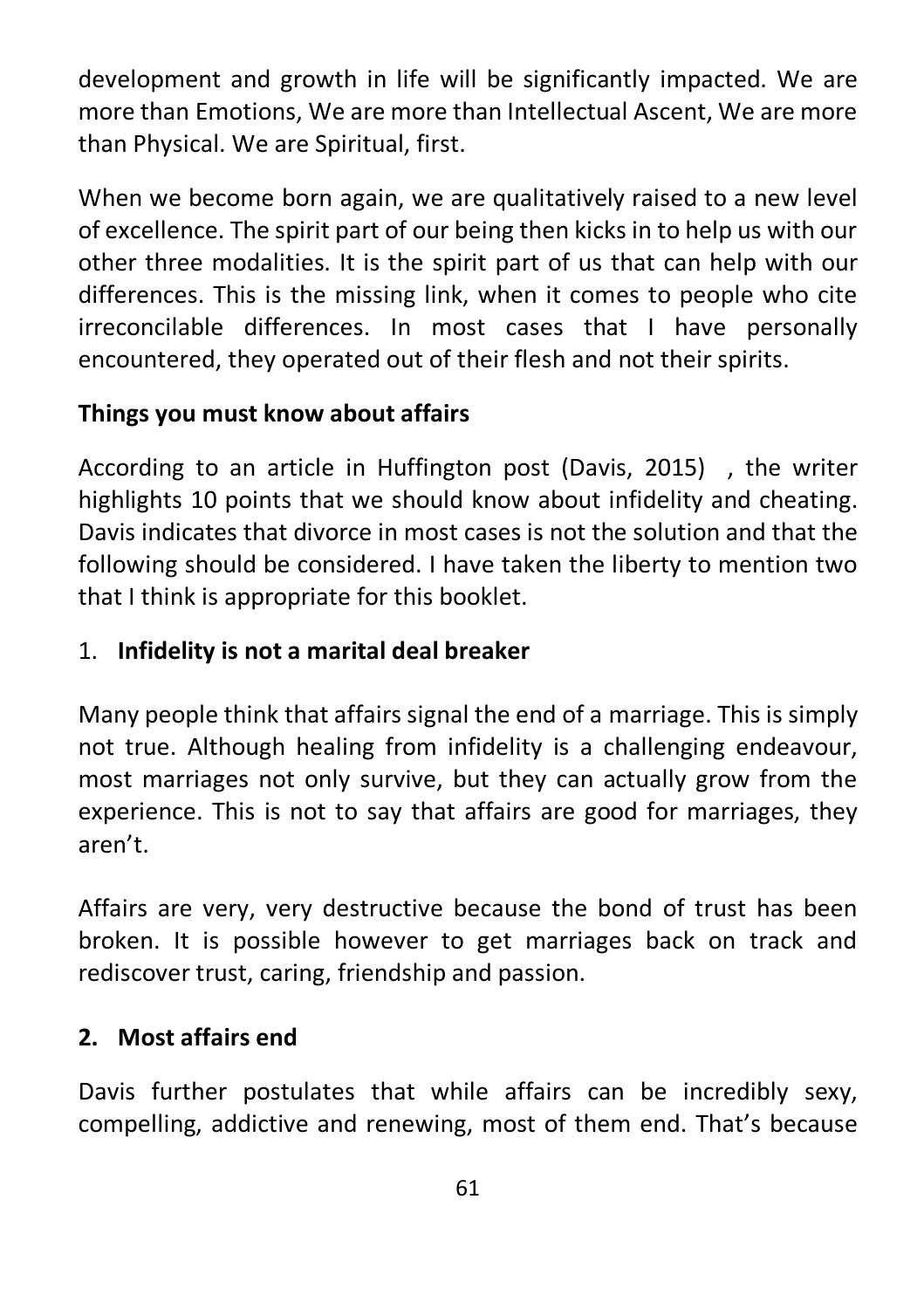development and growth in life will be significantly impacted. We are more than Emotions, We are more than Intellectual Ascent, We are more than Physical. We are Spiritual, first.

When we become born again, we are qualitatively raised to a new level of excellence. The spirit part of our being then kicks in to help us with our other three modalities. It is the spirit part of us that can help with our differences. This is the missing link, when it comes to people who cite irreconcilable differences. In most cases that I have personally encountered, they operated out of their flesh and not their spirits.

**Things you must know about affairs**

According to an article in Huffington post (Davis, 2015) , the writer highlights 10 points that we should know about infidelity and cheating. Davis indicates that divorce in most cases is not the solution and that the following should be considered. I have taken the liberty to mention two that I think is appropriate for this booklet.

1. **Infidelity is not a marital deal breaker**

Many people think that affairs signal the end of a marriage. This is simply not true. Although healing from infidelity is a challenging endeavour, most marriages not only survive, but they can actually grow from the experience. This is not to say that affairs are good for marriages, they aren't.

Affairs are very, very destructive because the bond of trust has been broken. It is possible however to get marriages back on track and rediscover trust, caring, friendship and passion.

2. **Most affairs end**

Davis further postulates that while affairs can be incredibly sexy, compelling, addictive and renewing, most of them end. That's because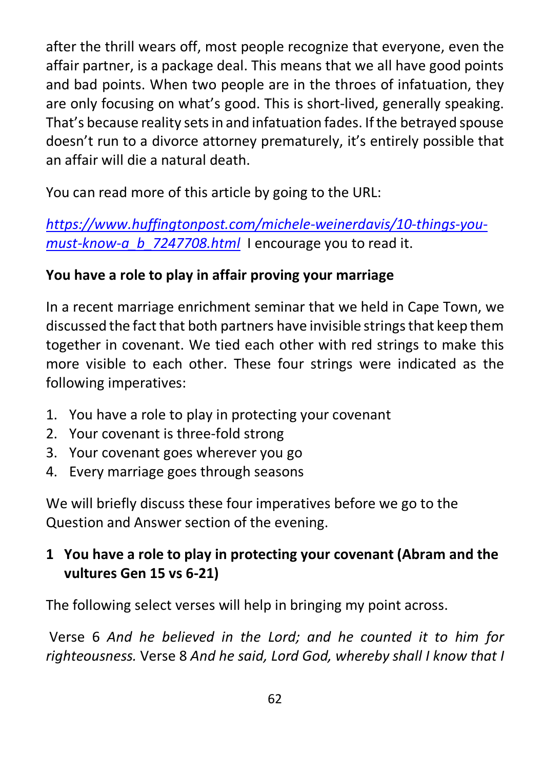after the thrill wears off, most people recognize that everyone, even the affair partner, is a package deal. This means that we all have good points and bad points. When two people are in the throes of infatuation, they are only focusing on what's good. This is short-lived, generally speaking. That's because reality sets in and infatuation fades. If the betrayed spouse doesn't run to a divorce attorney prematurely, it's entirely possible that an affair will die a natural death.

You can read more of this article by going to the URL:

*https://www.huffingtonpost.com/michele-weinerdavis/10-things-you-must-know-a_b_7247708.html* I encourage you to read it.

**You have a role to play in affair proving your marriage**

In a recent marriage enrichment seminar that we held in Cape Town, we discussed the fact that both partners have invisible strings that keep them together in covenant. We tied each other with red strings to make this more visible to each other. These four strings were indicated as the following imperatives:

1. You have a role to play in protecting your covenant
2. Your covenant is three-fold strong
3. Your covenant goes wherever you go
4. Every marriage goes through seasons

We will briefly discuss these four imperatives before we go to the Question and Answer section of the evening.

**1 You have a role to play in protecting your covenant (Abram and the vultures Gen 15 vs 6-21)**

The following select verses will help in bringing my point across.

Verse 6 *And he believed in the Lord; and he counted it to him for righteousness.* Verse 8 *And he said, Lord God, whereby shall I know that I*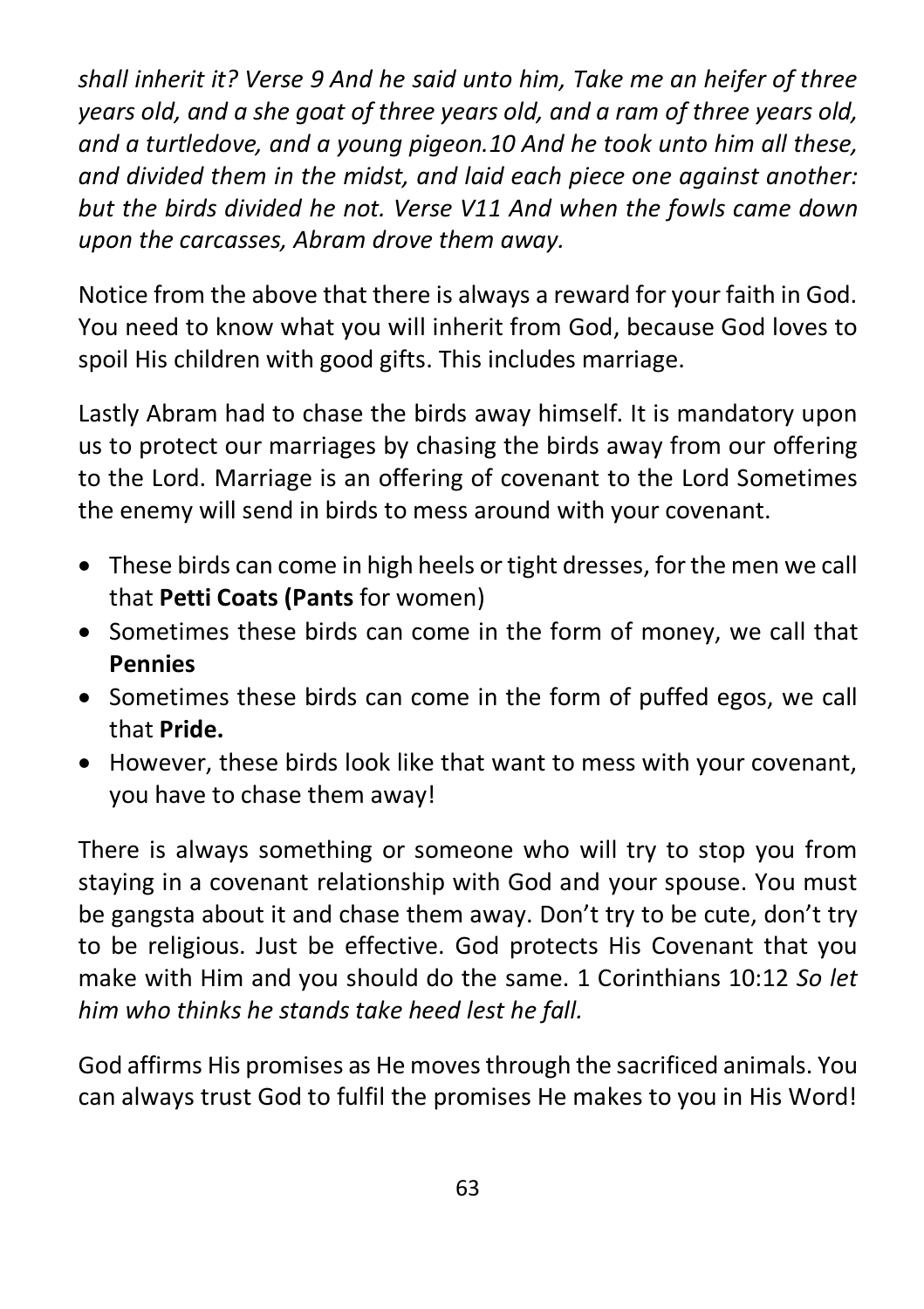*shall inherit it? Verse 9 And he said unto him, Take me an heifer of three years old, and a she goat of three years old, and a ram of three years old, and a turtledove, and a young pigeon.10 And he took unto him all these, and divided them in the midst, and laid each piece one against another: but the birds divided he not. Verse V11 And when the fowls came down upon the carcasses, Abram drove them away.*

Notice from the above that there is always a reward for your faith in God. You need to know what you will inherit from God, because God loves to spoil His children with good gifts. This includes marriage.

Lastly Abram had to chase the birds away himself. It is mandatory upon us to protect our marriages by chasing the birds away from our offering to the Lord. Marriage is an offering of covenant to the Lord Sometimes the enemy will send in birds to mess around with your covenant.

- These birds can come in high heels or tight dresses, for the men we call that **Petti Coats (Pants** for women)
- Sometimes these birds can come in the form of money, we call that **Pennies**
- Sometimes these birds can come in the form of puffed egos, we call that **Pride.**
- However, these birds look like that want to mess with your covenant, you have to chase them away!

There is always something or someone who will try to stop you from staying in a covenant relationship with God and your spouse. You must be gangsta about it and chase them away. Don't try to be cute, don't try to be religious. Just be effective. God protects His Covenant that you make with Him and you should do the same. 1 Corinthians 10:12 *So let him who thinks he stands take heed lest he fall.*

God affirms His promises as He moves through the sacrificed animals. You can always trust God to fulfil the promises He makes to you in His Word!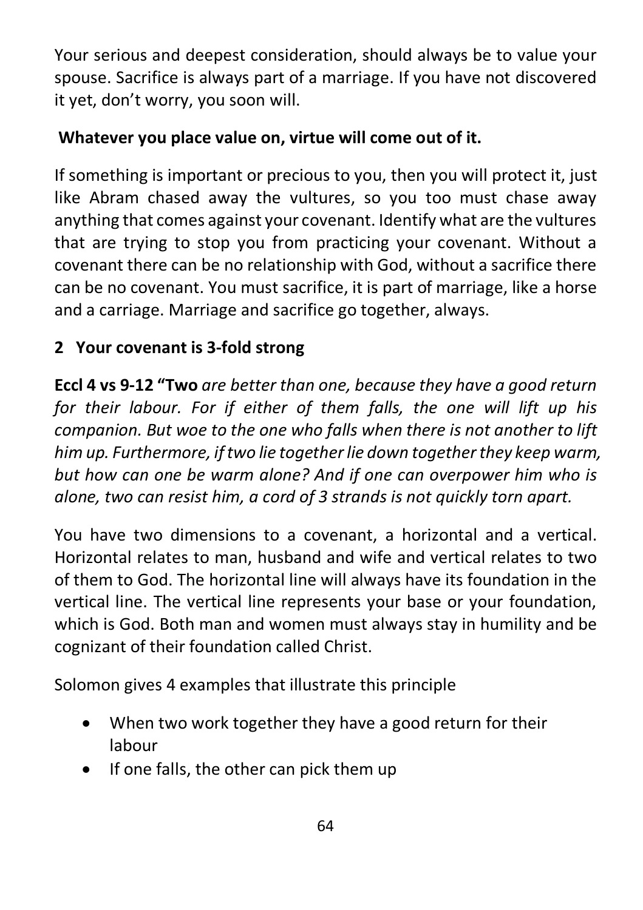Your serious and deepest consideration, should always be to value your spouse. Sacrifice is always part of a marriage. If you have not discovered it yet, don't worry, you soon will.

**Whatever you place value on, virtue will come out of it.**

If something is important or precious to you, then you will protect it, just like Abram chased away the vultures, so you too must chase away anything that comes against your covenant. Identify what are the vultures that are trying to stop you from practicing your covenant. Without a covenant there can be no relationship with God, without a sacrifice there can be no covenant. You must sacrifice, it is part of marriage, like a horse and a carriage. Marriage and sacrifice go together, always.

## 2 Your covenant is 3-fold strong

**Eccl 4 vs 9-12 "Two** *are better than one, because they have a good return for their labour. For if either of them falls, the one will lift up his companion. But woe to the one who falls when there is not another to lift him up. Furthermore, if two lie together lie down together they keep warm, but how can one be warm alone? And if one can overpower him who is alone, two can resist him, a cord of 3 strands is not quickly torn apart.*

You have two dimensions to a covenant, a horizontal and a vertical. Horizontal relates to man, husband and wife and vertical relates to two of them to God. The horizontal line will always have its foundation in the vertical line. The vertical line represents your base or your foundation, which is God. Both man and women must always stay in humility and be cognizant of their foundation called Christ.

Solomon gives 4 examples that illustrate this principle

- When two work together they have a good return for their labour
- If one falls, the other can pick them up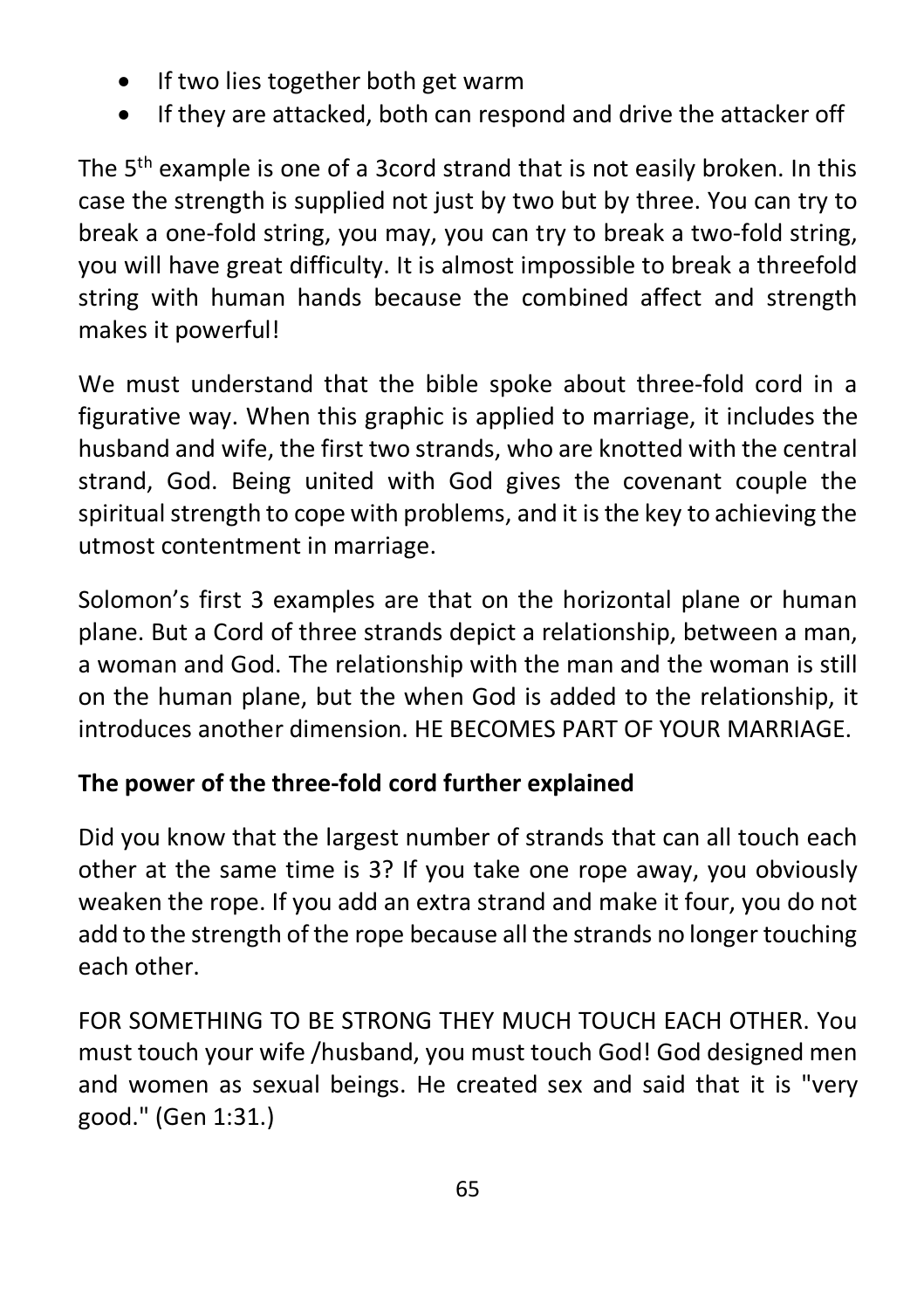- If two lies together both get warm
- If they are attacked, both can respond and drive the attacker off

The 5th example is one of a 3cord strand that is not easily broken. In this case the strength is supplied not just by two but by three. You can try to break a one-fold string, you may, you can try to break a two-fold string, you will have great difficulty. It is almost impossible to break a threefold string with human hands because the combined affect and strength makes it powerful!

We must understand that the bible spoke about three-fold cord in a figurative way. When this graphic is applied to marriage, it includes the husband and wife, the first two strands, who are knotted with the central strand, God. Being united with God gives the covenant couple the spiritual strength to cope with problems, and it is the key to achieving the utmost contentment in marriage.

Solomon's first 3 examples are that on the horizontal plane or human plane. But a Cord of three strands depict a relationship, between a man, a woman and God. The relationship with the man and the woman is still on the human plane, but the when God is added to the relationship, it introduces another dimension. HE BECOMES PART OF YOUR MARRIAGE.

**The power of the three-fold cord further explained**

Did you know that the largest number of strands that can all touch each other at the same time is 3? If you take one rope away, you obviously weaken the rope. If you add an extra strand and make it four, you do not add to the strength of the rope because all the strands no longer touching each other.

FOR SOMETHING TO BE STRONG THEY MUCH TOUCH EACH OTHER. You must touch your wife /husband, you must touch God! God designed men and women as sexual beings. He created sex and said that it is "very good." (Gen 1:31.)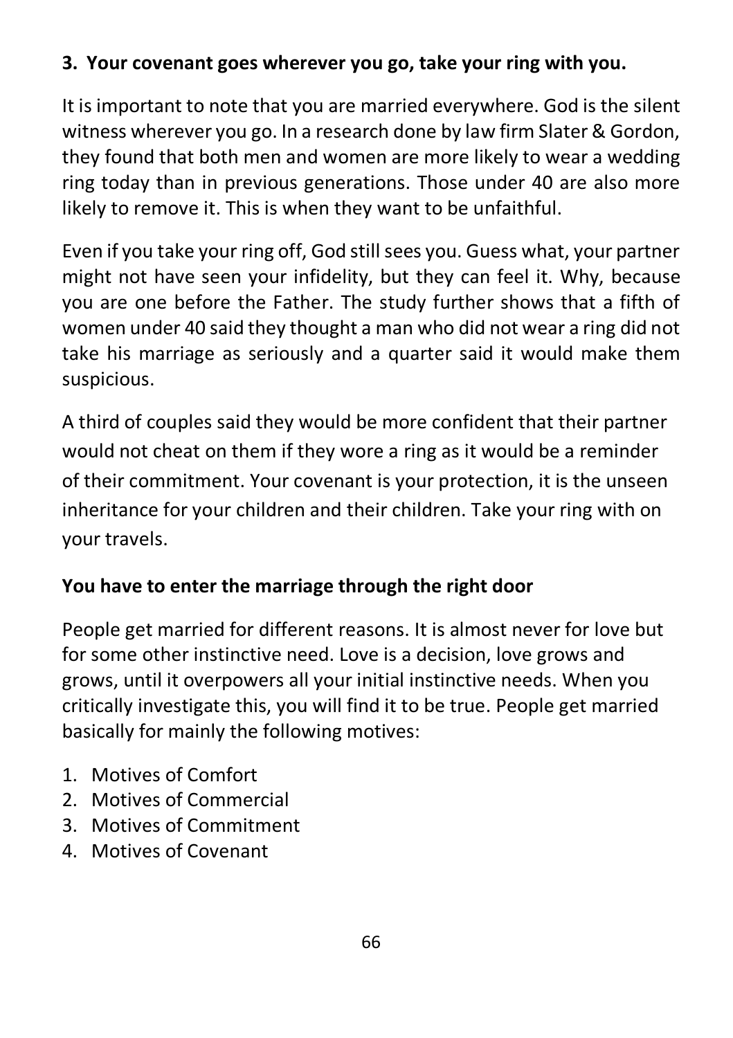**3. Your covenant goes wherever you go, take your ring with you.**

It is important to note that you are married everywhere. God is the silent witness wherever you go. In a research done by law firm Slater & Gordon, they found that both men and women are more likely to wear a wedding ring today than in previous generations. Those under 40 are also more likely to remove it. This is when they want to be unfaithful.

Even if you take your ring off, God still sees you. Guess what, your partner might not have seen your infidelity, but they can feel it. Why, because you are one before the Father. The study further shows that a fifth of women under 40 said they thought a man who did not wear a ring did not take his marriage as seriously and a quarter said it would make them suspicious.

A third of couples said they would be more confident that their partner would not cheat on them if they wore a ring as it would be a reminder of their commitment. Your covenant is your protection, it is the unseen inheritance for your children and their children. Take your ring with on your travels.

**You have to enter the marriage through the right door**

People get married for different reasons. It is almost never for love but for some other instinctive need. Love is a decision, love grows and grows, until it overpowers all your initial instinctive needs. When you critically investigate this, you will find it to be true. People get married basically for mainly the following motives:

1. Motives of Comfort
2. Motives of Commercial
3. Motives of Commitment
4. Motives of Covenant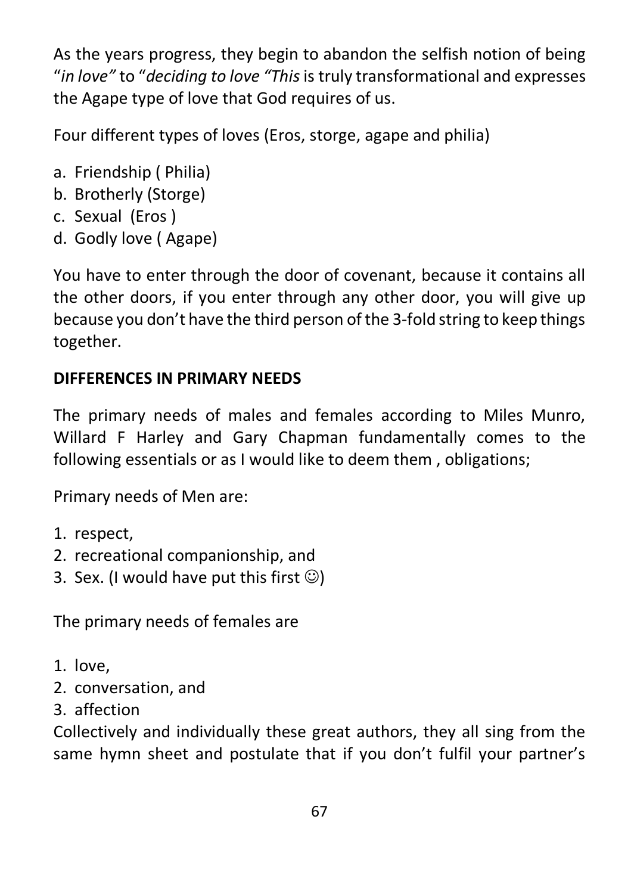As the years progress, they begin to abandon the selfish notion of being "*in love"* to "*deciding to love "This* is truly transformational and expresses the Agape type of love that God requires of us.

Four different types of loves (Eros, storge, agape and philia)

a. Friendship ( Philia)
b. Brotherly (Storge)
c. Sexual (Eros )
d. Godly love ( Agape)

You have to enter through the door of covenant, because it contains all the other doors, if you enter through any other door, you will give up because you don't have the third person of the 3-fold string to keep things together.

**DIFFERENCES IN PRIMARY NEEDS**

The primary needs of males and females according to Miles Munro, Willard F Harley and Gary Chapman fundamentally comes to the following essentials or as I would like to deem them , obligations;

Primary needs of Men are:

1. respect,
2. recreational companionship, and
3. Sex. (I would have put this first ☺)

The primary needs of females are

1. love,
2. conversation, and
3. affection

Collectively and individually these great authors, they all sing from the same hymn sheet and postulate that if you don't fulfil your partner's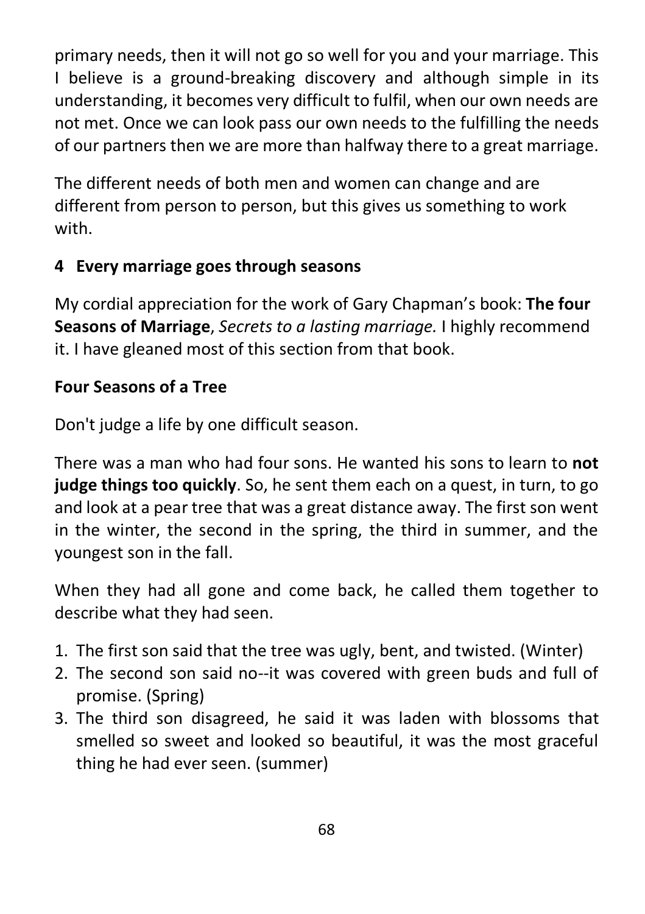primary needs, then it will not go so well for you and your marriage. This I believe is a ground-breaking discovery and although simple in its understanding, it becomes very difficult to fulfil, when our own needs are not met. Once we can look pass our own needs to the fulfilling the needs of our partners then we are more than halfway there to a great marriage.

The different needs of both men and women can change and are different from person to person, but this gives us something to work with.

### 4 Every marriage goes through seasons

My cordial appreciation for the work of Gary Chapman's book: **The four Seasons of Marriage**, *Secrets to a lasting marriage.* I highly recommend it. I have gleaned most of this section from that book.

**Four Seasons of a Tree**

Don't judge a life by one difficult season.

There was a man who had four sons. He wanted his sons to learn to **not judge things too quickly**. So, he sent them each on a quest, in turn, to go and look at a pear tree that was a great distance away. The first son went in the winter, the second in the spring, the third in summer, and the youngest son in the fall.

When they had all gone and come back, he called them together to describe what they had seen.

1. The first son said that the tree was ugly, bent, and twisted. (Winter)
2. The second son said no--it was covered with green buds and full of promise. (Spring)
3. The third son disagreed, he said it was laden with blossoms that smelled so sweet and looked so beautiful, it was the most graceful thing he had ever seen. (summer)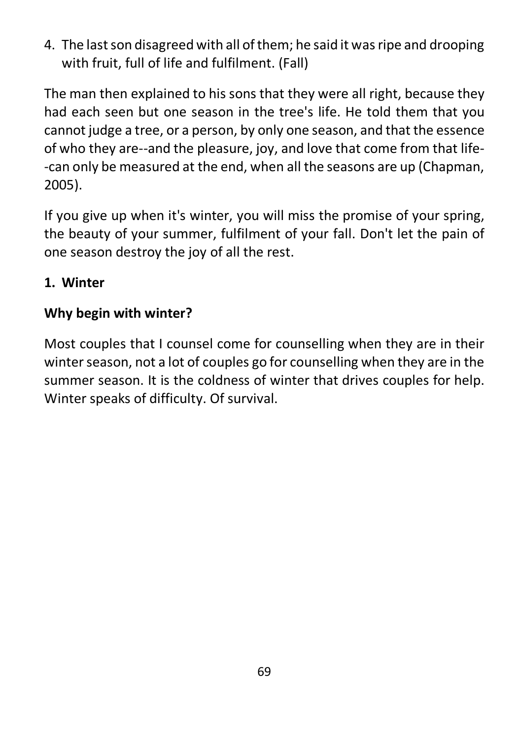4. The last son disagreed with all of them; he said it was ripe and drooping with fruit, full of life and fulfilment. (Fall)

The man then explained to his sons that they were all right, because they had each seen but one season in the tree's life. He told them that you cannot judge a tree, or a person, by only one season, and that the essence of who they are--and the pleasure, joy, and love that come from that life--can only be measured at the end, when all the seasons are up (Chapman, 2005).

If you give up when it's winter, you will miss the promise of your spring, the beauty of your summer, fulfilment of your fall. Don't let the pain of one season destroy the joy of all the rest.

## 1. Winter

### Why begin with winter?

Most couples that I counsel come for counselling when they are in their winter season, not a lot of couples go for counselling when they are in the summer season. It is the coldness of winter that drives couples for help. Winter speaks of difficulty. Of survival.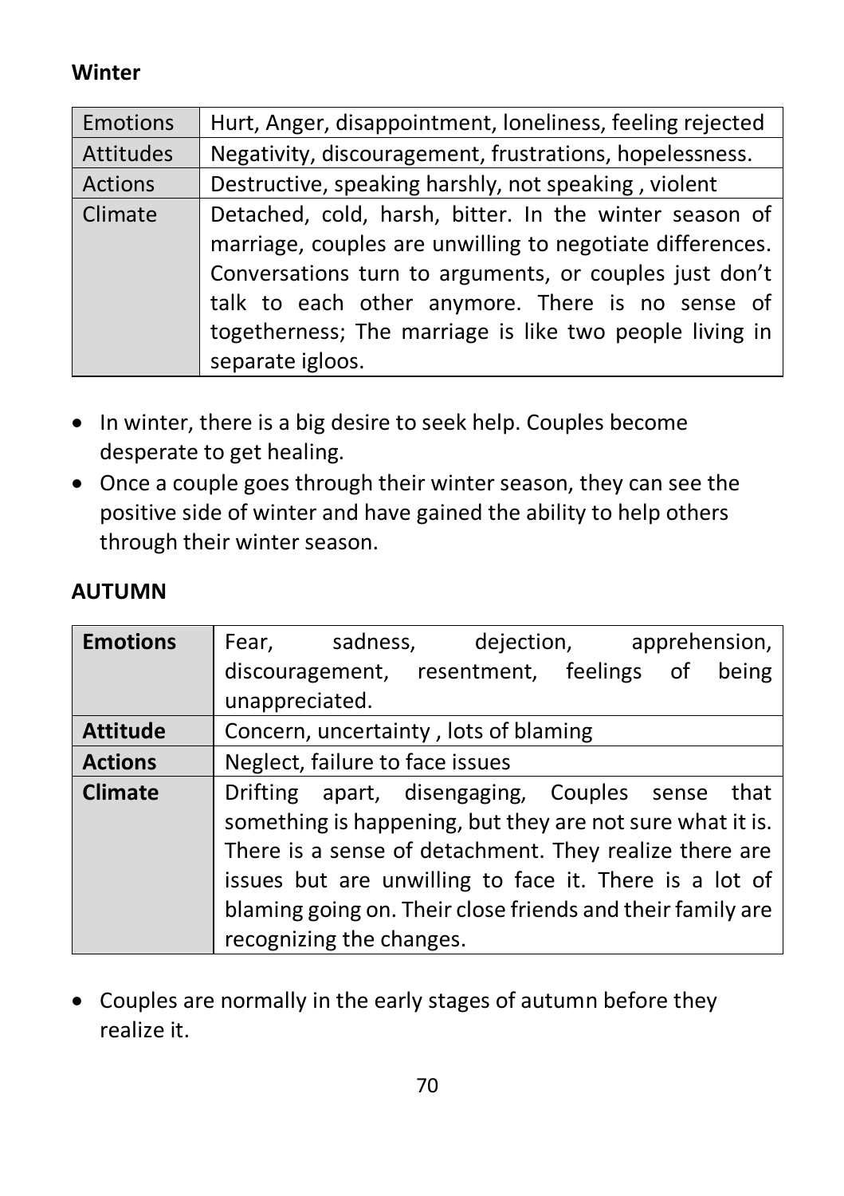**Winter**

| Emotions | Hurt, Anger, disappointment, loneliness, feeling rejected |
|---|---|
| Attitudes | Negativity, discouragement, frustrations, hopelessness. |
| Actions | Destructive, speaking harshly, not speaking , violent |
| Climate | Detached, cold, harsh, bitter. In the winter season of marriage, couples are unwilling to negotiate differences. Conversations turn to arguments, or couples just don't talk to each other anymore. There is no sense of togetherness; The marriage is like two people living in separate igloos. |

- In winter, there is a big desire to seek help. Couples become desperate to get healing.
- Once a couple goes through their winter season, they can see the positive side of winter and have gained the ability to help others through their winter season.

**AUTUMN**

| **Emotions** | Fear, sadness, dejection, apprehension, discouragement, resentment, feelings of being unappreciated. |
|---|---|
| **Attitude** | Concern, uncertainty , lots of blaming |
| **Actions** | Neglect, failure to face issues |
| **Climate** | Drifting apart, disengaging, Couples sense that something is happening, but they are not sure what it is. There is a sense of detachment. They realize there are issues but are unwilling to face it. There is a lot of blaming going on. Their close friends and their family are recognizing the changes. |

- Couples are normally in the early stages of autumn before they realize it.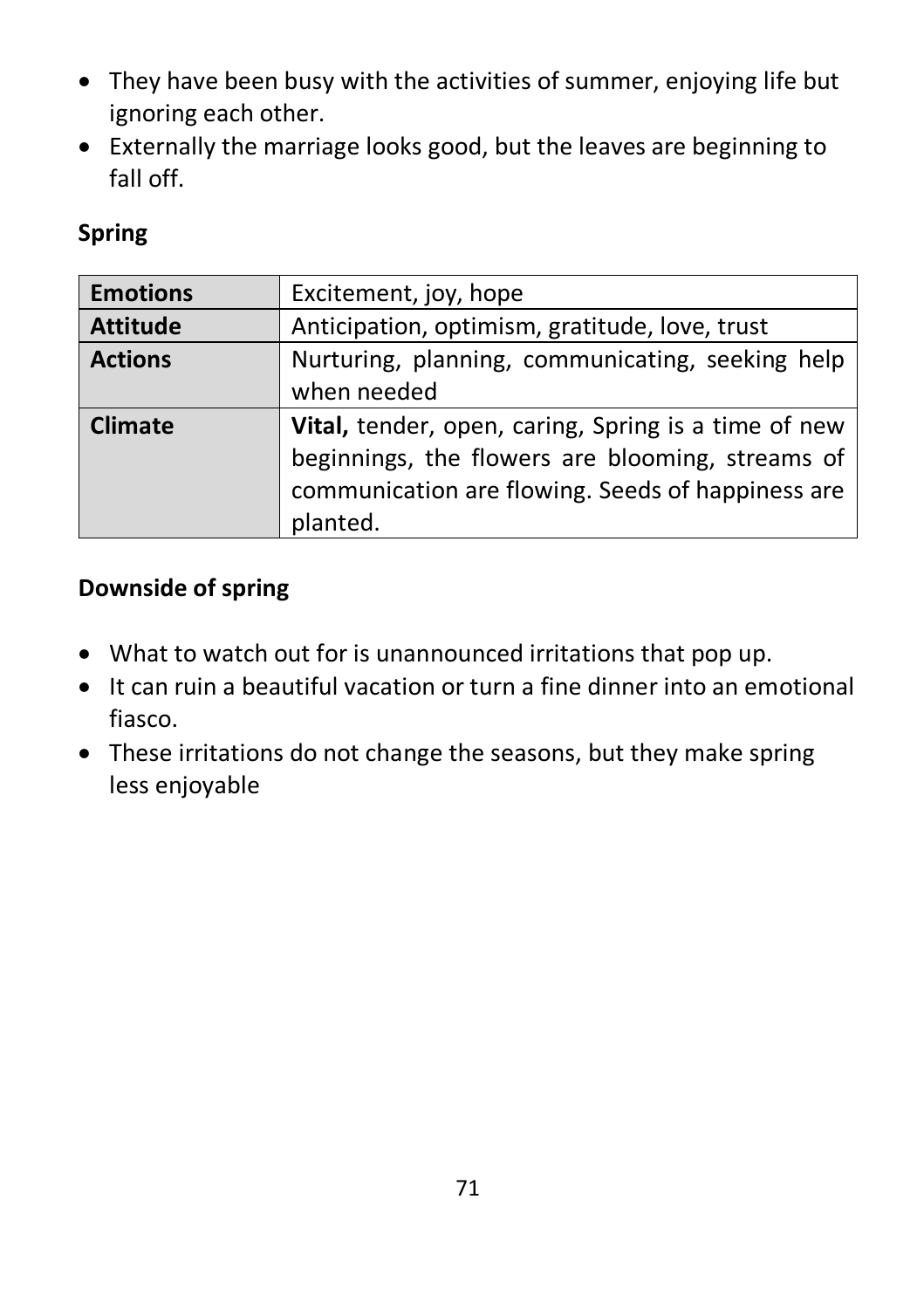- They have been busy with the activities of summer, enjoying life but ignoring each other.
- Externally the marriage looks good, but the leaves are beginning to fall off.

**Spring**

| **Emotions** | Excitement, joy, hope |
|---|---|
| **Attitude** | Anticipation, optimism, gratitude, love, trust |
| **Actions** | Nurturing, planning, communicating, seeking help when needed |
| **Climate** | **Vital,** tender, open, caring, Spring is a time of new beginnings, the flowers are blooming, streams of communication are flowing. Seeds of happiness are planted. |

**Downside of spring**

- What to watch out for is unannounced irritations that pop up.
- It can ruin a beautiful vacation or turn a fine dinner into an emotional fiasco.
- These irritations do not change the seasons, but they make spring less enjoyable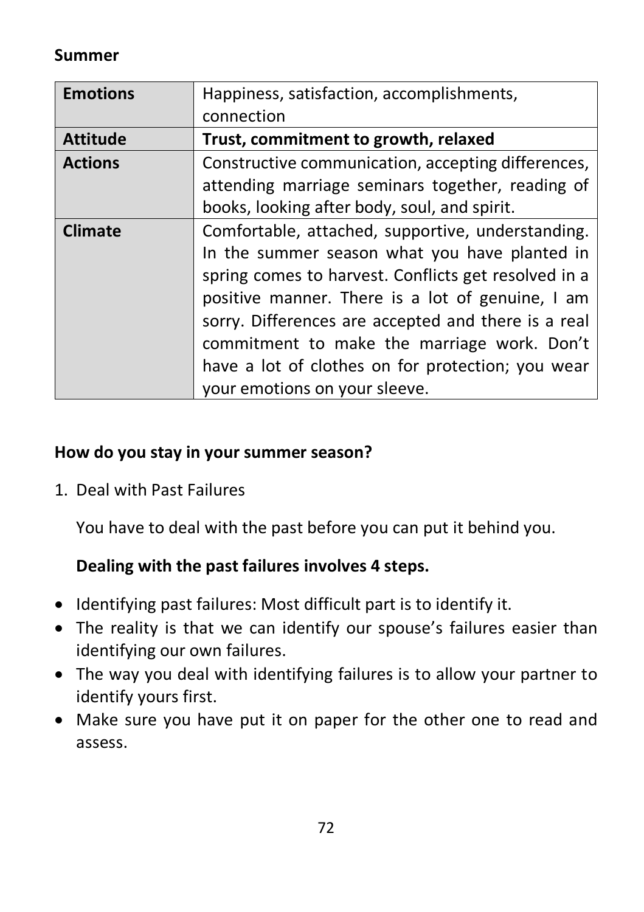**Summer**

| **Emotions** | Happiness, satisfaction, accomplishments, connection |
|---|---|
| **Attitude** | **Trust, commitment to growth, relaxed** |
| **Actions** | Constructive communication, accepting differences, attending marriage seminars together, reading of books, looking after body, soul, and spirit. |
| **Climate** | Comfortable, attached, supportive, understanding. In the summer season what you have planted in spring comes to harvest. Conflicts get resolved in a positive manner. There is a lot of genuine, I am sorry. Differences are accepted and there is a real commitment to make the marriage work. Don't have a lot of clothes on for protection; you wear your emotions on your sleeve. |

**How do you stay in your summer season?**

1. Deal with Past Failures

   You have to deal with the past before you can put it behind you.

   **Dealing with the past failures involves 4 steps.**

- Identifying past failures: Most difficult part is to identify it.
- The reality is that we can identify our spouse's failures easier than identifying our own failures.
- The way you deal with identifying failures is to allow your partner to identify yours first.
- Make sure you have put it on paper for the other one to read and assess.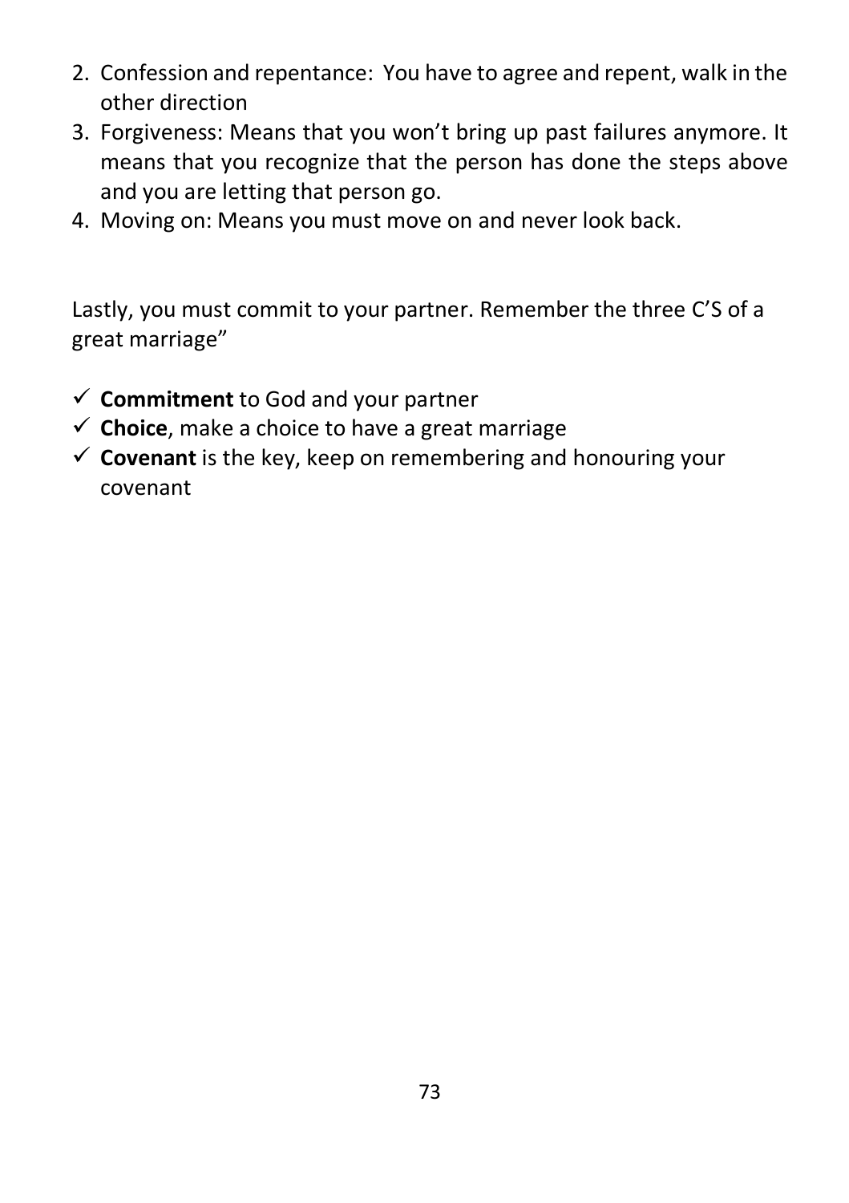2. Confession and repentance:  You have to agree and repent, walk in the other direction
3. Forgiveness: Means that you won't bring up past failures anymore. It means that you recognize that the person has done the steps above and you are letting that person go.
4. Moving on: Means you must move on and never look back.

Lastly, you must commit to your partner. Remember the three C'S of a great marriage"

- ✓ **Commitment** to God and your partner
- ✓ **Choice**, make a choice to have a great marriage
- ✓ **Covenant** is the key, keep on remembering and honouring your covenant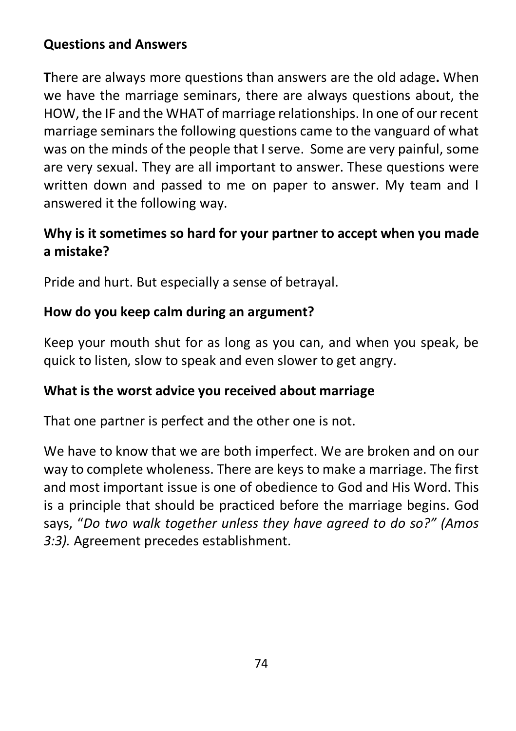**Questions and Answers**

**T**here are always more questions than answers are the old adage**.** When we have the marriage seminars, there are always questions about, the HOW, the IF and the WHAT of marriage relationships. In one of our recent marriage seminars the following questions came to the vanguard of what was on the minds of the people that I serve. Some are very painful, some are very sexual. They are all important to answer. These questions were written down and passed to me on paper to answer. My team and I answered it the following way.

**Why is it sometimes so hard for your partner to accept when you made a mistake?**

Pride and hurt. But especially a sense of betrayal.

**How do you keep calm during an argument?**

Keep your mouth shut for as long as you can, and when you speak, be quick to listen, slow to speak and even slower to get angry.

**What is the worst advice you received about marriage**

That one partner is perfect and the other one is not.

We have to know that we are both imperfect. We are broken and on our way to complete wholeness. There are keys to make a marriage. The first and most important issue is one of obedience to God and His Word. This is a principle that should be practiced before the marriage begins. God says, "*Do two walk together unless they have agreed to do so?" (Amos 3:3).* Agreement precedes establishment.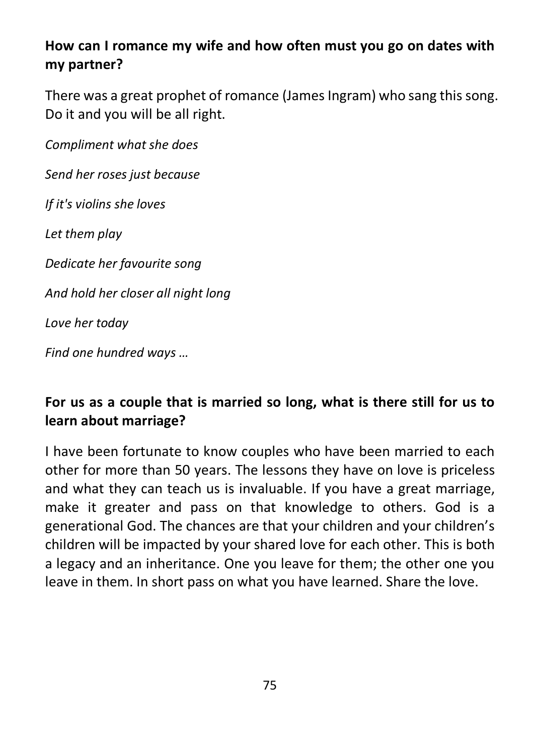**How can I romance my wife and how often must you go on dates with my partner?**

There was a great prophet of romance (James Ingram) who sang this song. Do it and you will be all right.

*Compliment what she does*

*Send her roses just because*

*If it's violins she loves*

*Let them play*

*Dedicate her favourite song*

*And hold her closer all night long*

*Love her today*

*Find one hundred ways …*

**For us as a couple that is married so long, what is there still for us to learn about marriage?**

I have been fortunate to know couples who have been married to each other for more than 50 years. The lessons they have on love is priceless and what they can teach us is invaluable. If you have a great marriage, make it greater and pass on that knowledge to others. God is a generational God. The chances are that your children and your children's children will be impacted by your shared love for each other. This is both a legacy and an inheritance. One you leave for them; the other one you leave in them. In short pass on what you have learned. Share the love.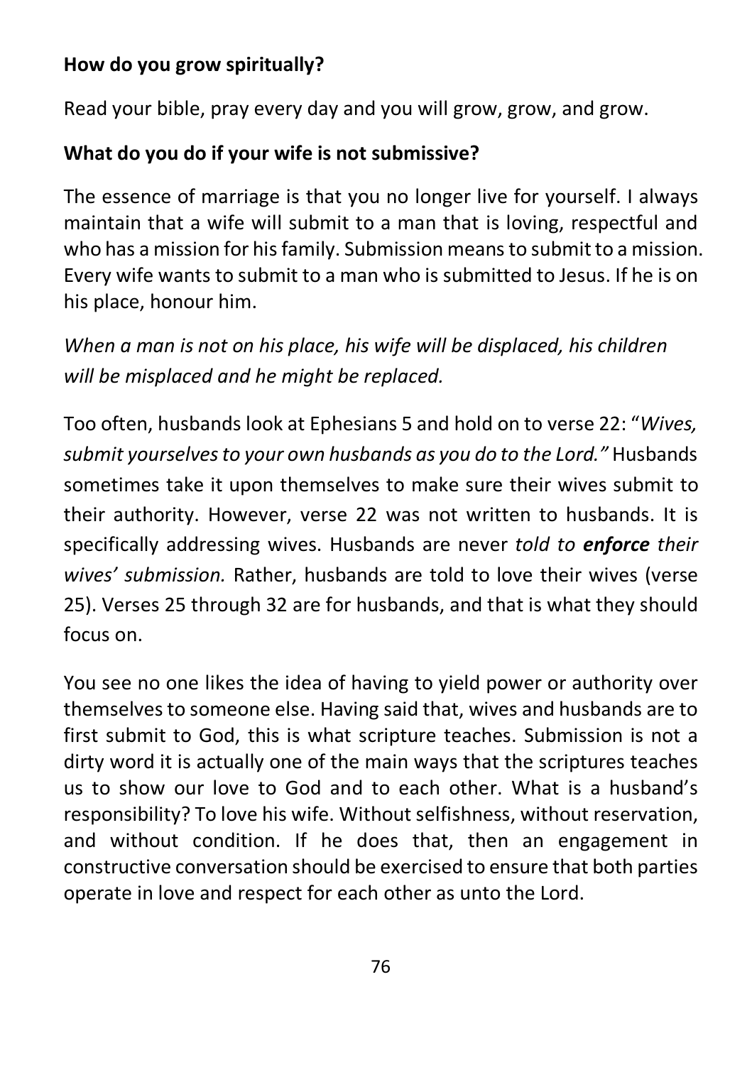**How do you grow spiritually?**

Read your bible, pray every day and you will grow, grow, and grow.

**What do you do if your wife is not submissive?**

The essence of marriage is that you no longer live for yourself. I always maintain that a wife will submit to a man that is loving, respectful and who has a mission for his family. Submission means to submit to a mission. Every wife wants to submit to a man who is submitted to Jesus. If he is on his place, honour him.

*When a man is not on his place, his wife will be displaced, his children will be misplaced and he might be replaced.*

Too often, husbands look at Ephesians 5 and hold on to verse 22: "*Wives, submit yourselves to your own husbands as you do to the Lord."* Husbands sometimes take it upon themselves to make sure their wives submit to their authority. However, verse 22 was not written to husbands. It is specifically addressing wives. Husbands are never *told to **enforce** their wives' submission.* Rather, husbands are told to love their wives (verse 25). Verses 25 through 32 are for husbands, and that is what they should focus on.

You see no one likes the idea of having to yield power or authority over themselves to someone else. Having said that, wives and husbands are to first submit to God, this is what scripture teaches. Submission is not a dirty word it is actually one of the main ways that the scriptures teaches us to show our love to God and to each other. What is a husband's responsibility? To love his wife. Without selfishness, without reservation, and without condition. If he does that, then an engagement in constructive conversation should be exercised to ensure that both parties operate in love and respect for each other as unto the Lord.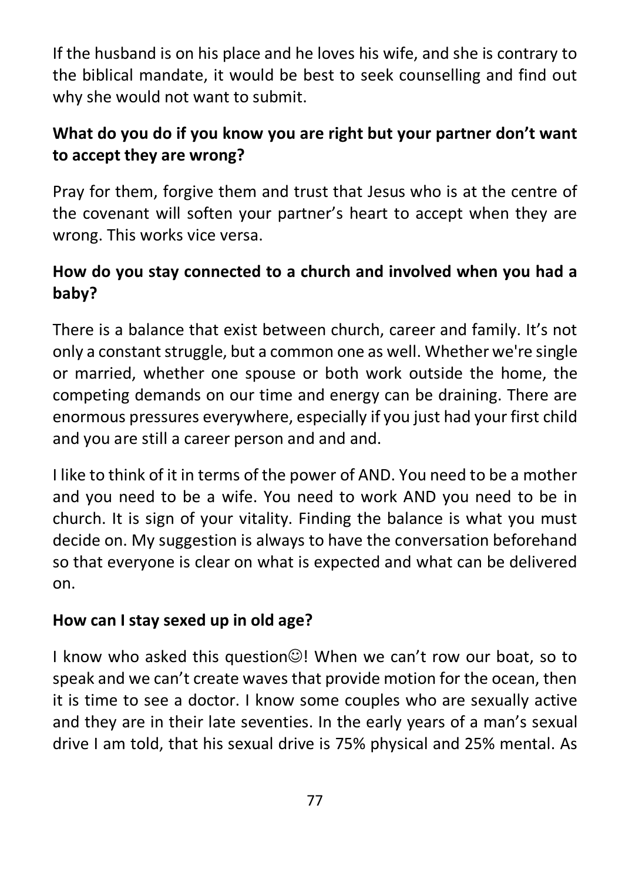If the husband is on his place and he loves his wife, and she is contrary to the biblical mandate, it would be best to seek counselling and find out why she would not want to submit.

**What do you do if you know you are right but your partner don't want to accept they are wrong?**

Pray for them, forgive them and trust that Jesus who is at the centre of the covenant will soften your partner's heart to accept when they are wrong. This works vice versa.

**How do you stay connected to a church and involved when you had a baby?**

There is a balance that exist between church, career and family. It's not only a constant struggle, but a common one as well. Whether we're single or married, whether one spouse or both work outside the home, the competing demands on our time and energy can be draining. There are enormous pressures everywhere, especially if you just had your first child and you are still a career person and and and.

I like to think of it in terms of the power of AND. You need to be a mother and you need to be a wife. You need to work AND you need to be in church. It is sign of your vitality. Finding the balance is what you must decide on. My suggestion is always to have the conversation beforehand so that everyone is clear on what is expected and what can be delivered on.

**How can I stay sexed up in old age?**

I know who asked this question☺! When we can't row our boat, so to speak and we can't create waves that provide motion for the ocean, then it is time to see a doctor. I know some couples who are sexually active and they are in their late seventies. In the early years of a man's sexual drive I am told, that his sexual drive is 75% physical and 25% mental. As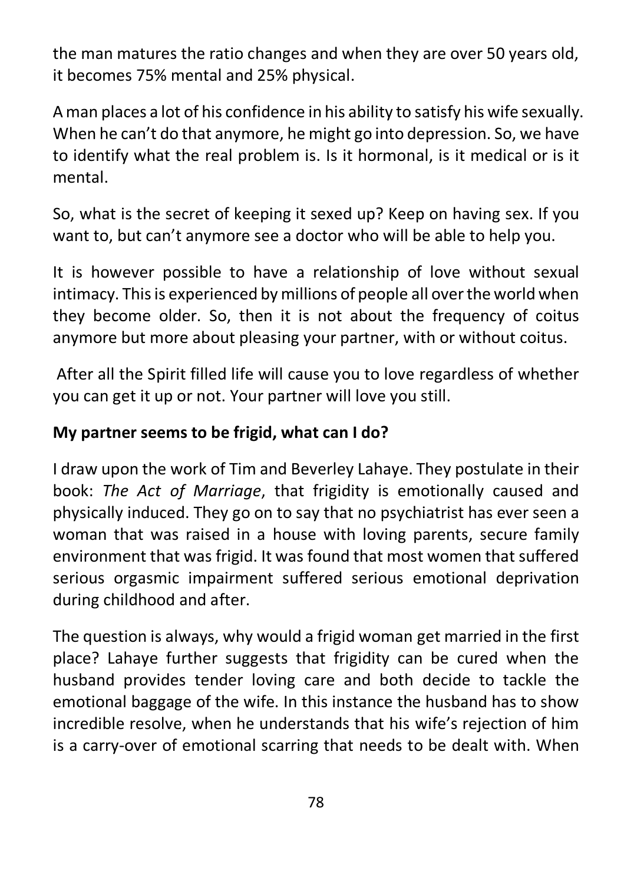the man matures the ratio changes and when they are over 50 years old, it becomes 75% mental and 25% physical.

A man places a lot of his confidence in his ability to satisfy his wife sexually. When he can't do that anymore, he might go into depression. So, we have to identify what the real problem is. Is it hormonal, is it medical or is it mental.

So, what is the secret of keeping it sexed up? Keep on having sex. If you want to, but can't anymore see a doctor who will be able to help you.

It is however possible to have a relationship of love without sexual intimacy. This is experienced by millions of people all over the world when they become older. So, then it is not about the frequency of coitus anymore but more about pleasing your partner, with or without coitus.

After all the Spirit filled life will cause you to love regardless of whether you can get it up or not. Your partner will love you still.

**My partner seems to be frigid, what can I do?**

I draw upon the work of Tim and Beverley Lahaye. They postulate in their book: *The Act of Marriage*, that frigidity is emotionally caused and physically induced. They go on to say that no psychiatrist has ever seen a woman that was raised in a house with loving parents, secure family environment that was frigid. It was found that most women that suffered serious orgasmic impairment suffered serious emotional deprivation during childhood and after.

The question is always, why would a frigid woman get married in the first place? Lahaye further suggests that frigidity can be cured when the husband provides tender loving care and both decide to tackle the emotional baggage of the wife. In this instance the husband has to show incredible resolve, when he understands that his wife's rejection of him is a carry-over of emotional scarring that needs to be dealt with. When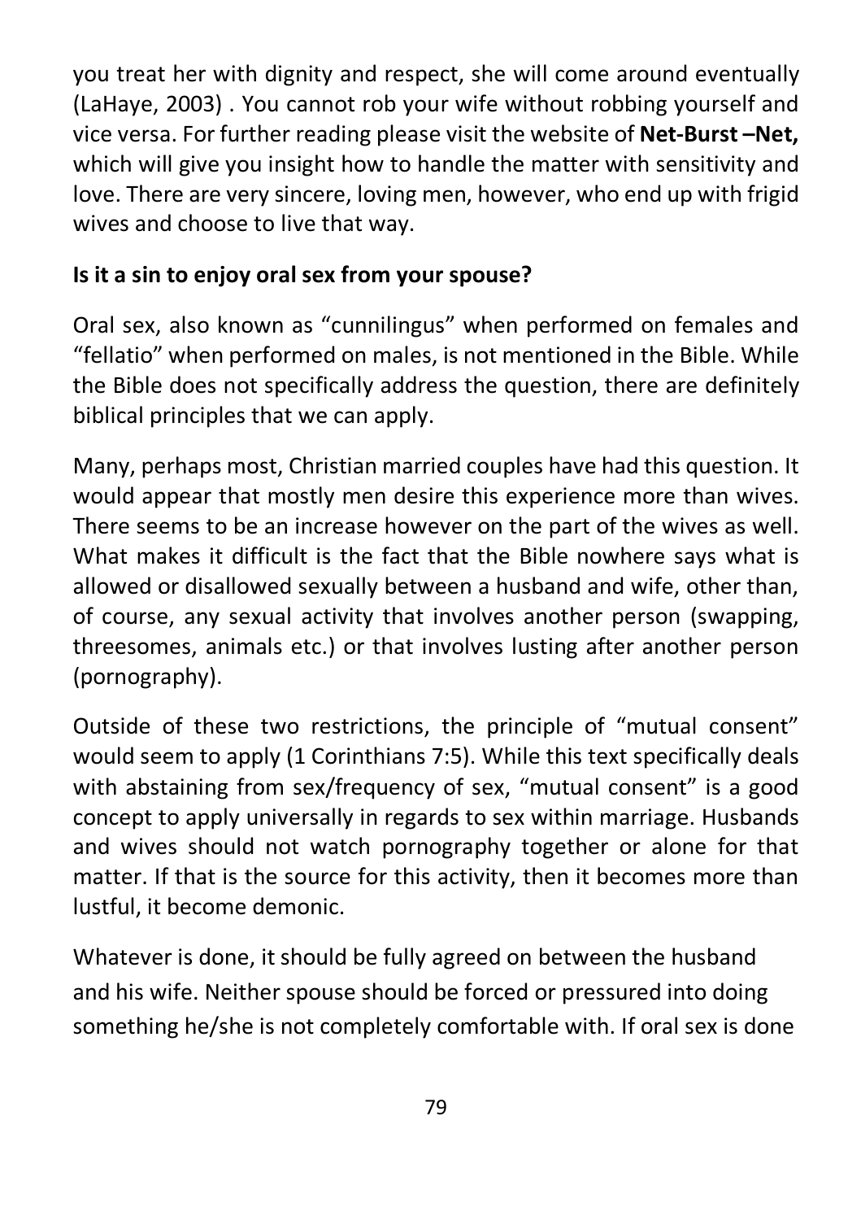you treat her with dignity and respect, she will come around eventually (LaHaye, 2003) . You cannot rob your wife without robbing yourself and vice versa. For further reading please visit the website of **Net-Burst –Net,** which will give you insight how to handle the matter with sensitivity and love. There are very sincere, loving men, however, who end up with frigid wives and choose to live that way.

**Is it a sin to enjoy oral sex from your spouse?**

Oral sex, also known as "cunnilingus" when performed on females and "fellatio" when performed on males, is not mentioned in the Bible. While the Bible does not specifically address the question, there are definitely biblical principles that we can apply.

Many, perhaps most, Christian married couples have had this question. It would appear that mostly men desire this experience more than wives. There seems to be an increase however on the part of the wives as well. What makes it difficult is the fact that the Bible nowhere says what is allowed or disallowed sexually between a husband and wife, other than, of course, any sexual activity that involves another person (swapping, threesomes, animals etc.) or that involves lusting after another person (pornography).

Outside of these two restrictions, the principle of "mutual consent" would seem to apply (1 Corinthians 7:5). While this text specifically deals with abstaining from sex/frequency of sex, "mutual consent" is a good concept to apply universally in regards to sex within marriage. Husbands and wives should not watch pornography together or alone for that matter. If that is the source for this activity, then it becomes more than lustful, it become demonic.

Whatever is done, it should be fully agreed on between the husband and his wife. Neither spouse should be forced or pressured into doing something he/she is not completely comfortable with. If oral sex is done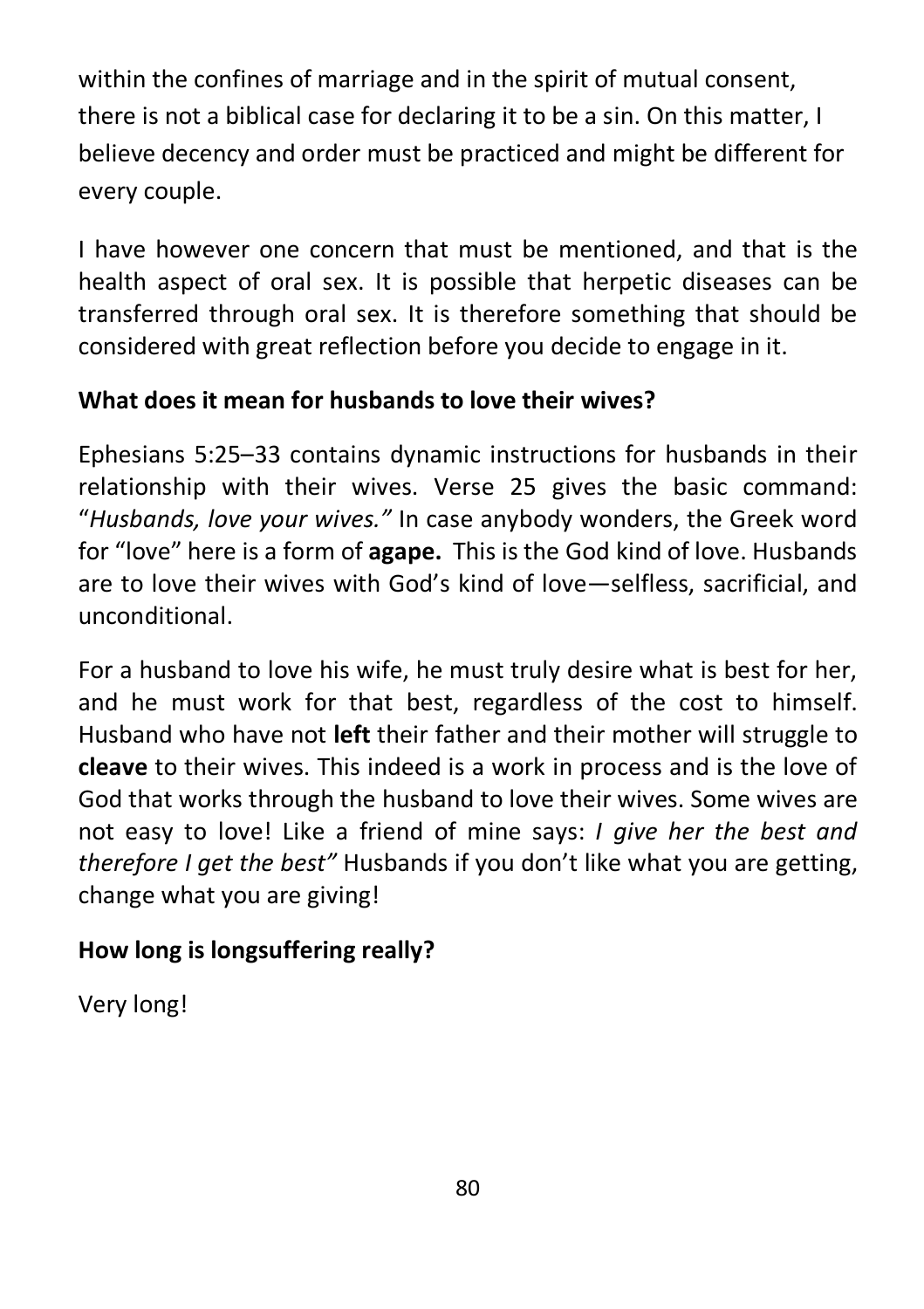within the confines of marriage and in the spirit of mutual consent, there is not a biblical case for declaring it to be a sin. On this matter, I believe decency and order must be practiced and might be different for every couple.

I have however one concern that must be mentioned, and that is the health aspect of oral sex. It is possible that herpetic diseases can be transferred through oral sex. It is therefore something that should be considered with great reflection before you decide to engage in it.

**What does it mean for husbands to love their wives?**

Ephesians 5:25–33 contains dynamic instructions for husbands in their relationship with their wives. Verse 25 gives the basic command: "*Husbands, love your wives.*" In case anybody wonders, the Greek word for "love" here is a form of **agape.** This is the God kind of love. Husbands are to love their wives with God's kind of love—selfless, sacrificial, and unconditional.

For a husband to love his wife, he must truly desire what is best for her, and he must work for that best, regardless of the cost to himself. Husband who have not **left** their father and their mother will struggle to **cleave** to their wives. This indeed is a work in process and is the love of God that works through the husband to love their wives. Some wives are not easy to love! Like a friend of mine says: *I give her the best and therefore I get the best"* Husbands if you don't like what you are getting, change what you are giving!

**How long is longsuffering really?**

Very long!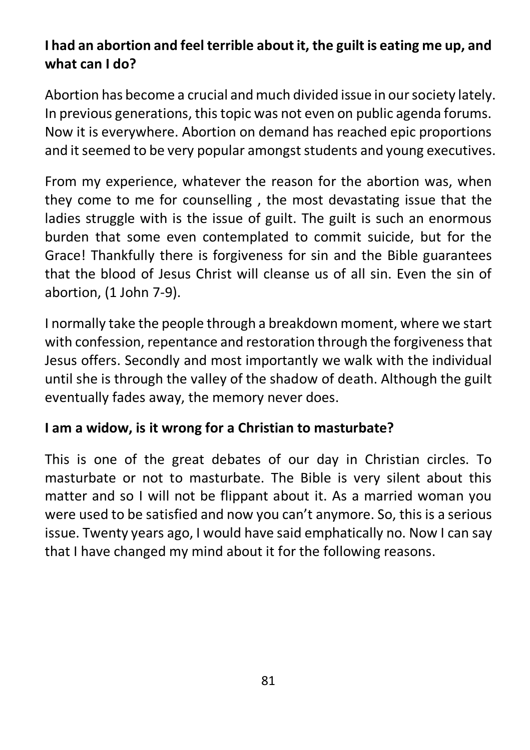**I had an abortion and feel terrible about it, the guilt is eating me up, and what can I do?**

Abortion has become a crucial and much divided issue in our society lately. In previous generations, this topic was not even on public agenda forums. Now it is everywhere. Abortion on demand has reached epic proportions and it seemed to be very popular amongst students and young executives.

From my experience, whatever the reason for the abortion was, when they come to me for counselling , the most devastating issue that the ladies struggle with is the issue of guilt. The guilt is such an enormous burden that some even contemplated to commit suicide, but for the Grace! Thankfully there is forgiveness for sin and the Bible guarantees that the blood of Jesus Christ will cleanse us of all sin. Even the sin of abortion, (1 John 7-9).

I normally take the people through a breakdown moment, where we start with confession, repentance and restoration through the forgiveness that Jesus offers. Secondly and most importantly we walk with the individual until she is through the valley of the shadow of death. Although the guilt eventually fades away, the memory never does.

**I am a widow, is it wrong for a Christian to masturbate?**

This is one of the great debates of our day in Christian circles. To masturbate or not to masturbate. The Bible is very silent about this matter and so I will not be flippant about it. As a married woman you were used to be satisfied and now you can't anymore. So, this is a serious issue. Twenty years ago, I would have said emphatically no. Now I can say that I have changed my mind about it for the following reasons.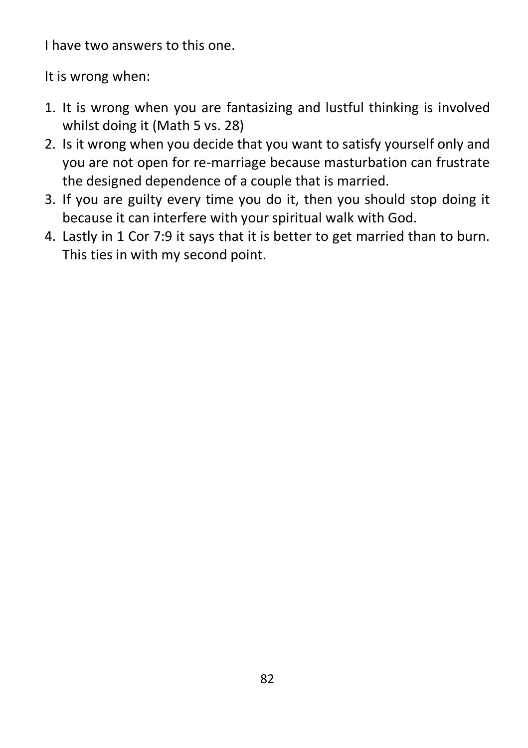I have two answers to this one.

It is wrong when:

1. It is wrong when you are fantasizing and lustful thinking is involved whilst doing it (Math 5 vs. 28)
2. Is it wrong when you decide that you want to satisfy yourself only and you are not open for re-marriage because masturbation can frustrate the designed dependence of a couple that is married.
3. If you are guilty every time you do it, then you should stop doing it because it can interfere with your spiritual walk with God.
4. Lastly in 1 Cor 7:9 it says that it is better to get married than to burn. This ties in with my second point.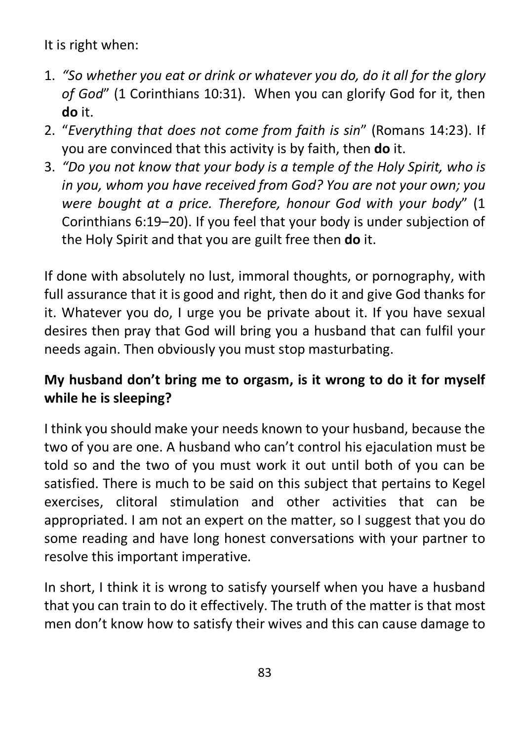It is right when:

1. *"So whether you eat or drink or whatever you do, do it all for the glory of God*" (1 Corinthians 10:31). When you can glorify God for it, then **do** it.
2. "*Everything that does not come from faith is sin*" (Romans 14:23). If you are convinced that this activity is by faith, then **do** it.
3. *"Do you not know that your body is a temple of the Holy Spirit, who is in you, whom you have received from God? You are not your own; you were bought at a price. Therefore, honour God with your body*" (1 Corinthians 6:19–20). If you feel that your body is under subjection of the Holy Spirit and that you are guilt free then **do** it.

If done with absolutely no lust, immoral thoughts, or pornography, with full assurance that it is good and right, then do it and give God thanks for it. Whatever you do, I urge you be private about it. If you have sexual desires then pray that God will bring you a husband that can fulfil your needs again. Then obviously you must stop masturbating.

**My husband don't bring me to orgasm, is it wrong to do it for myself while he is sleeping?**

I think you should make your needs known to your husband, because the two of you are one. A husband who can't control his ejaculation must be told so and the two of you must work it out until both of you can be satisfied. There is much to be said on this subject that pertains to Kegel exercises, clitoral stimulation and other activities that can be appropriated. I am not an expert on the matter, so I suggest that you do some reading and have long honest conversations with your partner to resolve this important imperative.

In short, I think it is wrong to satisfy yourself when you have a husband that you can train to do it effectively. The truth of the matter is that most men don't know how to satisfy their wives and this can cause damage to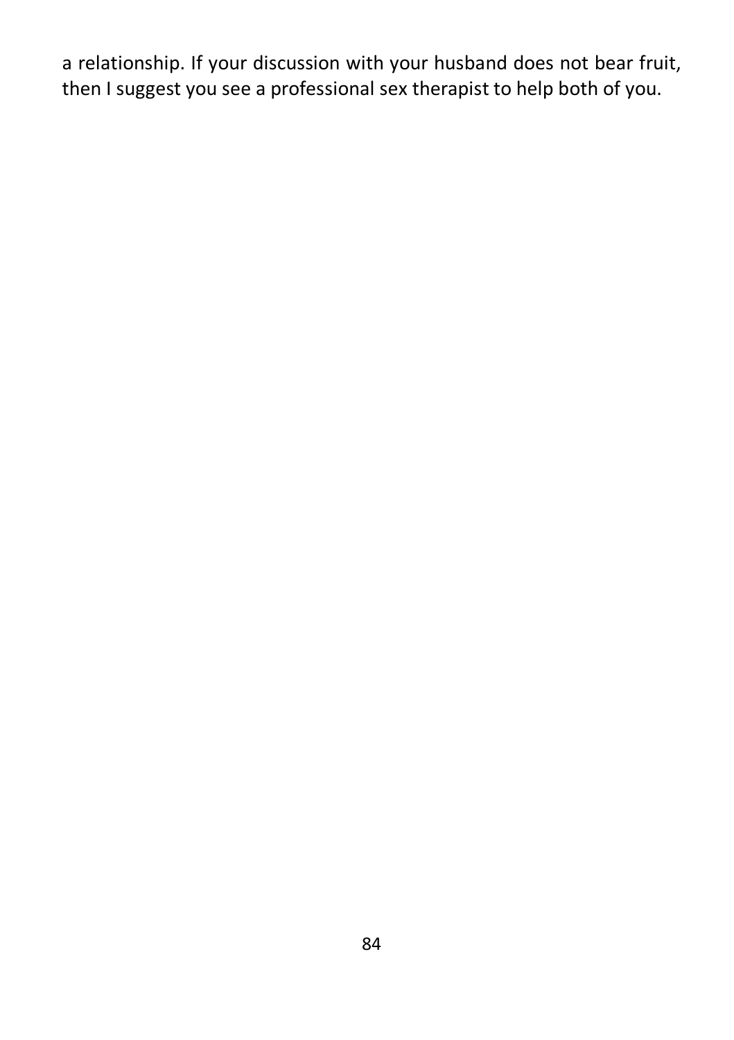a relationship. If your discussion with your husband does not bear fruit, then I suggest you see a professional sex therapist to help both of you.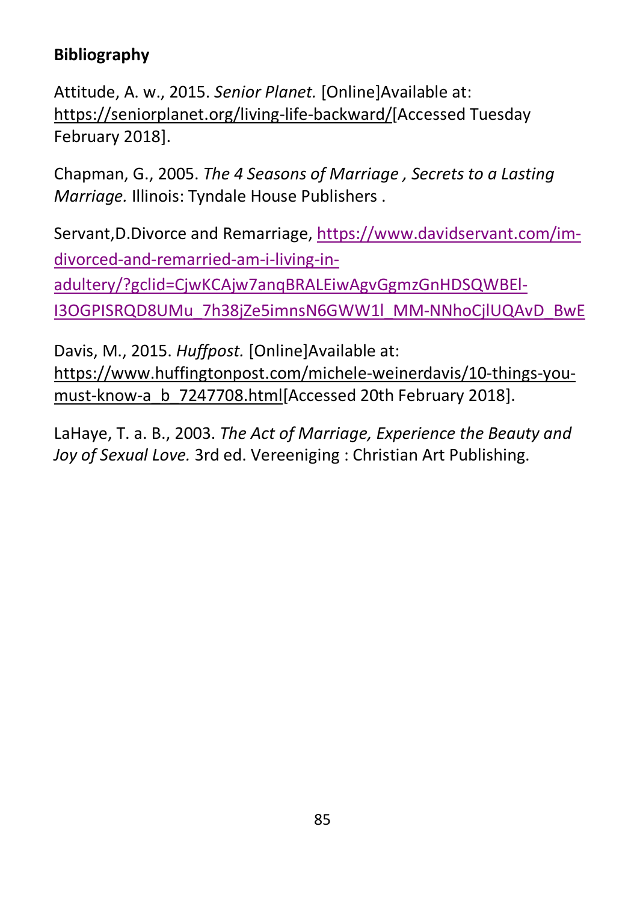**Bibliography**

Attitude, A. w., 2015. *Senior Planet.* [Online]Available at: https://seniorplanet.org/living-life-backward/[Accessed Tuesday February 2018].

Chapman, G., 2005. *The 4 Seasons of Marriage , Secrets to a Lasting Marriage.* Illinois: Tyndale House Publishers .

Servant,D.Divorce and Remarriage, https://www.davidservant.com/im-divorced-and-remarried-am-i-living-in-adultery/?gclid=CjwKCAjw7anqBRALEiwAgvGgmzGnHDSQWBEl-I3OGPISRQD8UMu_7h38jZe5imnsN6GWW1l_MM-NNhoCjlUQAvD_BwE

Davis, M., 2015. *Huffpost.* [Online]Available at: https://www.huffingtonpost.com/michele-weinerdavis/10-things-you-must-know-a_b_7247708.html[Accessed 20th February 2018].

LaHaye, T. a. B., 2003. *The Act of Marriage, Experience the Beauty and Joy of Sexual Love.* 3rd ed. Vereeniging : Christian Art Publishing.